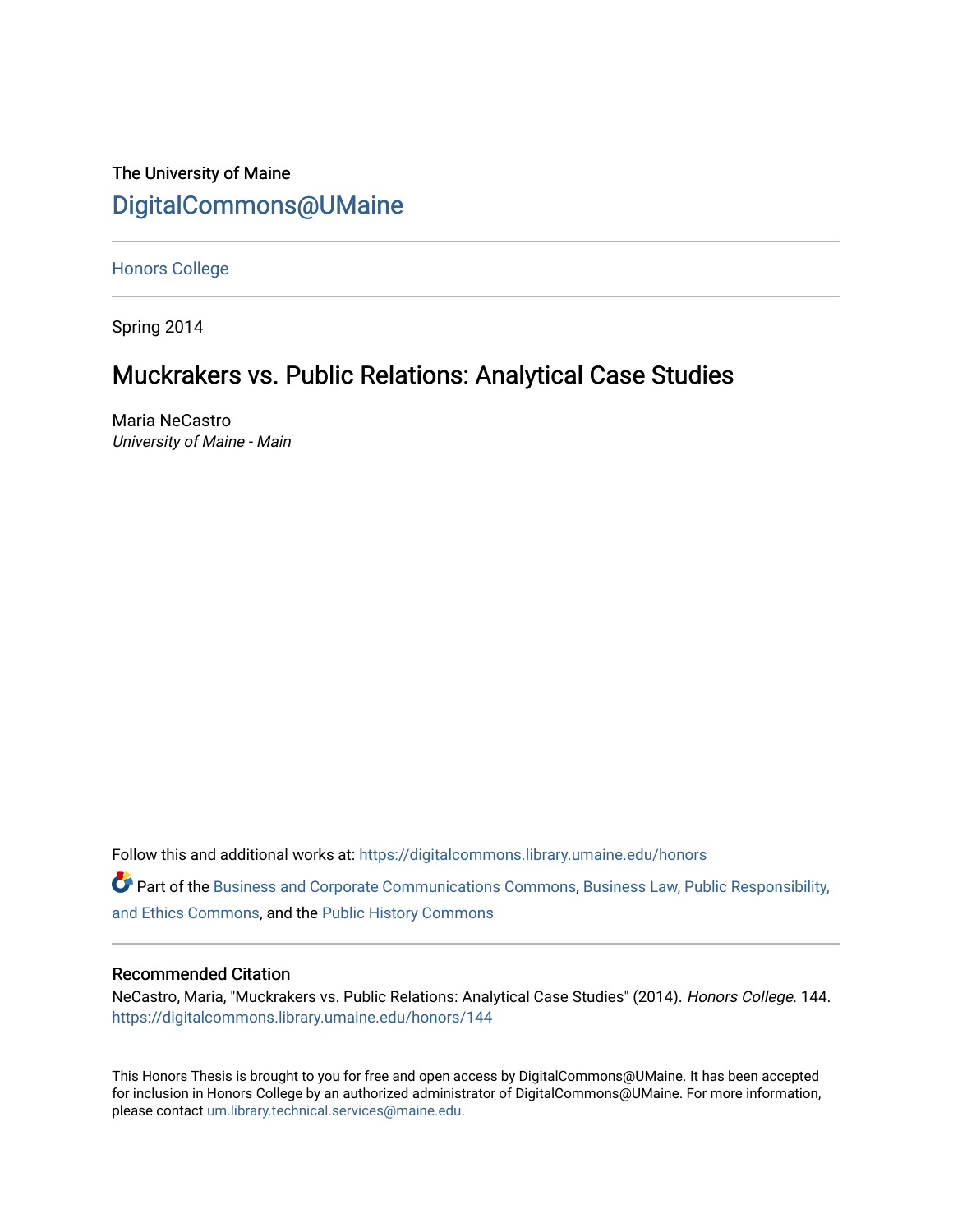The University of Maine

DigitalCommons@UMaine

Honors College

Spring 2014

# Muckrakers vs. Public Relations: Analytical Case Studies

Maria NeCastro

*University of Maine - Main*

Follow this and additional works at: https://digitalcommons.library.umaine.edu/honors

Part of the Business and Corporate Communications Commons, Business Law, Public Responsibility, and Ethics Commons, and the Public History Commons

## Recommended Citation

NeCastro, Maria, "Muckrakers vs. Public Relations: Analytical Case Studies" (2014). *Honors College*. 144.
https://digitalcommons.library.umaine.edu/honors/144

This Honors Thesis is brought to you for free and open access by DigitalCommons@UMaine. It has been accepted for inclusion in Honors College by an authorized administrator of DigitalCommons@UMaine. For more information, please contact um.library.technical.services@maine.edu.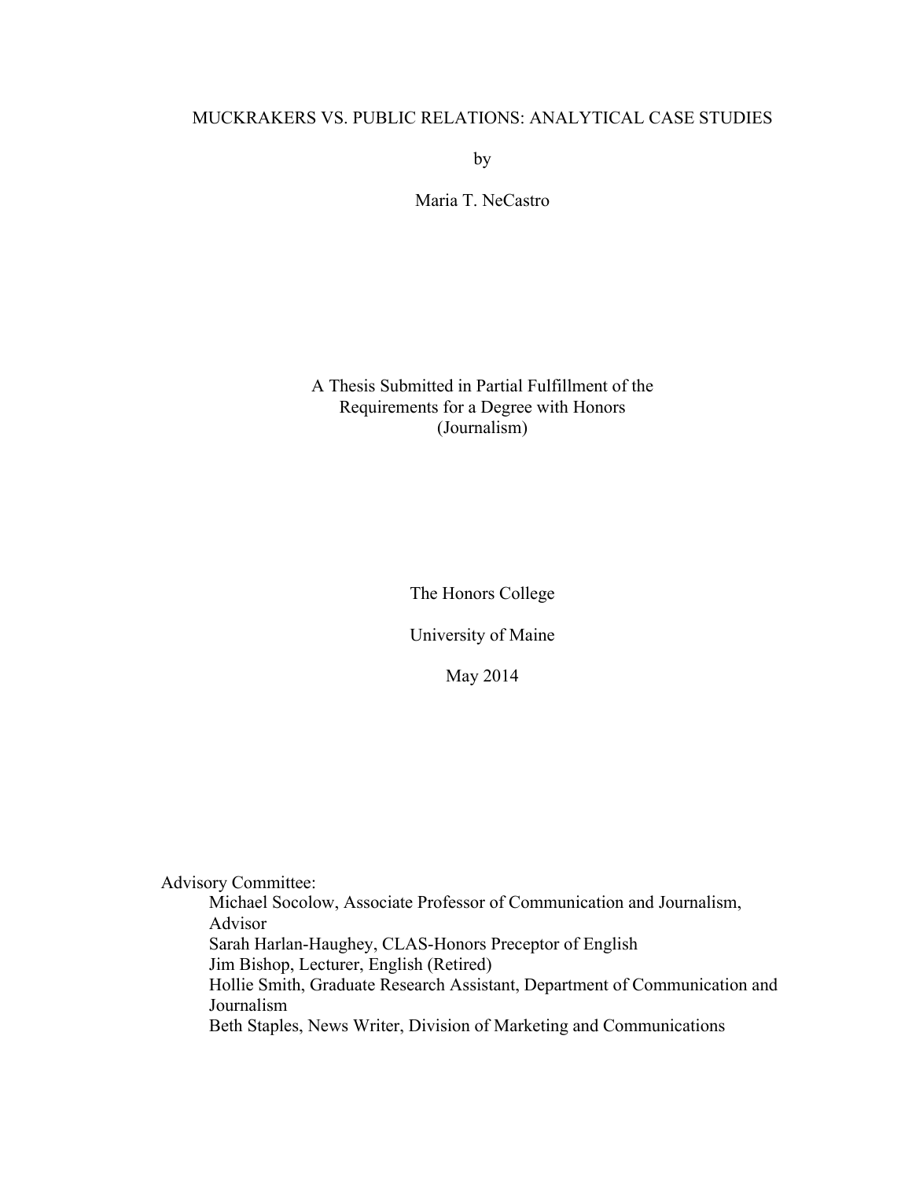# MUCKRAKERS VS. PUBLIC RELATIONS: ANALYTICAL CASE STUDIES

by

Maria T. NeCastro

A Thesis Submitted in Partial Fulfillment of the
Requirements for a Degree with Honors
(Journalism)

The Honors College

University of Maine

May 2014

Advisory Committee:

Michael Socolow, Associate Professor of Communication and Journalism, Advisor
Sarah Harlan-Haughey, CLAS-Honors Preceptor of English
Jim Bishop, Lecturer, English (Retired)
Hollie Smith, Graduate Research Assistant, Department of Communication and Journalism
Beth Staples, News Writer, Division of Marketing and Communications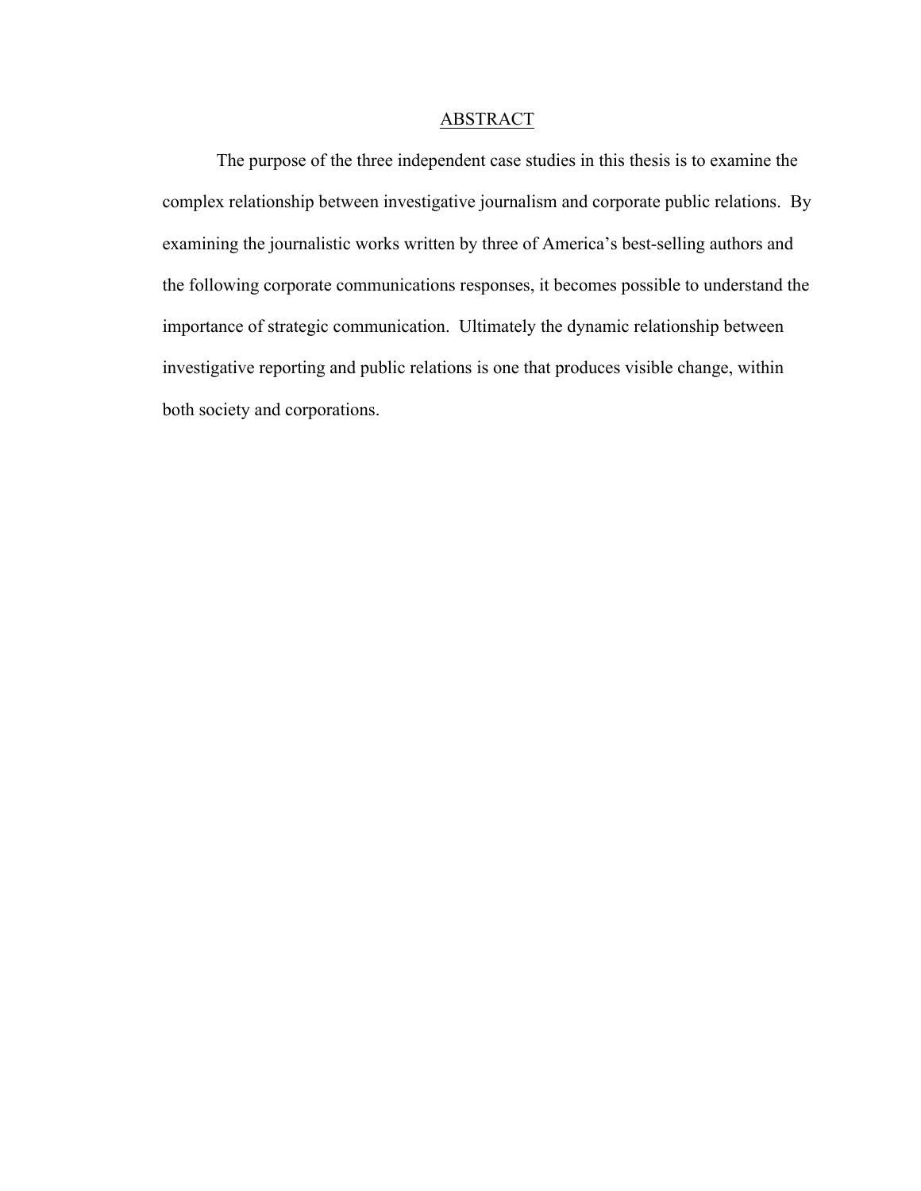# ABSTRACT

The purpose of the three independent case studies in this thesis is to examine the complex relationship between investigative journalism and corporate public relations. By examining the journalistic works written by three of America's best-selling authors and the following corporate communications responses, it becomes possible to understand the importance of strategic communication. Ultimately the dynamic relationship between investigative reporting and public relations is one that produces visible change, within both society and corporations.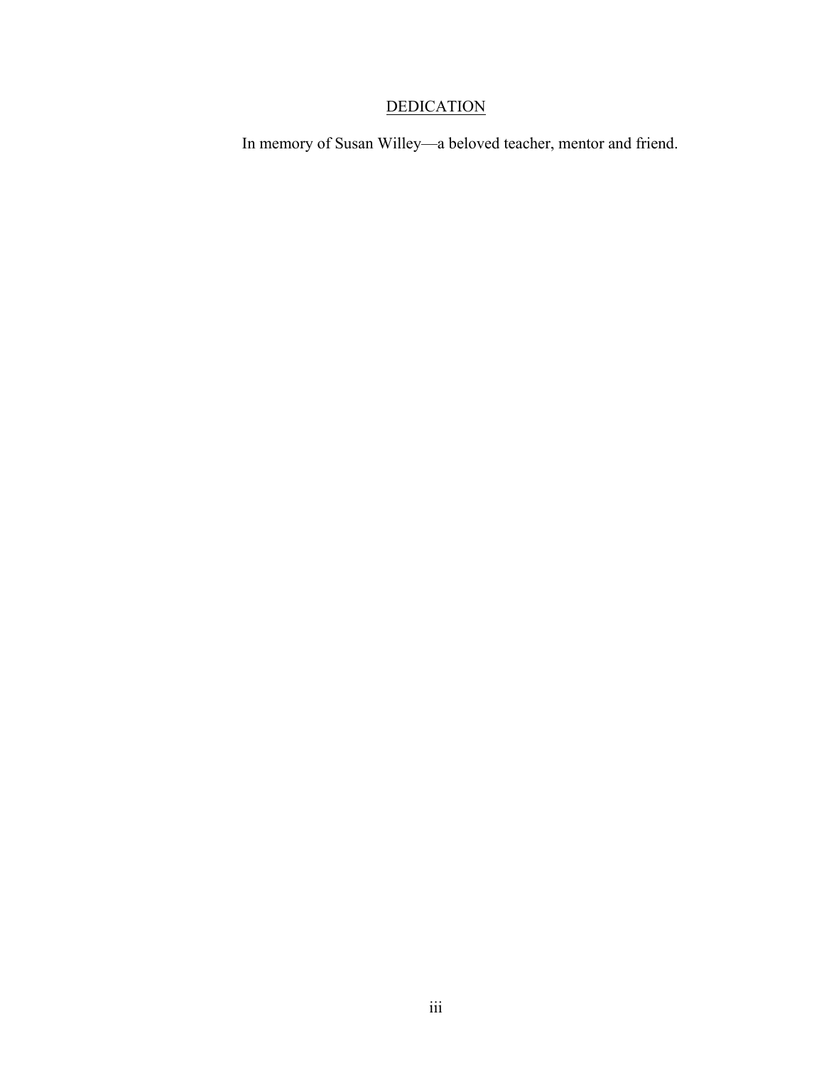# DEDICATION

In memory of Susan Willey—a beloved teacher, mentor and friend.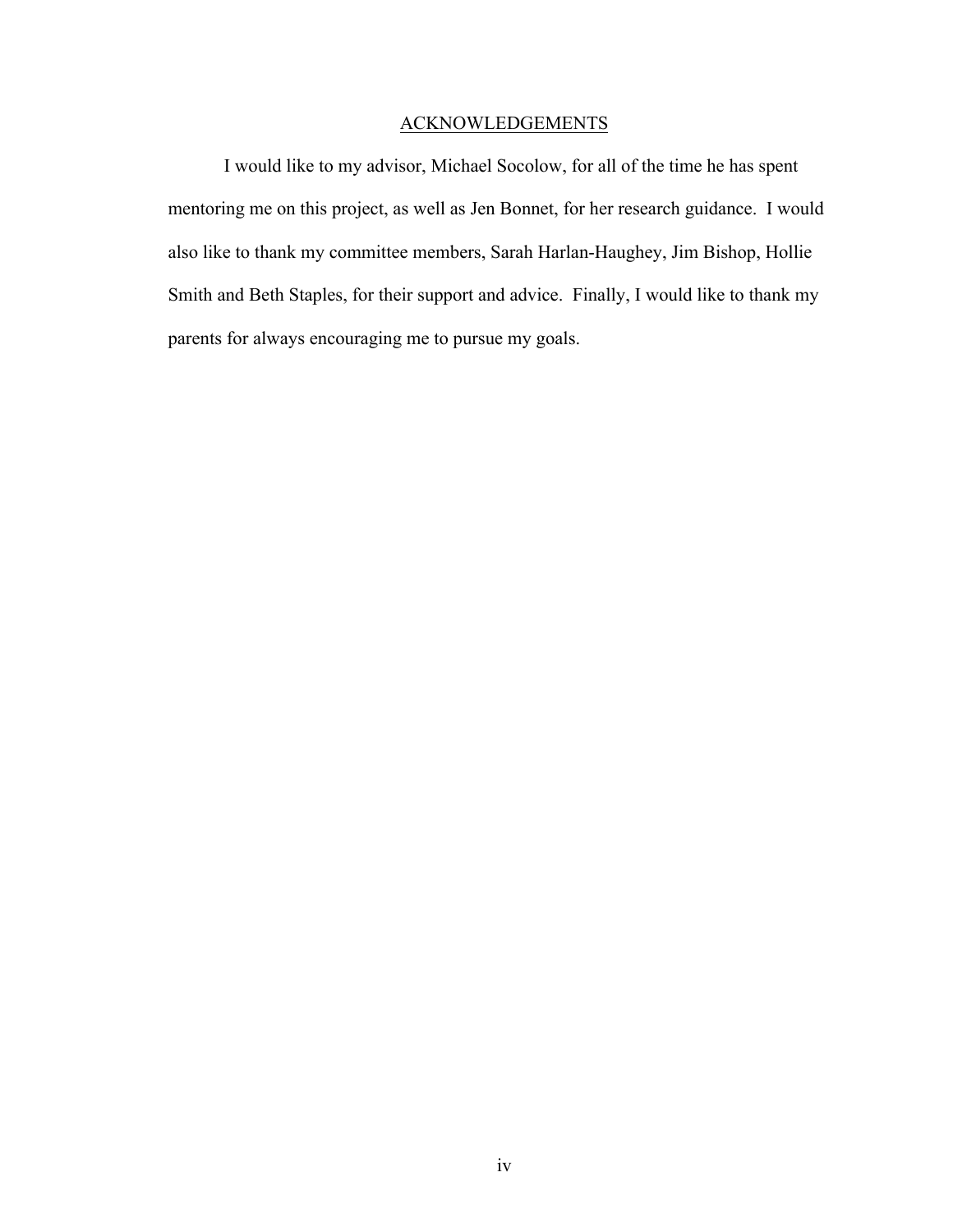# ACKNOWLEDGEMENTS

I would like to my advisor, Michael Socolow, for all of the time he has spent mentoring me on this project, as well as Jen Bonnet, for her research guidance. I would also like to thank my committee members, Sarah Harlan-Haughey, Jim Bishop, Hollie Smith and Beth Staples, for their support and advice. Finally, I would like to thank my parents for always encouraging me to pursue my goals.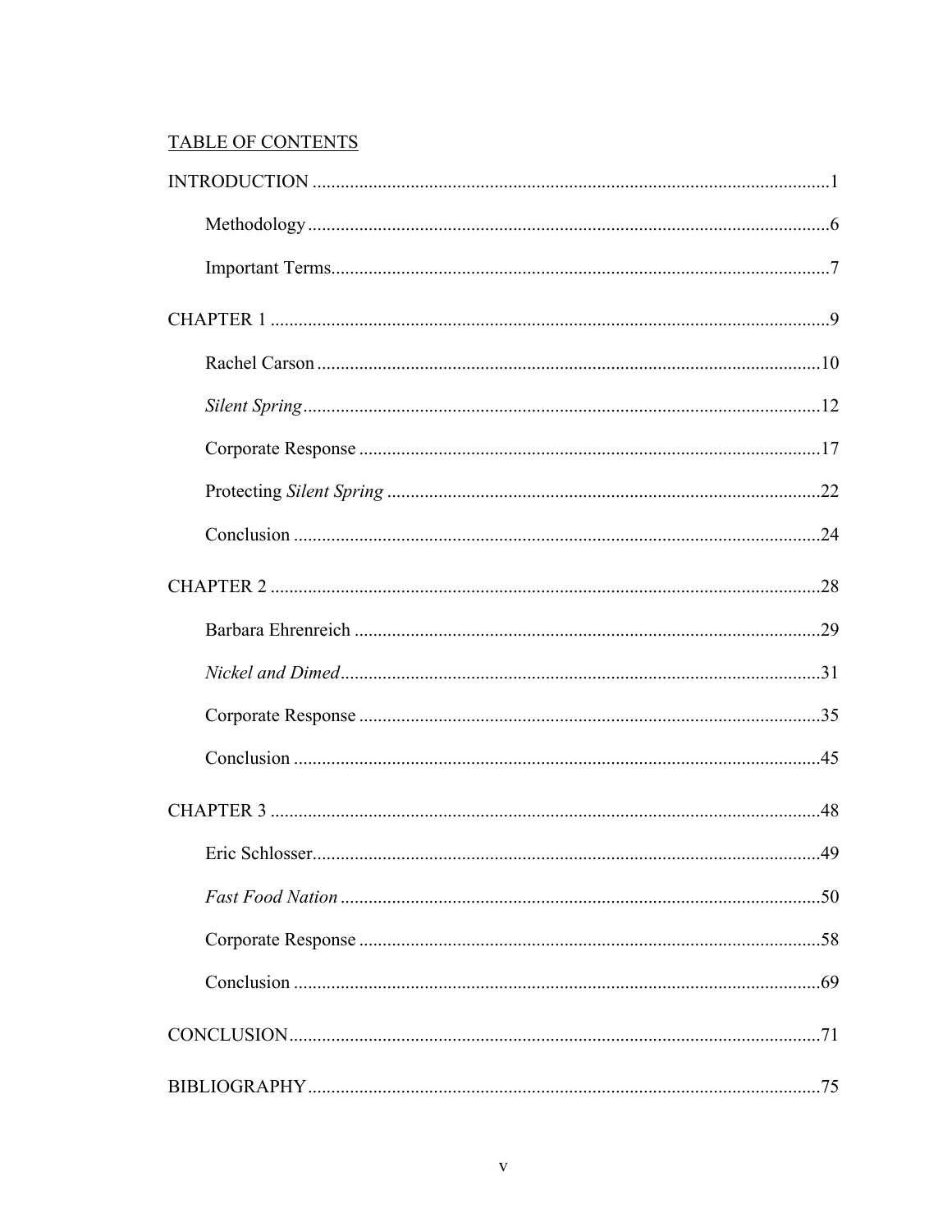TABLE OF CONTENTS

INTRODUCTION ....................................................................................................1

Methodology ..........................................................................................................6

Important Terms.....................................................................................................7

CHAPTER 1 ...........................................................................................................9

Rachel Carson ......................................................................................................10

*Silent Spring* ........................................................................................................12

Corporate Response .............................................................................................17

Protecting *Silent Spring* .......................................................................................22

Conclusion ...........................................................................................................24

CHAPTER 2 .........................................................................................................28

Barbara Ehrenreich ..............................................................................................29

*Nickel and Dimed* ..................................................................................................31

Corporate Response .............................................................................................35

Conclusion ...........................................................................................................45

CHAPTER 3 .........................................................................................................48

Eric Schlosser.......................................................................................................49

*Fast Food Nation* ..................................................................................................50

Corporate Response .............................................................................................58

Conclusion ...........................................................................................................69

CONCLUSION......................................................................................................71

BIBLIOGRAPHY..................................................................................................75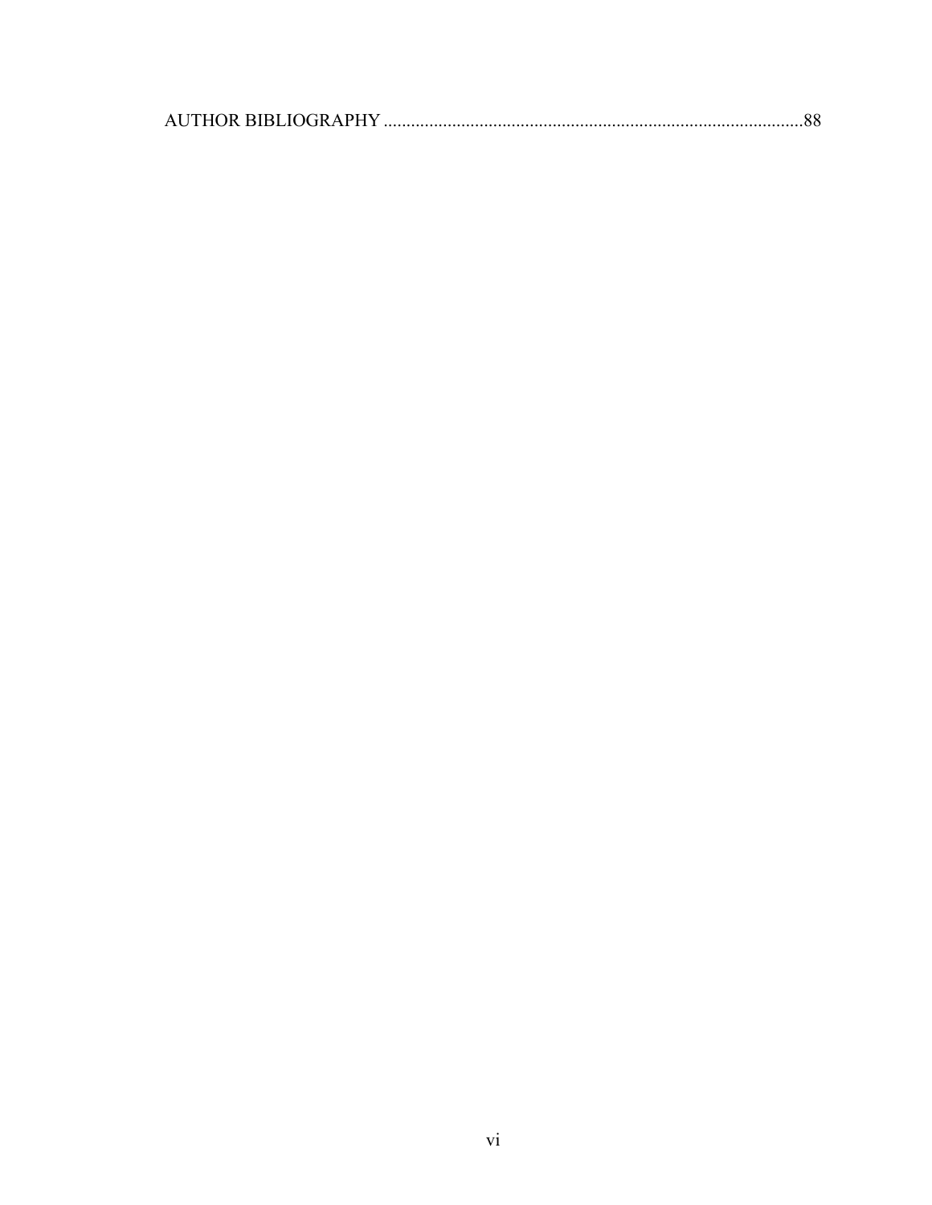AUTHOR BIBLIOGRAPHY ........................................................................................88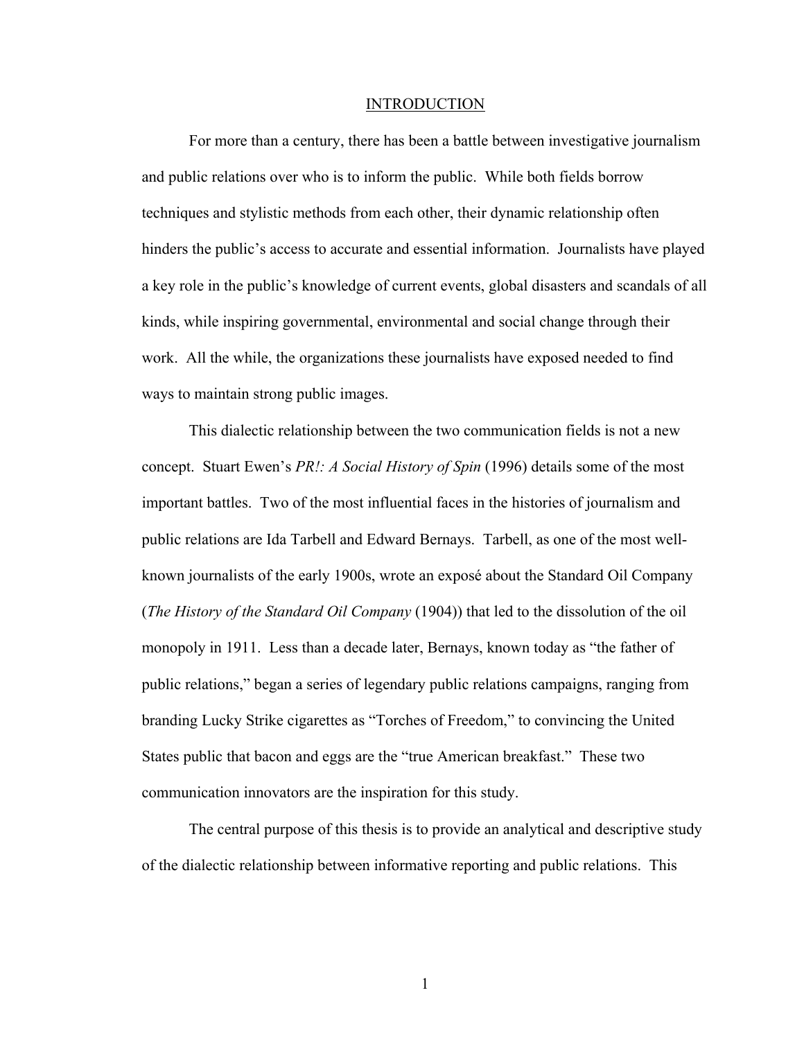# INTRODUCTION

For more than a century, there has been a battle between investigative journalism and public relations over who is to inform the public. While both fields borrow techniques and stylistic methods from each other, their dynamic relationship often hinders the public's access to accurate and essential information. Journalists have played a key role in the public's knowledge of current events, global disasters and scandals of all kinds, while inspiring governmental, environmental and social change through their work. All the while, the organizations these journalists have exposed needed to find ways to maintain strong public images.

This dialectic relationship between the two communication fields is not a new concept. Stuart Ewen's *PR!: A Social History of Spin* (1996) details some of the most important battles. Two of the most influential faces in the histories of journalism and public relations are Ida Tarbell and Edward Bernays. Tarbell, as one of the most well-known journalists of the early 1900s, wrote an exposé about the Standard Oil Company (*The History of the Standard Oil Company* (1904)) that led to the dissolution of the oil monopoly in 1911. Less than a decade later, Bernays, known today as "the father of public relations," began a series of legendary public relations campaigns, ranging from branding Lucky Strike cigarettes as "Torches of Freedom," to convincing the United States public that bacon and eggs are the "true American breakfast." These two communication innovators are the inspiration for this study.

The central purpose of this thesis is to provide an analytical and descriptive study of the dialectic relationship between informative reporting and public relations. This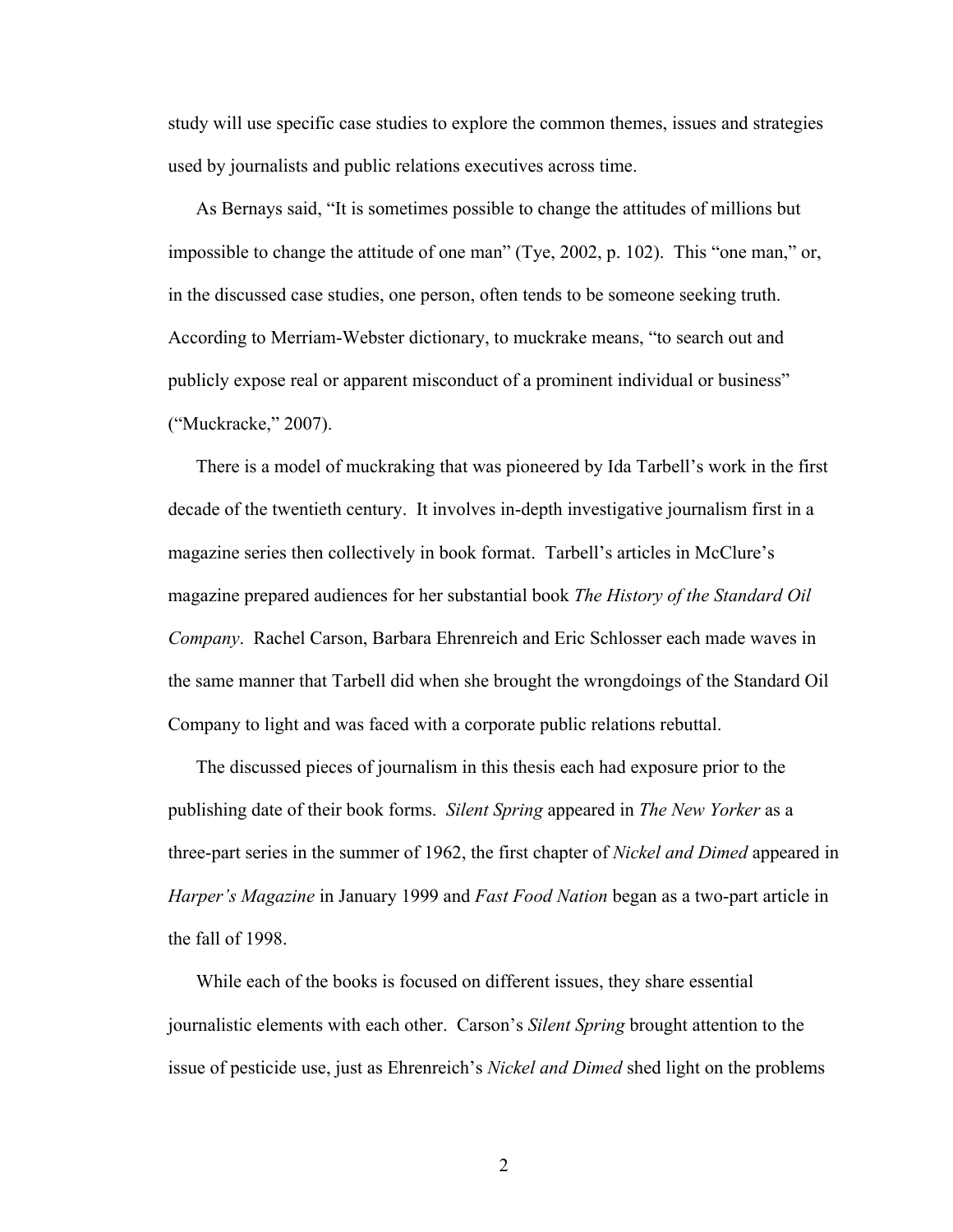study will use specific case studies to explore the common themes, issues and strategies used by journalists and public relations executives across time.

As Bernays said, "It is sometimes possible to change the attitudes of millions but impossible to change the attitude of one man" (Tye, 2002, p. 102). This "one man," or, in the discussed case studies, one person, often tends to be someone seeking truth. According to Merriam-Webster dictionary, to muckrake means, "to search out and publicly expose real or apparent misconduct of a prominent individual or business" ("Muckracke," 2007).

There is a model of muckraking that was pioneered by Ida Tarbell's work in the first decade of the twentieth century. It involves in-depth investigative journalism first in a magazine series then collectively in book format. Tarbell's articles in McClure's magazine prepared audiences for her substantial book *The History of the Standard Oil Company*. Rachel Carson, Barbara Ehrenreich and Eric Schlosser each made waves in the same manner that Tarbell did when she brought the wrongdoings of the Standard Oil Company to light and was faced with a corporate public relations rebuttal.

The discussed pieces of journalism in this thesis each had exposure prior to the publishing date of their book forms. *Silent Spring* appeared in *The New Yorker* as a three-part series in the summer of 1962, the first chapter of *Nickel and Dimed* appeared in *Harper's Magazine* in January 1999 and *Fast Food Nation* began as a two-part article in the fall of 1998.

While each of the books is focused on different issues, they share essential journalistic elements with each other. Carson's *Silent Spring* brought attention to the issue of pesticide use, just as Ehrenreich's *Nickel and Dimed* shed light on the problems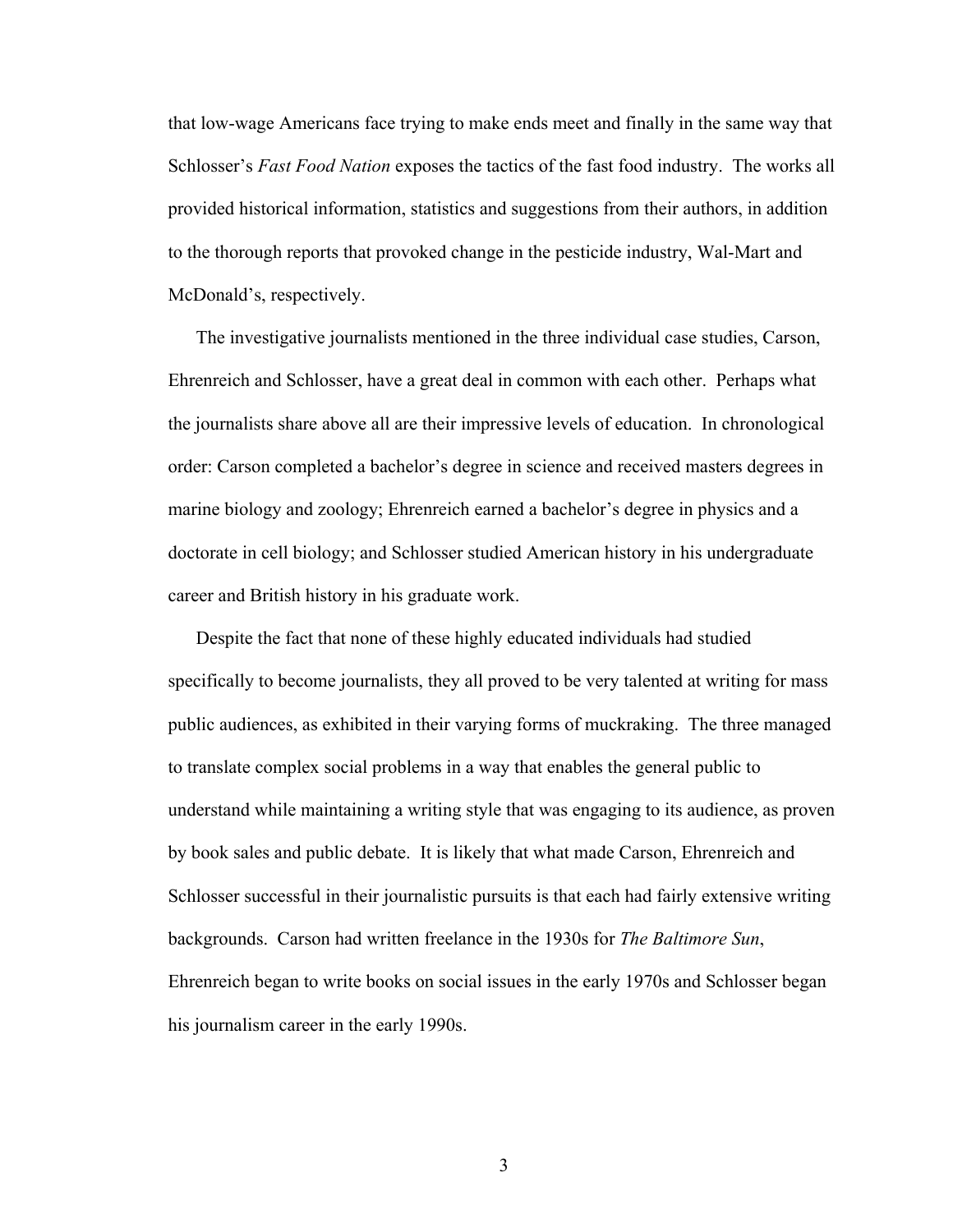that low-wage Americans face trying to make ends meet and finally in the same way that Schlosser's *Fast Food Nation* exposes the tactics of the fast food industry. The works all provided historical information, statistics and suggestions from their authors, in addition to the thorough reports that provoked change in the pesticide industry, Wal-Mart and McDonald's, respectively.

The investigative journalists mentioned in the three individual case studies, Carson, Ehrenreich and Schlosser, have a great deal in common with each other. Perhaps what the journalists share above all are their impressive levels of education. In chronological order: Carson completed a bachelor's degree in science and received masters degrees in marine biology and zoology; Ehrenreich earned a bachelor's degree in physics and a doctorate in cell biology; and Schlosser studied American history in his undergraduate career and British history in his graduate work.

Despite the fact that none of these highly educated individuals had studied specifically to become journalists, they all proved to be very talented at writing for mass public audiences, as exhibited in their varying forms of muckraking. The three managed to translate complex social problems in a way that enables the general public to understand while maintaining a writing style that was engaging to its audience, as proven by book sales and public debate. It is likely that what made Carson, Ehrenreich and Schlosser successful in their journalistic pursuits is that each had fairly extensive writing backgrounds. Carson had written freelance in the 1930s for *The Baltimore Sun*, Ehrenreich began to write books on social issues in the early 1970s and Schlosser began his journalism career in the early 1990s.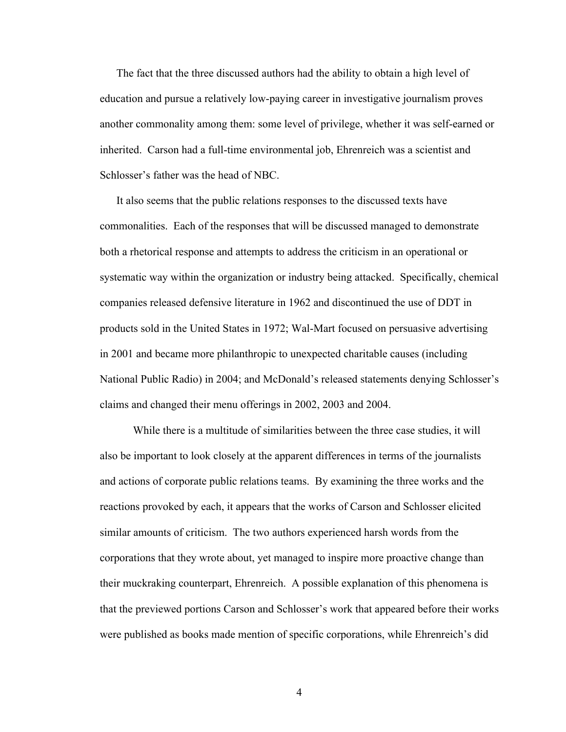The fact that the three discussed authors had the ability to obtain a high level of education and pursue a relatively low-paying career in investigative journalism proves another commonality among them: some level of privilege, whether it was self-earned or inherited. Carson had a full-time environmental job, Ehrenreich was a scientist and Schlosser's father was the head of NBC.

It also seems that the public relations responses to the discussed texts have commonalities. Each of the responses that will be discussed managed to demonstrate both a rhetorical response and attempts to address the criticism in an operational or systematic way within the organization or industry being attacked. Specifically, chemical companies released defensive literature in 1962 and discontinued the use of DDT in products sold in the United States in 1972; Wal-Mart focused on persuasive advertising in 2001 and became more philanthropic to unexpected charitable causes (including National Public Radio) in 2004; and McDonald's released statements denying Schlosser's claims and changed their menu offerings in 2002, 2003 and 2004.

While there is a multitude of similarities between the three case studies, it will also be important to look closely at the apparent differences in terms of the journalists and actions of corporate public relations teams. By examining the three works and the reactions provoked by each, it appears that the works of Carson and Schlosser elicited similar amounts of criticism. The two authors experienced harsh words from the corporations that they wrote about, yet managed to inspire more proactive change than their muckraking counterpart, Ehrenreich. A possible explanation of this phenomena is that the previewed portions Carson and Schlosser's work that appeared before their works were published as books made mention of specific corporations, while Ehrenreich's did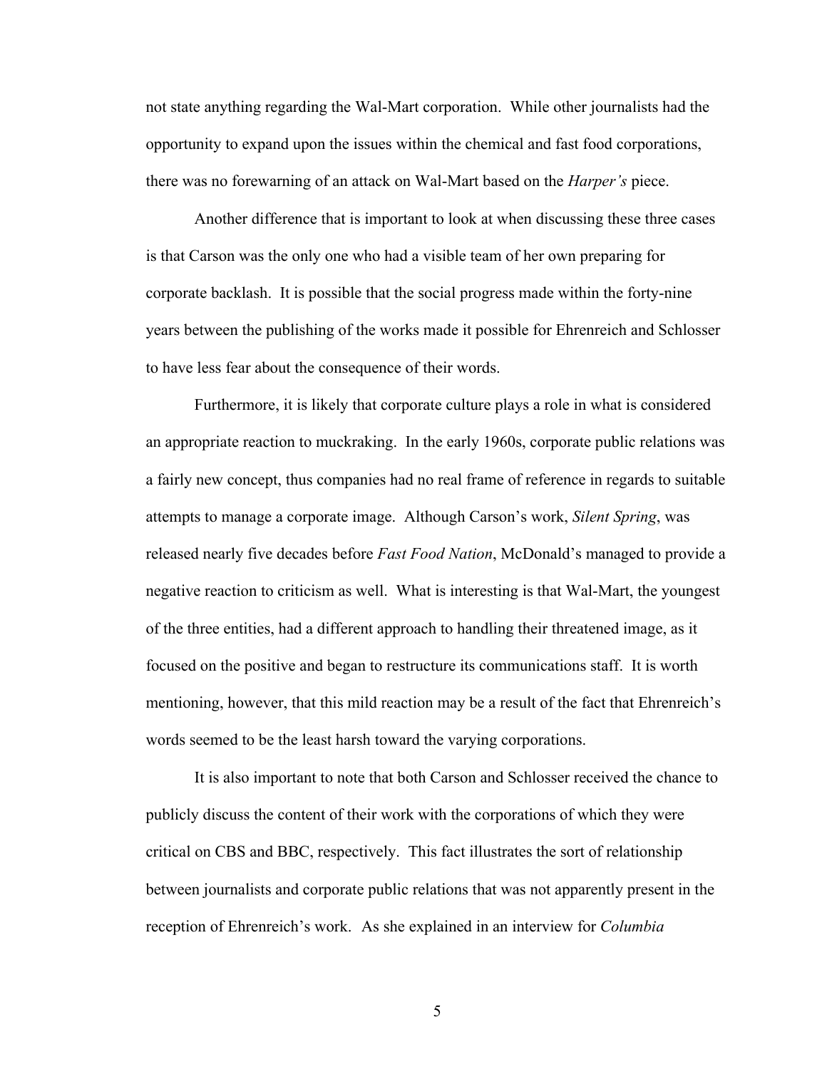not state anything regarding the Wal-Mart corporation. While other journalists had the opportunity to expand upon the issues within the chemical and fast food corporations, there was no forewarning of an attack on Wal-Mart based on the *Harper's* piece.

Another difference that is important to look at when discussing these three cases is that Carson was the only one who had a visible team of her own preparing for corporate backlash. It is possible that the social progress made within the forty-nine years between the publishing of the works made it possible for Ehrenreich and Schlosser to have less fear about the consequence of their words.

Furthermore, it is likely that corporate culture plays a role in what is considered an appropriate reaction to muckraking. In the early 1960s, corporate public relations was a fairly new concept, thus companies had no real frame of reference in regards to suitable attempts to manage a corporate image. Although Carson's work, *Silent Spring*, was released nearly five decades before *Fast Food Nation*, McDonald's managed to provide a negative reaction to criticism as well. What is interesting is that Wal-Mart, the youngest of the three entities, had a different approach to handling their threatened image, as it focused on the positive and began to restructure its communications staff. It is worth mentioning, however, that this mild reaction may be a result of the fact that Ehrenreich's words seemed to be the least harsh toward the varying corporations.

It is also important to note that both Carson and Schlosser received the chance to publicly discuss the content of their work with the corporations of which they were critical on CBS and BBC, respectively. This fact illustrates the sort of relationship between journalists and corporate public relations that was not apparently present in the reception of Ehrenreich's work. As she explained in an interview for *Columbia*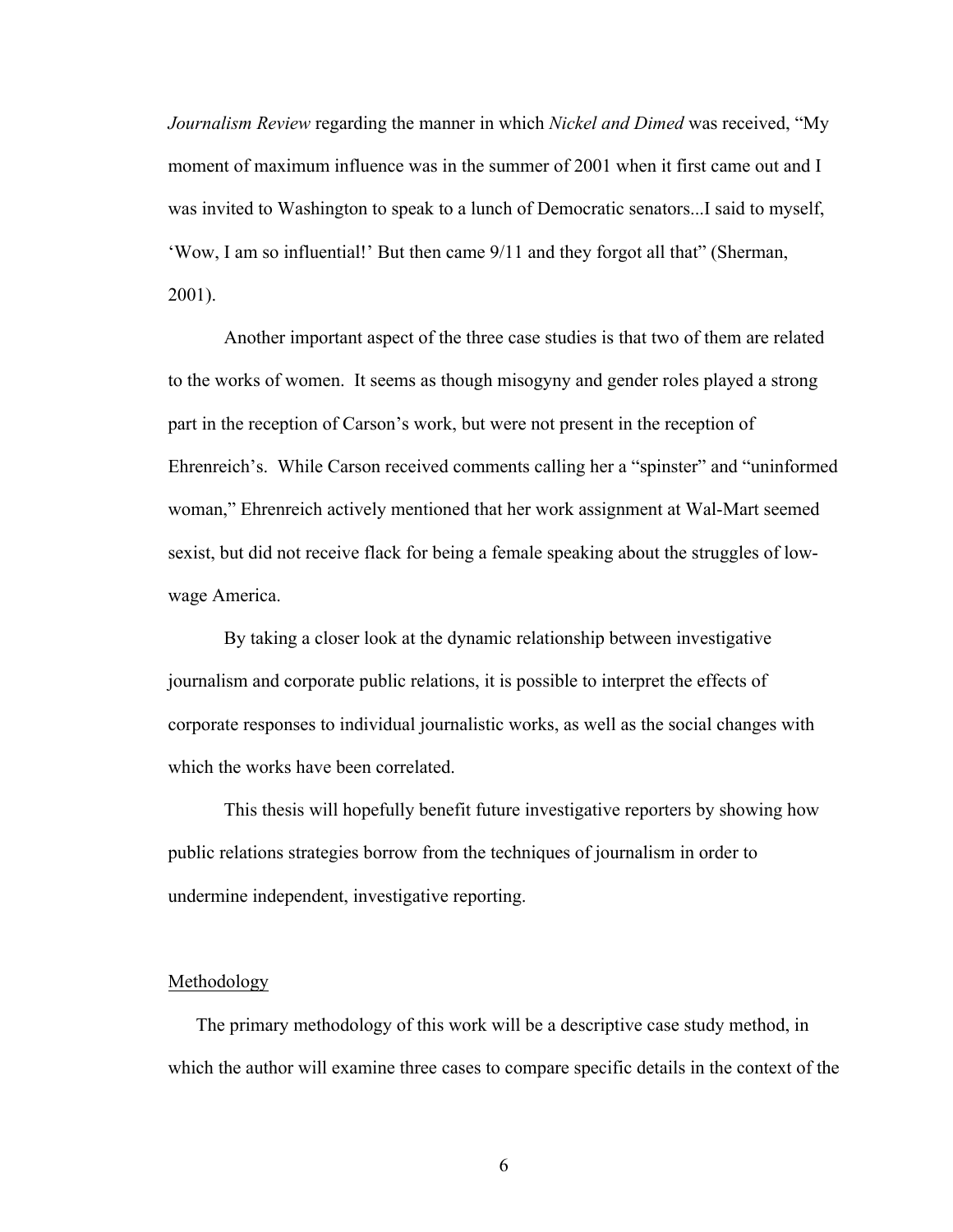*Journalism Review* regarding the manner in which *Nickel and Dimed* was received, "My moment of maximum influence was in the summer of 2001 when it first came out and I was invited to Washington to speak to a lunch of Democratic senators...I said to myself, 'Wow, I am so influential!' But then came 9/11 and they forgot all that" (Sherman, 2001).

Another important aspect of the three case studies is that two of them are related to the works of women. It seems as though misogyny and gender roles played a strong part in the reception of Carson's work, but were not present in the reception of Ehrenreich's. While Carson received comments calling her a "spinster" and "uninformed woman," Ehrenreich actively mentioned that her work assignment at Wal-Mart seemed sexist, but did not receive flack for being a female speaking about the struggles of low-wage America.

By taking a closer look at the dynamic relationship between investigative journalism and corporate public relations, it is possible to interpret the effects of corporate responses to individual journalistic works, as well as the social changes with which the works have been correlated.

This thesis will hopefully benefit future investigative reporters by showing how public relations strategies borrow from the techniques of journalism in order to undermine independent, investigative reporting.

## Methodology

The primary methodology of this work will be a descriptive case study method, in which the author will examine three cases to compare specific details in the context of the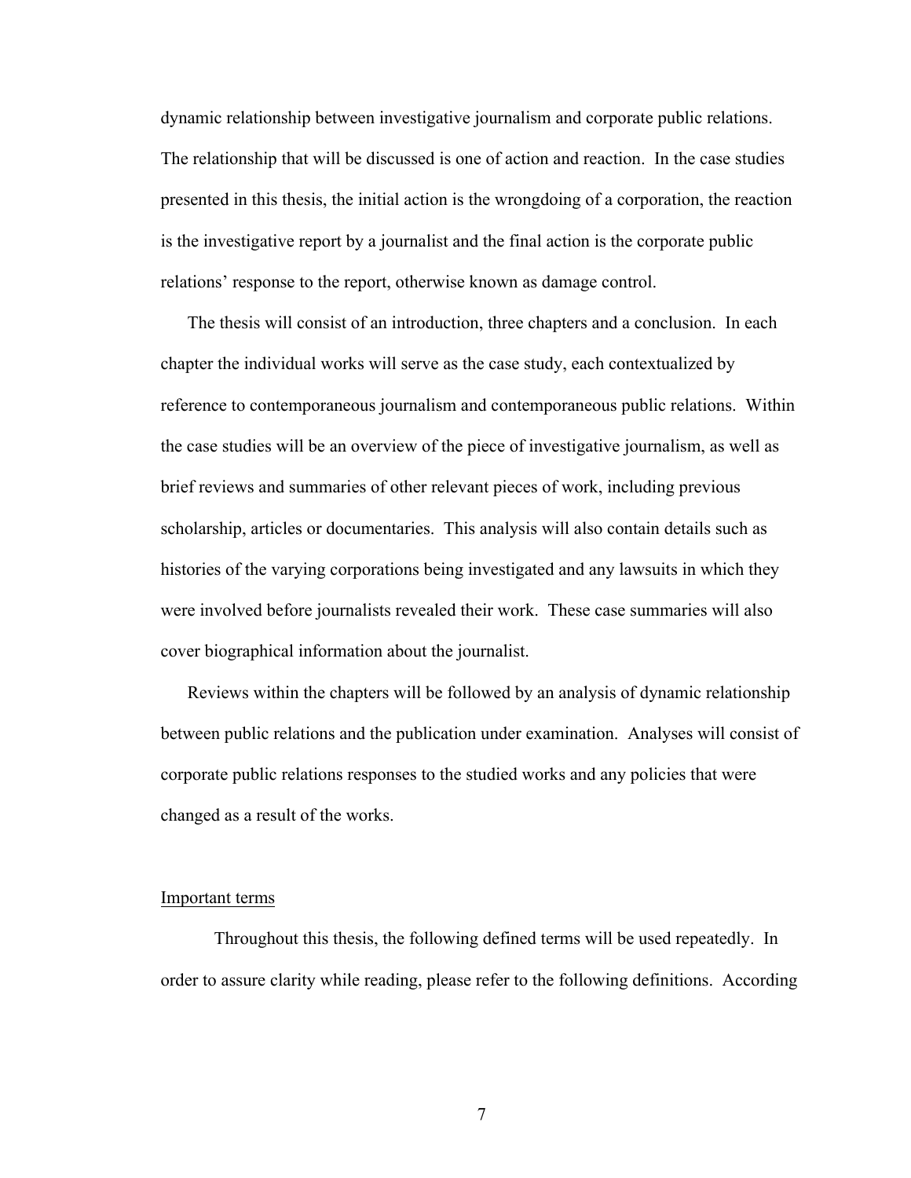dynamic relationship between investigative journalism and corporate public relations. The relationship that will be discussed is one of action and reaction. In the case studies presented in this thesis, the initial action is the wrongdoing of a corporation, the reaction is the investigative report by a journalist and the final action is the corporate public relations' response to the report, otherwise known as damage control.

The thesis will consist of an introduction, three chapters and a conclusion. In each chapter the individual works will serve as the case study, each contextualized by reference to contemporaneous journalism and contemporaneous public relations. Within the case studies will be an overview of the piece of investigative journalism, as well as brief reviews and summaries of other relevant pieces of work, including previous scholarship, articles or documentaries. This analysis will also contain details such as histories of the varying corporations being investigated and any lawsuits in which they were involved before journalists revealed their work. These case summaries will also cover biographical information about the journalist.

Reviews within the chapters will be followed by an analysis of dynamic relationship between public relations and the publication under examination. Analyses will consist of corporate public relations responses to the studied works and any policies that were changed as a result of the works.

## Important terms

Throughout this thesis, the following defined terms will be used repeatedly. In order to assure clarity while reading, please refer to the following definitions. According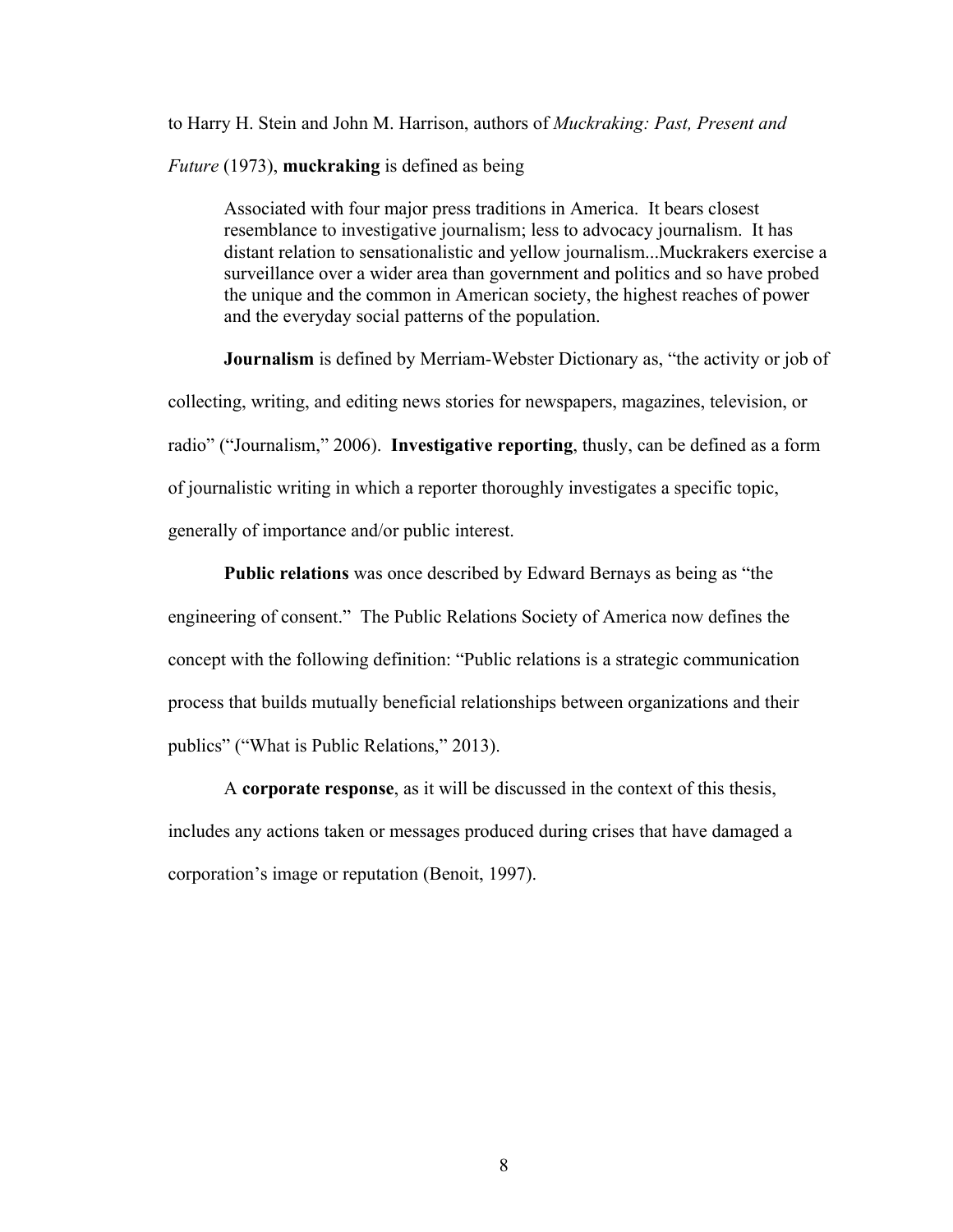to Harry H. Stein and John M. Harrison, authors of *Muckraking: Past, Present and Future* (1973), **muckraking** is defined as being

> Associated with four major press traditions in America. It bears closest resemblance to investigative journalism; less to advocacy journalism. It has distant relation to sensationalistic and yellow journalism...Muckrakers exercise a surveillance over a wider area than government and politics and so have probed the unique and the common in American society, the highest reaches of power and the everyday social patterns of the population.

**Journalism** is defined by Merriam-Webster Dictionary as, "the activity or job of collecting, writing, and editing news stories for newspapers, magazines, television, or radio" ("Journalism," 2006). **Investigative reporting**, thusly, can be defined as a form of journalistic writing in which a reporter thoroughly investigates a specific topic, generally of importance and/or public interest.

**Public relations** was once described by Edward Bernays as being as "the engineering of consent." The Public Relations Society of America now defines the concept with the following definition: "Public relations is a strategic communication process that builds mutually beneficial relationships between organizations and their publics" ("What is Public Relations," 2013).

A **corporate response**, as it will be discussed in the context of this thesis, includes any actions taken or messages produced during crises that have damaged a corporation's image or reputation (Benoit, 1997).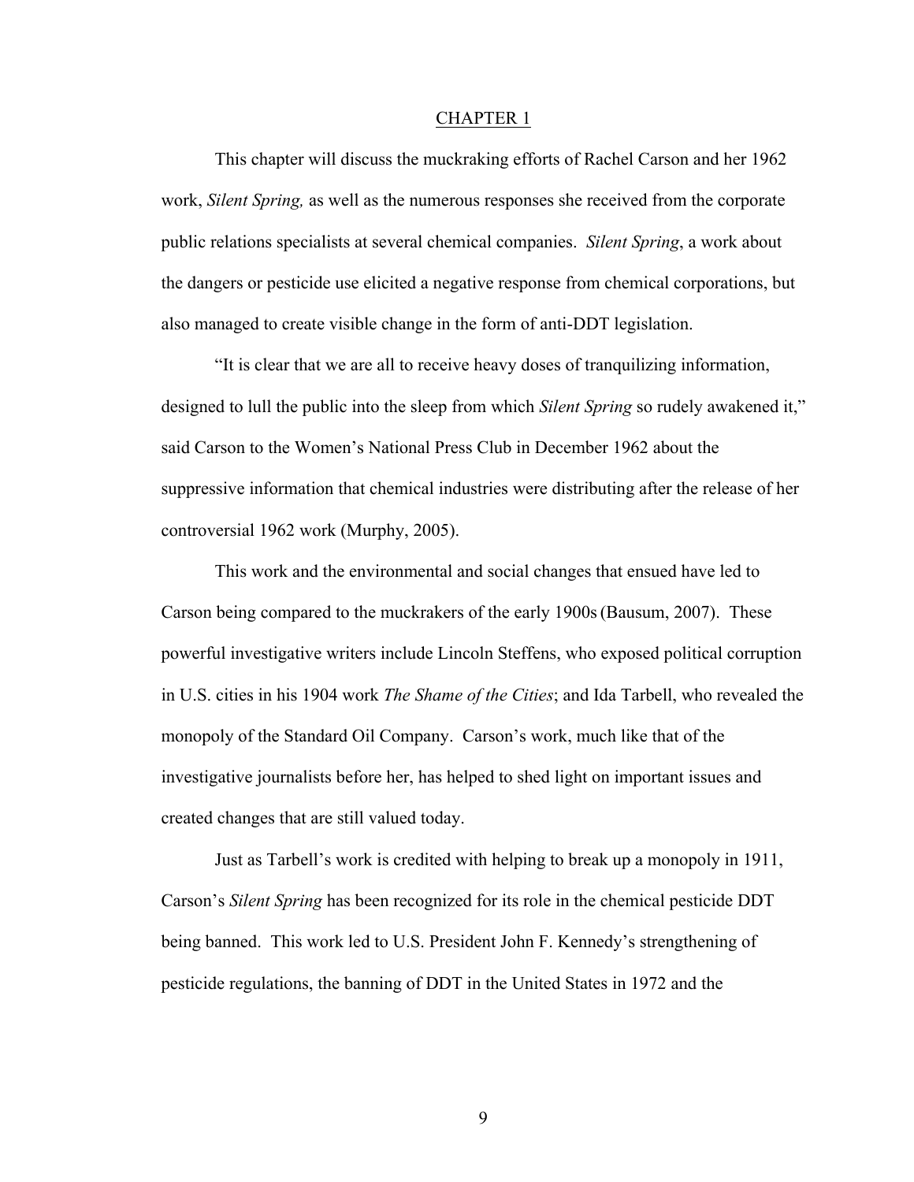# CHAPTER 1

This chapter will discuss the muckraking efforts of Rachel Carson and her 1962 work, *Silent Spring,* as well as the numerous responses she received from the corporate public relations specialists at several chemical companies. *Silent Spring*, a work about the dangers or pesticide use elicited a negative response from chemical corporations, but also managed to create visible change in the form of anti-DDT legislation.

"It is clear that we are all to receive heavy doses of tranquilizing information, designed to lull the public into the sleep from which *Silent Spring* so rudely awakened it," said Carson to the Women's National Press Club in December 1962 about the suppressive information that chemical industries were distributing after the release of her controversial 1962 work (Murphy, 2005).

This work and the environmental and social changes that ensued have led to Carson being compared to the muckrakers of the early 1900s (Bausum, 2007). These powerful investigative writers include Lincoln Steffens, who exposed political corruption in U.S. cities in his 1904 work *The Shame of the Cities*; and Ida Tarbell, who revealed the monopoly of the Standard Oil Company. Carson's work, much like that of the investigative journalists before her, has helped to shed light on important issues and created changes that are still valued today.

Just as Tarbell's work is credited with helping to break up a monopoly in 1911, Carson's *Silent Spring* has been recognized for its role in the chemical pesticide DDT being banned. This work led to U.S. President John F. Kennedy's strengthening of pesticide regulations, the banning of DDT in the United States in 1972 and the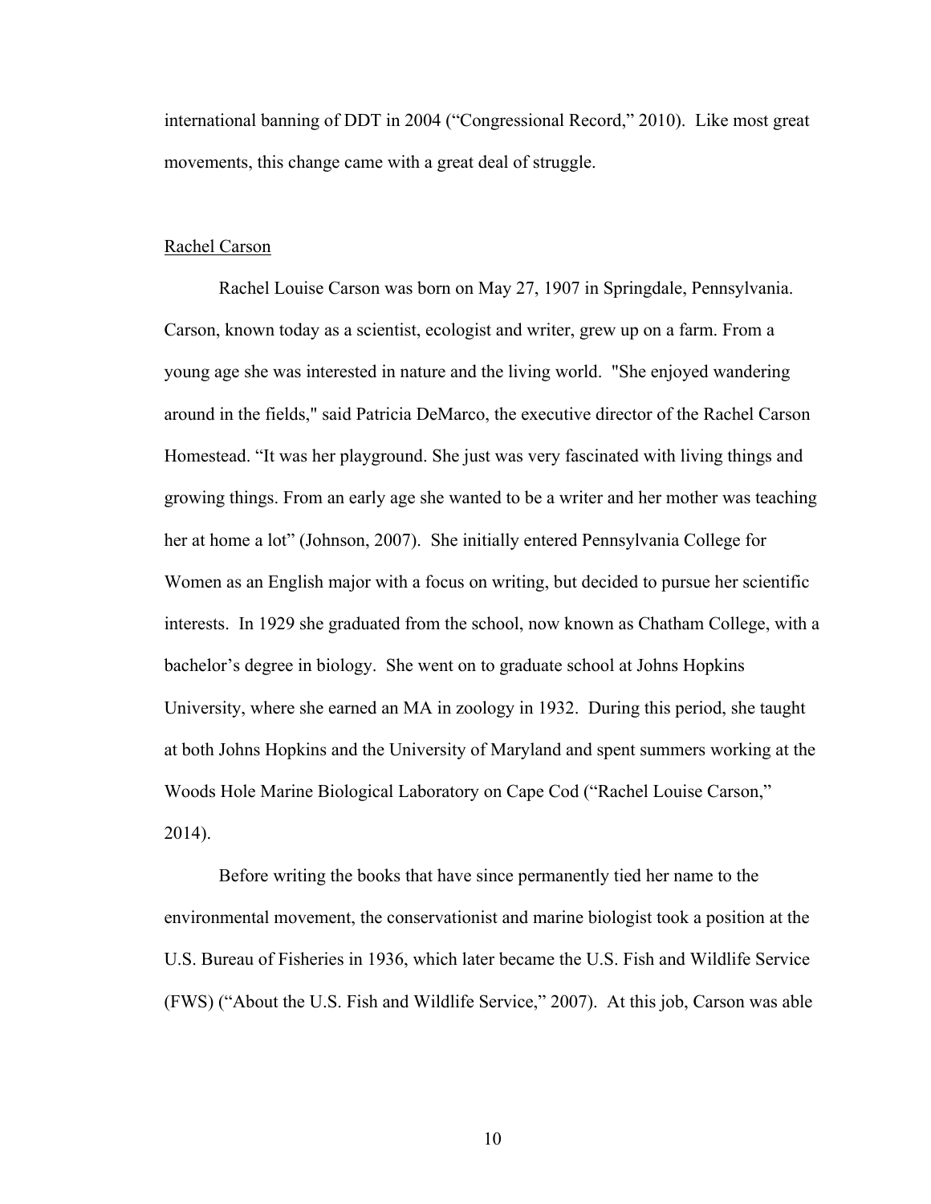international banning of DDT in 2004 ("Congressional Record," 2010). Like most great movements, this change came with a great deal of struggle.

## Rachel Carson

Rachel Louise Carson was born on May 27, 1907 in Springdale, Pennsylvania. Carson, known today as a scientist, ecologist and writer, grew up on a farm. From a young age she was interested in nature and the living world. "She enjoyed wandering around in the fields," said Patricia DeMarco, the executive director of the Rachel Carson Homestead. "It was her playground. She just was very fascinated with living things and growing things. From an early age she wanted to be a writer and her mother was teaching her at home a lot" (Johnson, 2007). She initially entered Pennsylvania College for Women as an English major with a focus on writing, but decided to pursue her scientific interests. In 1929 she graduated from the school, now known as Chatham College, with a bachelor's degree in biology. She went on to graduate school at Johns Hopkins University, where she earned an MA in zoology in 1932. During this period, she taught at both Johns Hopkins and the University of Maryland and spent summers working at the Woods Hole Marine Biological Laboratory on Cape Cod ("Rachel Louise Carson," 2014).

Before writing the books that have since permanently tied her name to the environmental movement, the conservationist and marine biologist took a position at the U.S. Bureau of Fisheries in 1936, which later became the U.S. Fish and Wildlife Service (FWS) ("About the U.S. Fish and Wildlife Service," 2007). At this job, Carson was able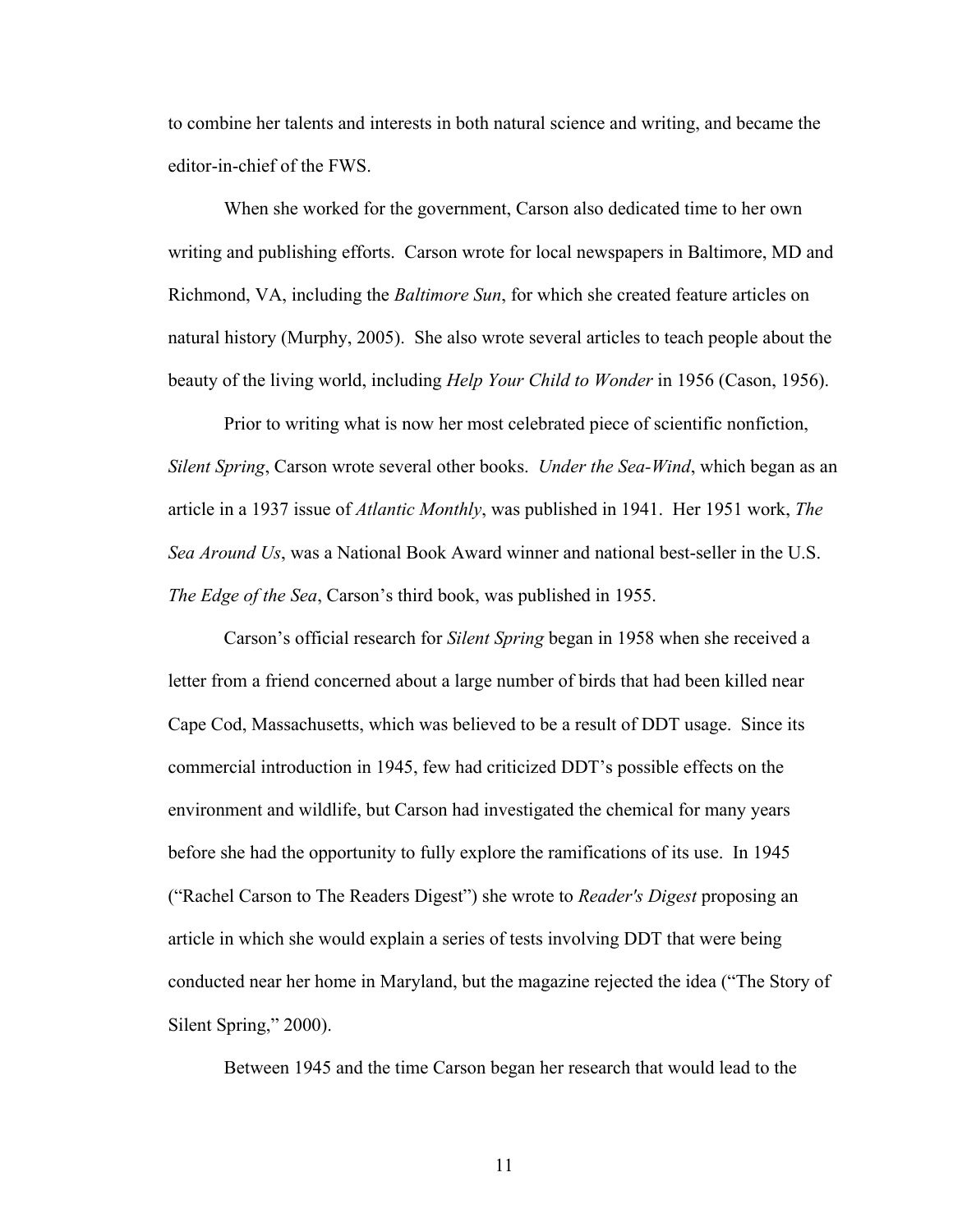to combine her talents and interests in both natural science and writing, and became the editor-in-chief of the FWS.

When she worked for the government, Carson also dedicated time to her own writing and publishing efforts. Carson wrote for local newspapers in Baltimore, MD and Richmond, VA, including the *Baltimore Sun*, for which she created feature articles on natural history (Murphy, 2005). She also wrote several articles to teach people about the beauty of the living world, including *Help Your Child to Wonder* in 1956 (Cason, 1956).

Prior to writing what is now her most celebrated piece of scientific nonfiction, *Silent Spring*, Carson wrote several other books. *Under the Sea-Wind*, which began as an article in a 1937 issue of *Atlantic Monthly*, was published in 1941. Her 1951 work, *The Sea Around Us*, was a National Book Award winner and national best-seller in the U.S. *The Edge of the Sea*, Carson's third book, was published in 1955.

Carson's official research for *Silent Spring* began in 1958 when she received a letter from a friend concerned about a large number of birds that had been killed near Cape Cod, Massachusetts, which was believed to be a result of DDT usage. Since its commercial introduction in 1945, few had criticized DDT's possible effects on the environment and wildlife, but Carson had investigated the chemical for many years before she had the opportunity to fully explore the ramifications of its use. In 1945 ("Rachel Carson to The Readers Digest") she wrote to *Reader's Digest* proposing an article in which she would explain a series of tests involving DDT that were being conducted near her home in Maryland, but the magazine rejected the idea ("The Story of Silent Spring," 2000).

Between 1945 and the time Carson began her research that would lead to the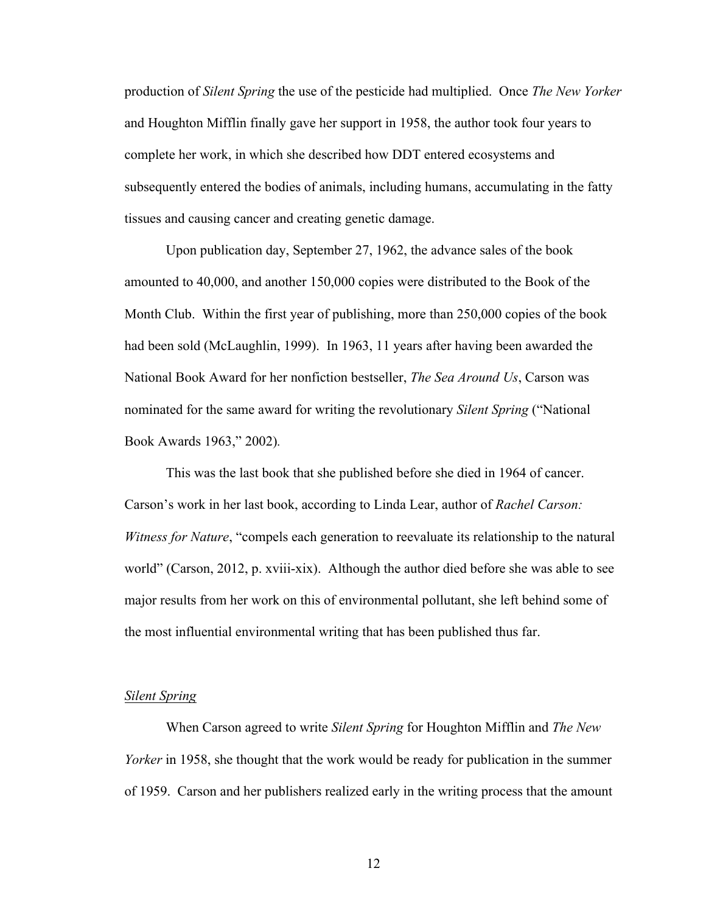production of *Silent Spring* the use of the pesticide had multiplied. Once *The New Yorker* and Houghton Mifflin finally gave her support in 1958, the author took four years to complete her work, in which she described how DDT entered ecosystems and subsequently entered the bodies of animals, including humans, accumulating in the fatty tissues and causing cancer and creating genetic damage.

Upon publication day, September 27, 1962, the advance sales of the book amounted to 40,000, and another 150,000 copies were distributed to the Book of the Month Club. Within the first year of publishing, more than 250,000 copies of the book had been sold (McLaughlin, 1999). In 1963, 11 years after having been awarded the National Book Award for her nonfiction bestseller, *The Sea Around Us*, Carson was nominated for the same award for writing the revolutionary *Silent Spring* ("National Book Awards 1963," 2002).

This was the last book that she published before she died in 1964 of cancer. Carson's work in her last book, according to Linda Lear, author of *Rachel Carson: Witness for Nature*, "compels each generation to reevaluate its relationship to the natural world" (Carson, 2012, p. xviii-xix). Although the author died before she was able to see major results from her work on this of environmental pollutant, she left behind some of the most influential environmental writing that has been published thus far.

## Silent Spring

When Carson agreed to write *Silent Spring* for Houghton Mifflin and *The New Yorker* in 1958, she thought that the work would be ready for publication in the summer of 1959. Carson and her publishers realized early in the writing process that the amount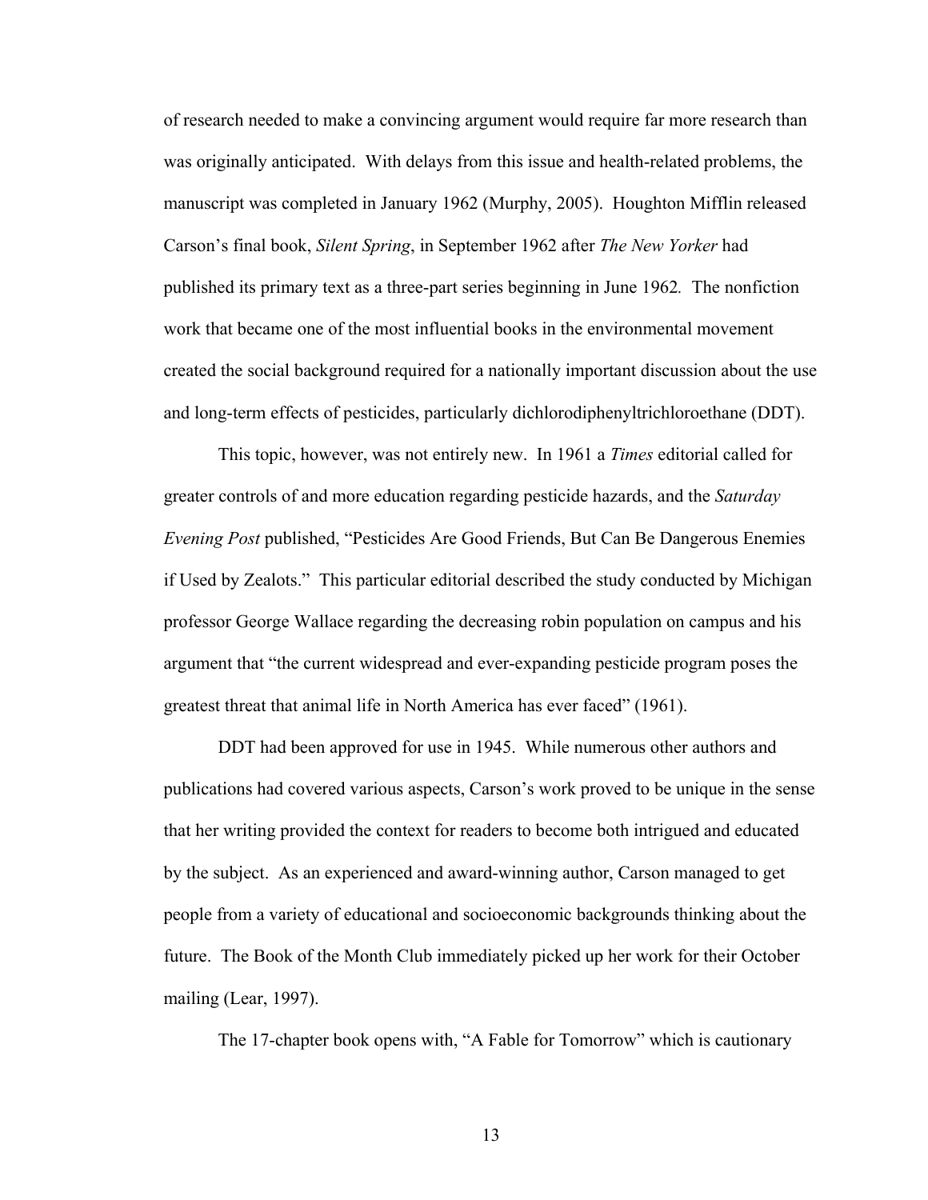of research needed to make a convincing argument would require far more research than was originally anticipated. With delays from this issue and health-related problems, the manuscript was completed in January 1962 (Murphy, 2005). Houghton Mifflin released Carson's final book, *Silent Spring*, in September 1962 after *The New Yorker* had published its primary text as a three-part series beginning in June 1962. The nonfiction work that became one of the most influential books in the environmental movement created the social background required for a nationally important discussion about the use and long-term effects of pesticides, particularly dichlorodiphenyltrichloroethane (DDT).

This topic, however, was not entirely new. In 1961 a *Times* editorial called for greater controls of and more education regarding pesticide hazards, and the *Saturday Evening Post* published, "Pesticides Are Good Friends, But Can Be Dangerous Enemies if Used by Zealots." This particular editorial described the study conducted by Michigan professor George Wallace regarding the decreasing robin population on campus and his argument that "the current widespread and ever-expanding pesticide program poses the greatest threat that animal life in North America has ever faced" (1961).

DDT had been approved for use in 1945. While numerous other authors and publications had covered various aspects, Carson's work proved to be unique in the sense that her writing provided the context for readers to become both intrigued and educated by the subject. As an experienced and award-winning author, Carson managed to get people from a variety of educational and socioeconomic backgrounds thinking about the future. The Book of the Month Club immediately picked up her work for their October mailing (Lear, 1997).

The 17-chapter book opens with, "A Fable for Tomorrow" which is cautionary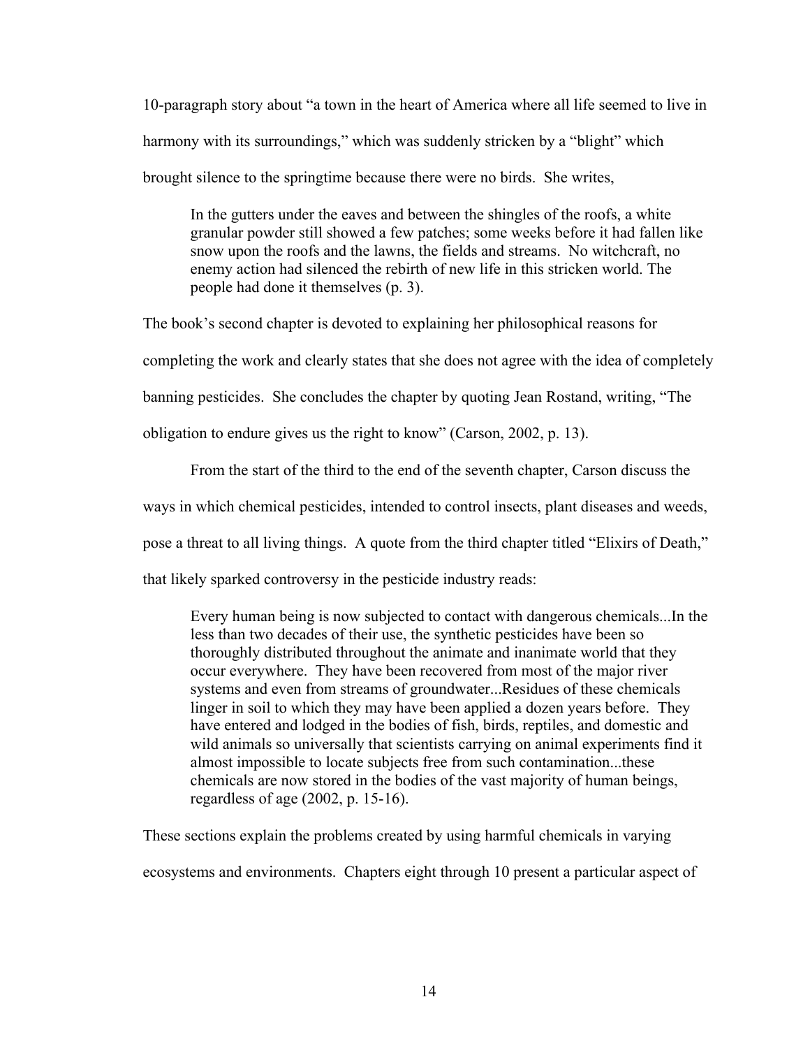10-paragraph story about "a town in the heart of America where all life seemed to live in harmony with its surroundings," which was suddenly stricken by a "blight" which brought silence to the springtime because there were no birds. She writes,

> In the gutters under the eaves and between the shingles of the roofs, a white granular powder still showed a few patches; some weeks before it had fallen like snow upon the roofs and the lawns, the fields and streams. No witchcraft, no enemy action had silenced the rebirth of new life in this stricken world. The people had done it themselves (p. 3).

The book's second chapter is devoted to explaining her philosophical reasons for completing the work and clearly states that she does not agree with the idea of completely banning pesticides. She concludes the chapter by quoting Jean Rostand, writing, "The obligation to endure gives us the right to know" (Carson, 2002, p. 13).

From the start of the third to the end of the seventh chapter, Carson discuss the ways in which chemical pesticides, intended to control insects, plant diseases and weeds, pose a threat to all living things. A quote from the third chapter titled "Elixirs of Death," that likely sparked controversy in the pesticide industry reads:

> Every human being is now subjected to contact with dangerous chemicals...In the less than two decades of their use, the synthetic pesticides have been so thoroughly distributed throughout the animate and inanimate world that they occur everywhere. They have been recovered from most of the major river systems and even from streams of groundwater...Residues of these chemicals linger in soil to which they may have been applied a dozen years before. They have entered and lodged in the bodies of fish, birds, reptiles, and domestic and wild animals so universally that scientists carrying on animal experiments find it almost impossible to locate subjects free from such contamination...these chemicals are now stored in the bodies of the vast majority of human beings, regardless of age (2002, p. 15-16).

These sections explain the problems created by using harmful chemicals in varying ecosystems and environments. Chapters eight through 10 present a particular aspect of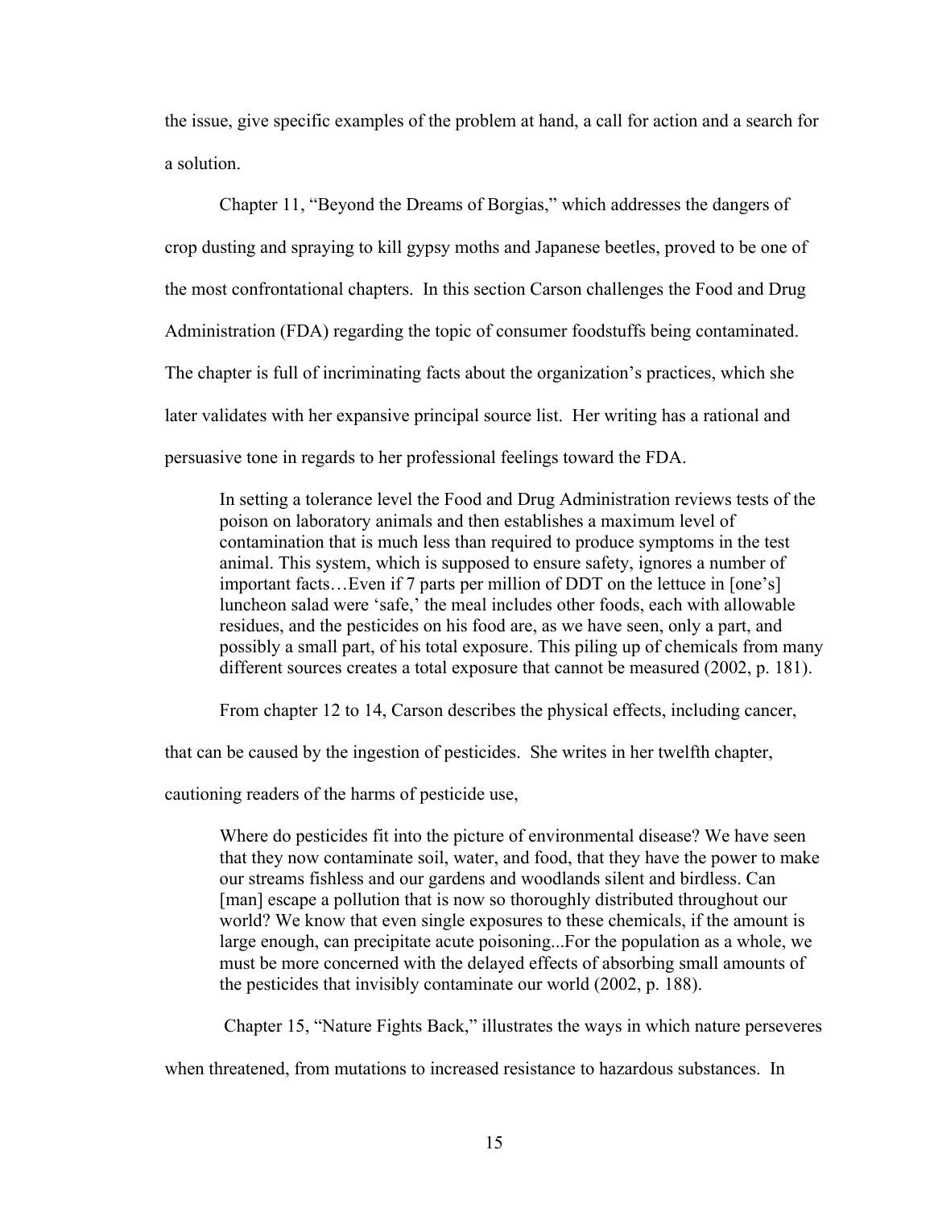the issue, give specific examples of the problem at hand, a call for action and a search for a solution.

Chapter 11, "Beyond the Dreams of Borgias," which addresses the dangers of crop dusting and spraying to kill gypsy moths and Japanese beetles, proved to be one of the most confrontational chapters. In this section Carson challenges the Food and Drug Administration (FDA) regarding the topic of consumer foodstuffs being contaminated. The chapter is full of incriminating facts about the organization's practices, which she later validates with her expansive principal source list. Her writing has a rational and persuasive tone in regards to her professional feelings toward the FDA.

> In setting a tolerance level the Food and Drug Administration reviews tests of the poison on laboratory animals and then establishes a maximum level of contamination that is much less than required to produce symptoms in the test animal. This system, which is supposed to ensure safety, ignores a number of important facts…Even if 7 parts per million of DDT on the lettuce in [one's] luncheon salad were 'safe,' the meal includes other foods, each with allowable residues, and the pesticides on his food are, as we have seen, only a part, and possibly a small part, of his total exposure. This piling up of chemicals from many different sources creates a total exposure that cannot be measured (2002, p. 181).

From chapter 12 to 14, Carson describes the physical effects, including cancer, that can be caused by the ingestion of pesticides. She writes in her twelfth chapter, cautioning readers of the harms of pesticide use,

> Where do pesticides fit into the picture of environmental disease? We have seen that they now contaminate soil, water, and food, that they have the power to make our streams fishless and our gardens and woodlands silent and birdless. Can [man] escape a pollution that is now so thoroughly distributed throughout our world? We know that even single exposures to these chemicals, if the amount is large enough, can precipitate acute poisoning...For the population as a whole, we must be more concerned with the delayed effects of absorbing small amounts of the pesticides that invisibly contaminate our world (2002, p. 188).

Chapter 15, "Nature Fights Back," illustrates the ways in which nature perseveres when threatened, from mutations to increased resistance to hazardous substances. In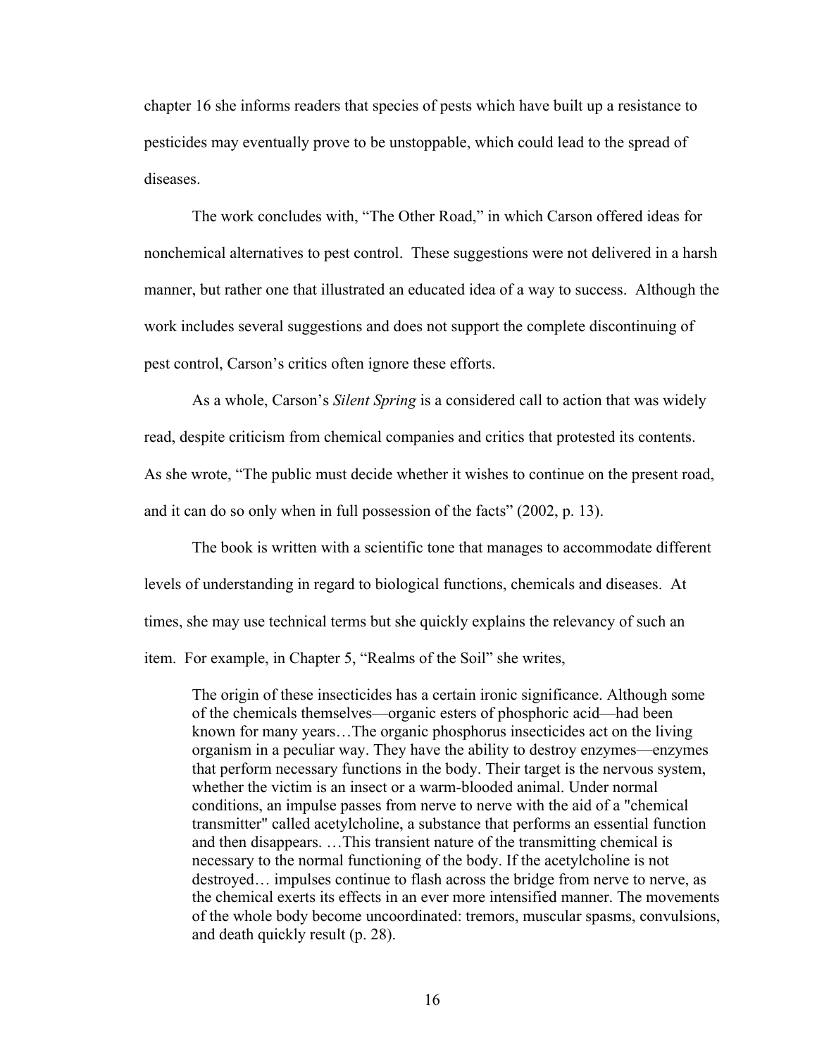chapter 16 she informs readers that species of pests which have built up a resistance to pesticides may eventually prove to be unstoppable, which could lead to the spread of diseases.

The work concludes with, "The Other Road," in which Carson offered ideas for nonchemical alternatives to pest control. These suggestions were not delivered in a harsh manner, but rather one that illustrated an educated idea of a way to success. Although the work includes several suggestions and does not support the complete discontinuing of pest control, Carson's critics often ignore these efforts.

As a whole, Carson's *Silent Spring* is a considered call to action that was widely read, despite criticism from chemical companies and critics that protested its contents. As she wrote, "The public must decide whether it wishes to continue on the present road, and it can do so only when in full possession of the facts" (2002, p. 13).

The book is written with a scientific tone that manages to accommodate different levels of understanding in regard to biological functions, chemicals and diseases. At times, she may use technical terms but she quickly explains the relevancy of such an item. For example, in Chapter 5, "Realms of the Soil" she writes,

> The origin of these insecticides has a certain ironic significance. Although some of the chemicals themselves—organic esters of phosphoric acid—had been known for many years…The organic phosphorus insecticides act on the living organism in a peculiar way. They have the ability to destroy enzymes—enzymes that perform necessary functions in the body. Their target is the nervous system, whether the victim is an insect or a warm-blooded animal. Under normal conditions, an impulse passes from nerve to nerve with the aid of a "chemical transmitter" called acetylcholine, a substance that performs an essential function and then disappears. …This transient nature of the transmitting chemical is necessary to the normal functioning of the body. If the acetylcholine is not destroyed… impulses continue to flash across the bridge from nerve to nerve, as the chemical exerts its effects in an ever more intensified manner. The movements of the whole body become uncoordinated: tremors, muscular spasms, convulsions, and death quickly result (p. 28).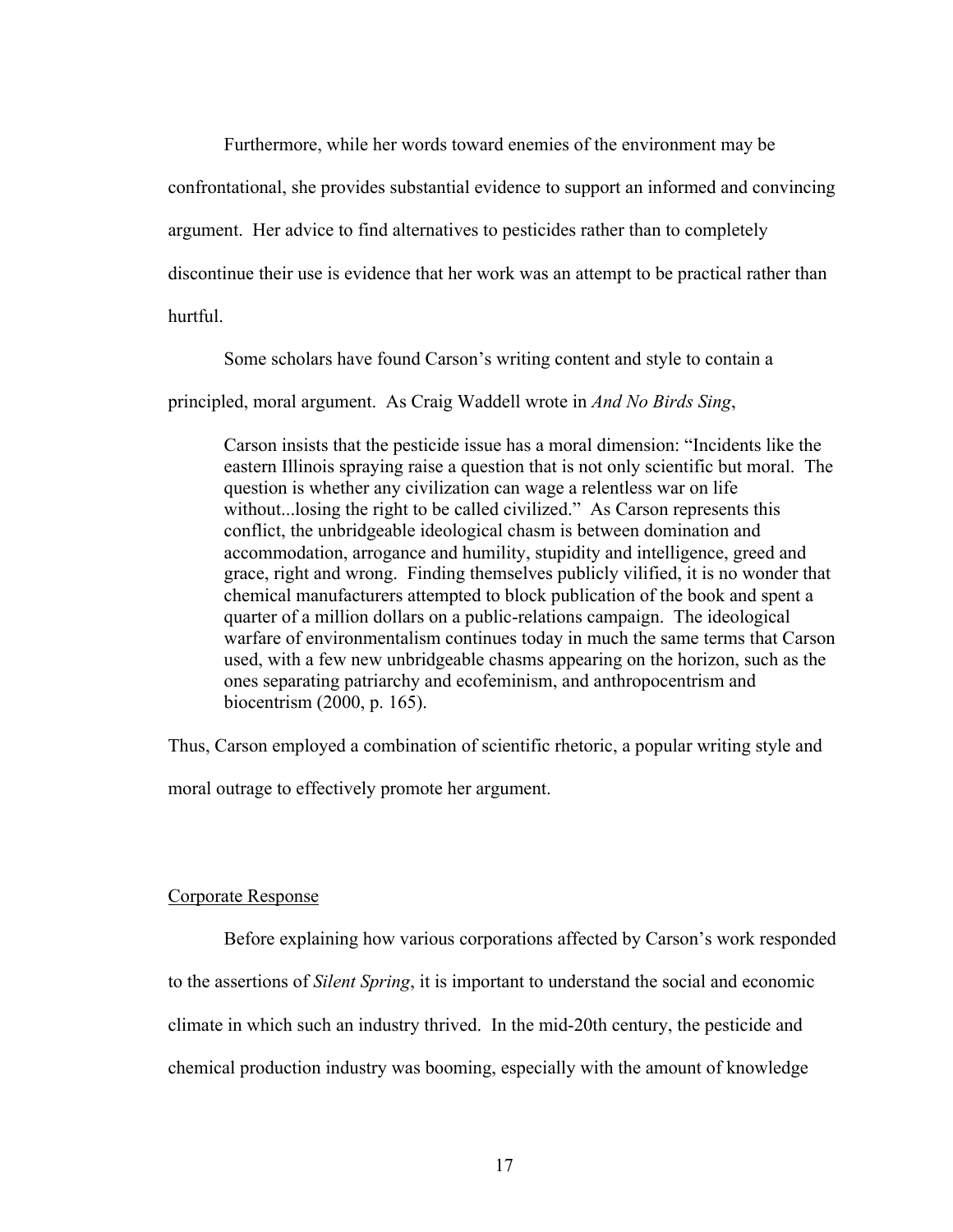Furthermore, while her words toward enemies of the environment may be confrontational, she provides substantial evidence to support an informed and convincing argument. Her advice to find alternatives to pesticides rather than to completely discontinue their use is evidence that her work was an attempt to be practical rather than hurtful.

Some scholars have found Carson's writing content and style to contain a principled, moral argument. As Craig Waddell wrote in *And No Birds Sing*,

> Carson insists that the pesticide issue has a moral dimension: "Incidents like the eastern Illinois spraying raise a question that is not only scientific but moral. The question is whether any civilization can wage a relentless war on life without...losing the right to be called civilized." As Carson represents this conflict, the unbridgeable ideological chasm is between domination and accommodation, arrogance and humility, stupidity and intelligence, greed and grace, right and wrong. Finding themselves publicly vilified, it is no wonder that chemical manufacturers attempted to block publication of the book and spent a quarter of a million dollars on a public-relations campaign. The ideological warfare of environmentalism continues today in much the same terms that Carson used, with a few new unbridgeable chasms appearing on the horizon, such as the ones separating patriarchy and ecofeminism, and anthropocentrism and biocentrism (2000, p. 165).

Thus, Carson employed a combination of scientific rhetoric, a popular writing style and moral outrage to effectively promote her argument.

## Corporate Response

Before explaining how various corporations affected by Carson's work responded to the assertions of *Silent Spring*, it is important to understand the social and economic climate in which such an industry thrived. In the mid-20th century, the pesticide and chemical production industry was booming, especially with the amount of knowledge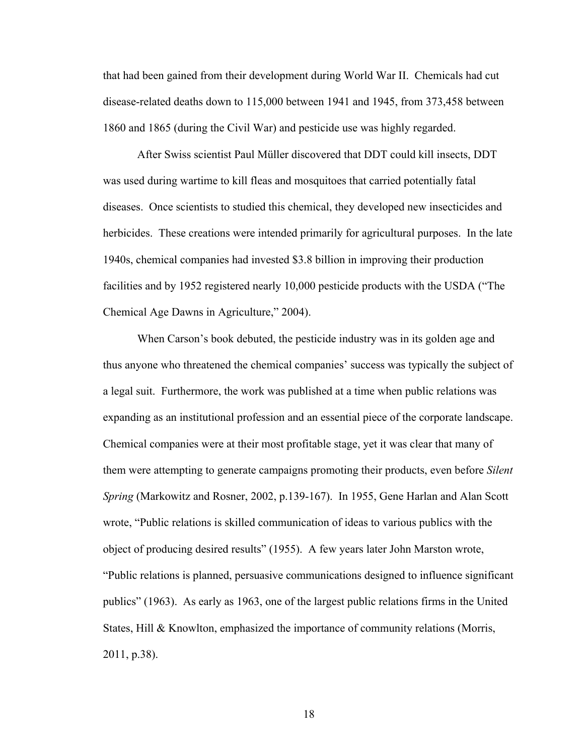that had been gained from their development during World War II. Chemicals had cut disease-related deaths down to 115,000 between 1941 and 1945, from 373,458 between 1860 and 1865 (during the Civil War) and pesticide use was highly regarded.

After Swiss scientist Paul Müller discovered that DDT could kill insects, DDT was used during wartime to kill fleas and mosquitoes that carried potentially fatal diseases. Once scientists to studied this chemical, they developed new insecticides and herbicides. These creations were intended primarily for agricultural purposes. In the late 1940s, chemical companies had invested $3.8 billion in improving their production facilities and by 1952 registered nearly 10,000 pesticide products with the USDA ("The Chemical Age Dawns in Agriculture," 2004).

When Carson's book debuted, the pesticide industry was in its golden age and thus anyone who threatened the chemical companies' success was typically the subject of a legal suit. Furthermore, the work was published at a time when public relations was expanding as an institutional profession and an essential piece of the corporate landscape. Chemical companies were at their most profitable stage, yet it was clear that many of them were attempting to generate campaigns promoting their products, even before *Silent Spring* (Markowitz and Rosner, 2002, p.139-167). In 1955, Gene Harlan and Alan Scott wrote, "Public relations is skilled communication of ideas to various publics with the object of producing desired results" (1955). A few years later John Marston wrote, "Public relations is planned, persuasive communications designed to influence significant publics" (1963). As early as 1963, one of the largest public relations firms in the United States, Hill & Knowlton, emphasized the importance of community relations (Morris, 2011, p.38).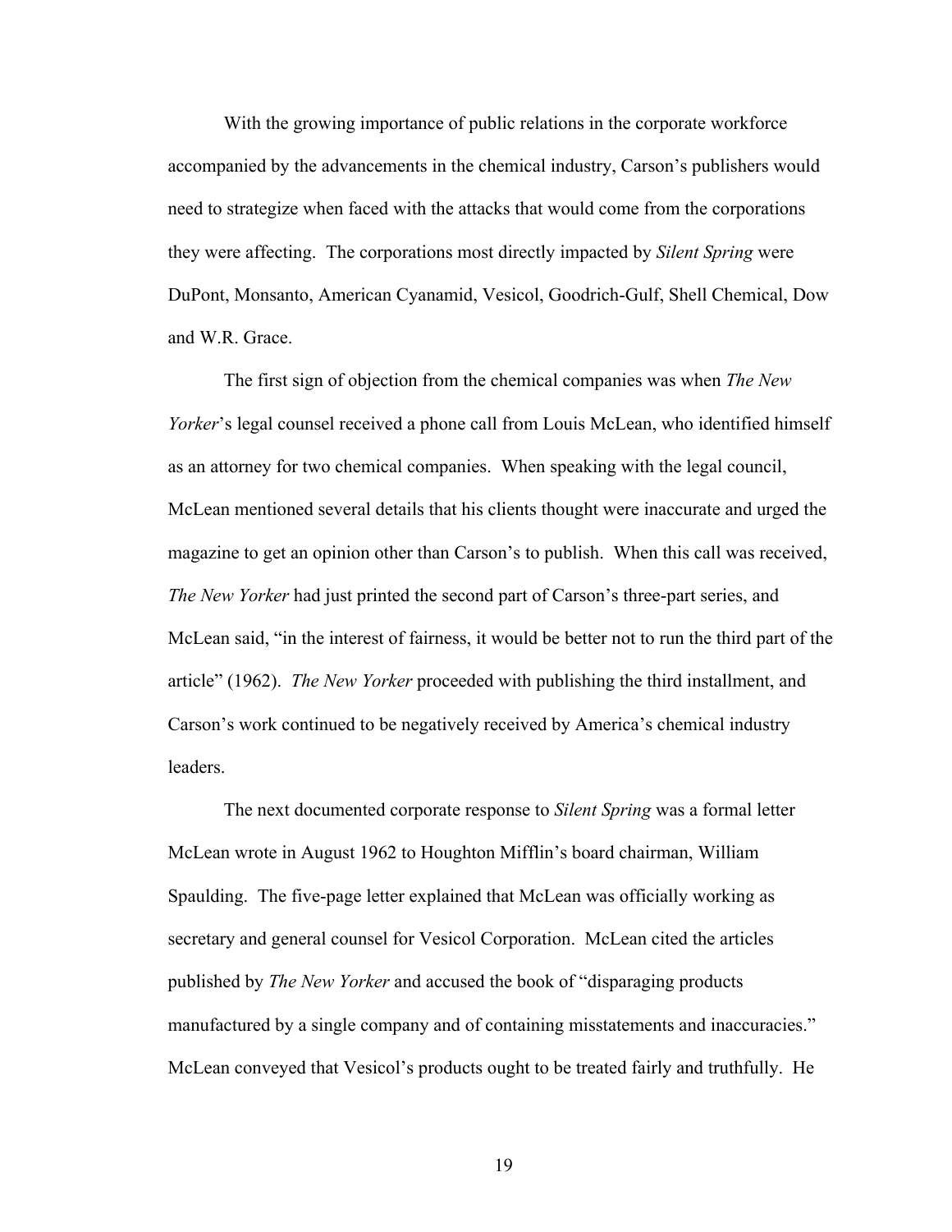With the growing importance of public relations in the corporate workforce accompanied by the advancements in the chemical industry, Carson's publishers would need to strategize when faced with the attacks that would come from the corporations they were affecting. The corporations most directly impacted by *Silent Spring* were DuPont, Monsanto, American Cyanamid, Vesicol, Goodrich-Gulf, Shell Chemical, Dow and W.R. Grace.

The first sign of objection from the chemical companies was when *The New Yorker*'s legal counsel received a phone call from Louis McLean, who identified himself as an attorney for two chemical companies. When speaking with the legal council, McLean mentioned several details that his clients thought were inaccurate and urged the magazine to get an opinion other than Carson's to publish. When this call was received, *The New Yorker* had just printed the second part of Carson's three-part series, and McLean said, "in the interest of fairness, it would be better not to run the third part of the article" (1962). *The New Yorker* proceeded with publishing the third installment, and Carson's work continued to be negatively received by America's chemical industry leaders.

The next documented corporate response to *Silent Spring* was a formal letter McLean wrote in August 1962 to Houghton Mifflin's board chairman, William Spaulding. The five-page letter explained that McLean was officially working as secretary and general counsel for Vesicol Corporation. McLean cited the articles published by *The New Yorker* and accused the book of "disparaging products manufactured by a single company and of containing misstatements and inaccuracies." McLean conveyed that Vesicol's products ought to be treated fairly and truthfully. He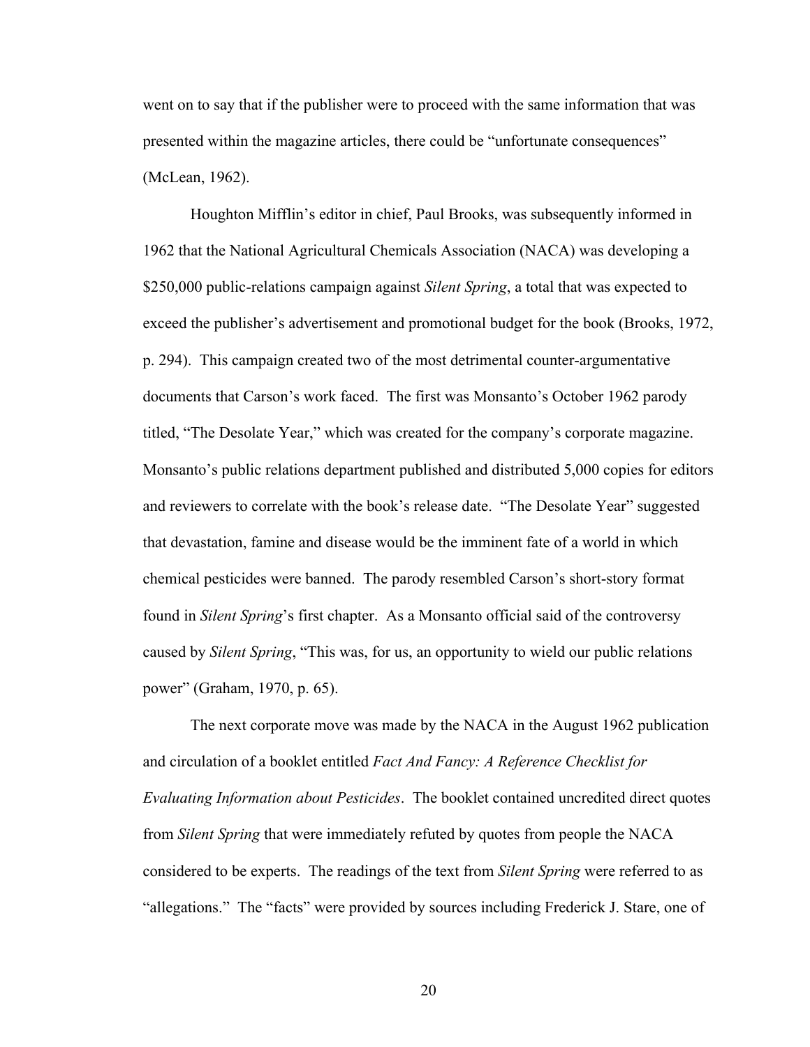went on to say that if the publisher were to proceed with the same information that was presented within the magazine articles, there could be "unfortunate consequences" (McLean, 1962).

Houghton Mifflin's editor in chief, Paul Brooks, was subsequently informed in 1962 that the National Agricultural Chemicals Association (NACA) was developing a $250,000 public-relations campaign against *Silent Spring*, a total that was expected to exceed the publisher's advertisement and promotional budget for the book (Brooks, 1972, p. 294). This campaign created two of the most detrimental counter-argumentative documents that Carson's work faced. The first was Monsanto's October 1962 parody titled, "The Desolate Year," which was created for the company's corporate magazine. Monsanto's public relations department published and distributed 5,000 copies for editors and reviewers to correlate with the book's release date. "The Desolate Year" suggested that devastation, famine and disease would be the imminent fate of a world in which chemical pesticides were banned. The parody resembled Carson's short-story format found in *Silent Spring*'s first chapter. As a Monsanto official said of the controversy caused by *Silent Spring*, "This was, for us, an opportunity to wield our public relations power" (Graham, 1970, p. 65).

The next corporate move was made by the NACA in the August 1962 publication and circulation of a booklet entitled *Fact And Fancy: A Reference Checklist for Evaluating Information about Pesticides*. The booklet contained uncredited direct quotes from *Silent Spring* that were immediately refuted by quotes from people the NACA considered to be experts. The readings of the text from *Silent Spring* were referred to as "allegations." The "facts" were provided by sources including Frederick J. Stare, one of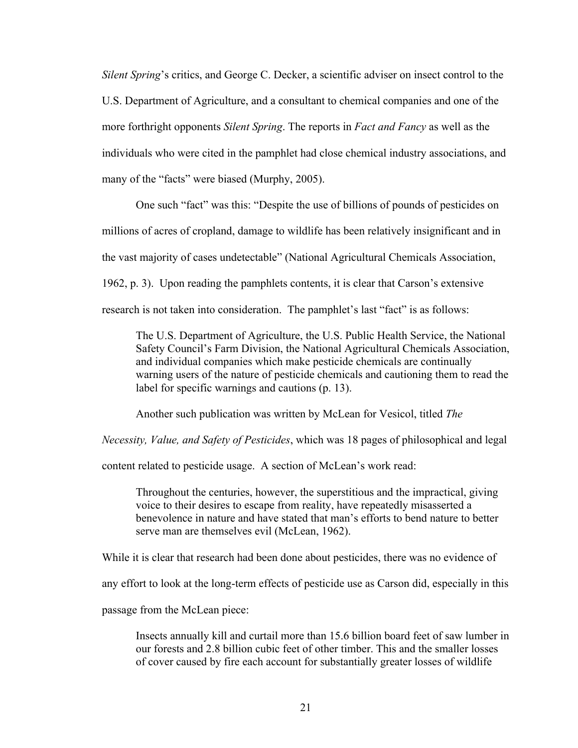*Silent Spring*'s critics, and George C. Decker, a scientific adviser on insect control to the U.S. Department of Agriculture, and a consultant to chemical companies and one of the more forthright opponents *Silent Spring*. The reports in *Fact and Fancy* as well as the individuals who were cited in the pamphlet had close chemical industry associations, and many of the "facts" were biased (Murphy, 2005).

One such "fact" was this: "Despite the use of billions of pounds of pesticides on millions of acres of cropland, damage to wildlife has been relatively insignificant and in the vast majority of cases undetectable" (National Agricultural Chemicals Association, 1962, p. 3). Upon reading the pamphlets contents, it is clear that Carson's extensive research is not taken into consideration. The pamphlet's last "fact" is as follows:

> The U.S. Department of Agriculture, the U.S. Public Health Service, the National Safety Council's Farm Division, the National Agricultural Chemicals Association, and individual companies which make pesticide chemicals are continually warning users of the nature of pesticide chemicals and cautioning them to read the label for specific warnings and cautions (p. 13).

Another such publication was written by McLean for Vesicol, titled *The Necessity, Value, and Safety of Pesticides*, which was 18 pages of philosophical and legal content related to pesticide usage. A section of McLean's work read:

> Throughout the centuries, however, the superstitious and the impractical, giving voice to their desires to escape from reality, have repeatedly misasserted a benevolence in nature and have stated that man's efforts to bend nature to better serve man are themselves evil (McLean, 1962).

While it is clear that research had been done about pesticides, there was no evidence of any effort to look at the long-term effects of pesticide use as Carson did, especially in this passage from the McLean piece:

> Insects annually kill and curtail more than 15.6 billion board feet of saw lumber in our forests and 2.8 billion cubic feet of other timber. This and the smaller losses of cover caused by fire each account for substantially greater losses of wildlife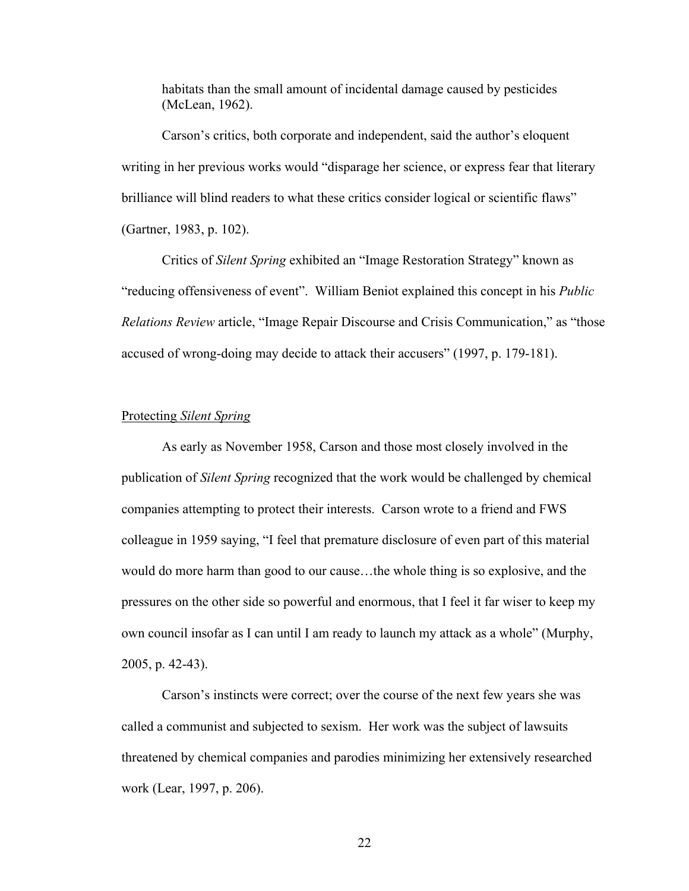habitats than the small amount of incidental damage caused by pesticides (McLean, 1962).

Carson's critics, both corporate and independent, said the author's eloquent writing in her previous works would "disparage her science, or express fear that literary brilliance will blind readers to what these critics consider logical or scientific flaws" (Gartner, 1983, p. 102).

Critics of *Silent Spring* exhibited an "Image Restoration Strategy" known as "reducing offensiveness of event". William Beniot explained this concept in his *Public Relations Review* article, "Image Repair Discourse and Crisis Communication," as "those accused of wrong-doing may decide to attack their accusers" (1997, p. 179-181).

## Protecting *Silent Spring*

As early as November 1958, Carson and those most closely involved in the publication of *Silent Spring* recognized that the work would be challenged by chemical companies attempting to protect their interests. Carson wrote to a friend and FWS colleague in 1959 saying, "I feel that premature disclosure of even part of this material would do more harm than good to our cause…the whole thing is so explosive, and the pressures on the other side so powerful and enormous, that I feel it far wiser to keep my own council insofar as I can until I am ready to launch my attack as a whole" (Murphy, 2005, p. 42-43).

Carson's instincts were correct; over the course of the next few years she was called a communist and subjected to sexism. Her work was the subject of lawsuits threatened by chemical companies and parodies minimizing her extensively researched work (Lear, 1997, p. 206).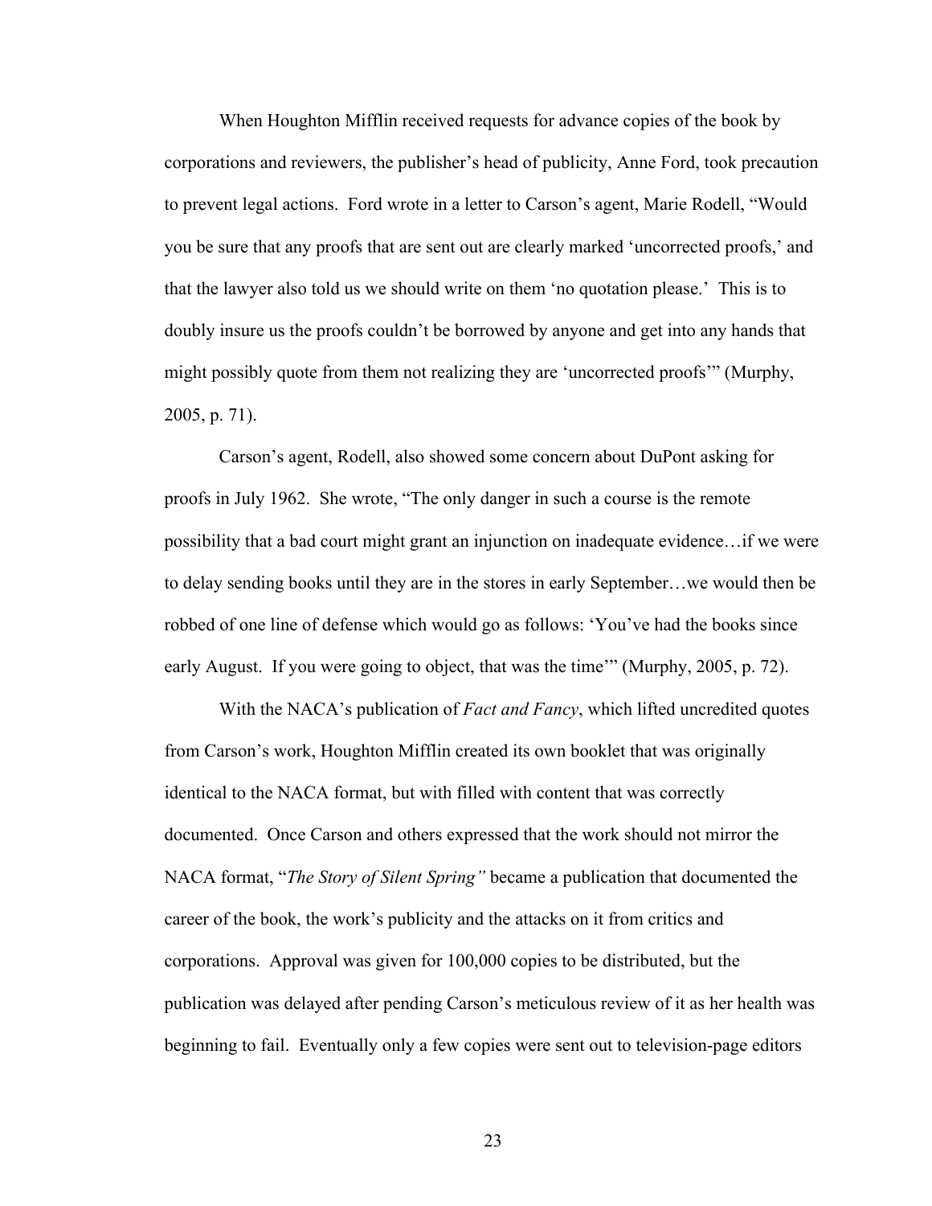When Houghton Mifflin received requests for advance copies of the book by corporations and reviewers, the publisher's head of publicity, Anne Ford, took precaution to prevent legal actions. Ford wrote in a letter to Carson's agent, Marie Rodell, "Would you be sure that any proofs that are sent out are clearly marked 'uncorrected proofs,' and that the lawyer also told us we should write on them 'no quotation please.' This is to doubly insure us the proofs couldn't be borrowed by anyone and get into any hands that might possibly quote from them not realizing they are 'uncorrected proofs'" (Murphy, 2005, p. 71).

Carson's agent, Rodell, also showed some concern about DuPont asking for proofs in July 1962. She wrote, "The only danger in such a course is the remote possibility that a bad court might grant an injunction on inadequate evidence…if we were to delay sending books until they are in the stores in early September…we would then be robbed of one line of defense which would go as follows: 'You've had the books since early August. If you were going to object, that was the time'" (Murphy, 2005, p. 72).

With the NACA's publication of *Fact and Fancy*, which lifted uncredited quotes from Carson's work, Houghton Mifflin created its own booklet that was originally identical to the NACA format, but with filled with content that was correctly documented. Once Carson and others expressed that the work should not mirror the NACA format, "*The Story of Silent Spring"* became a publication that documented the career of the book, the work's publicity and the attacks on it from critics and corporations. Approval was given for 100,000 copies to be distributed, but the publication was delayed after pending Carson's meticulous review of it as her health was beginning to fail. Eventually only a few copies were sent out to television-page editors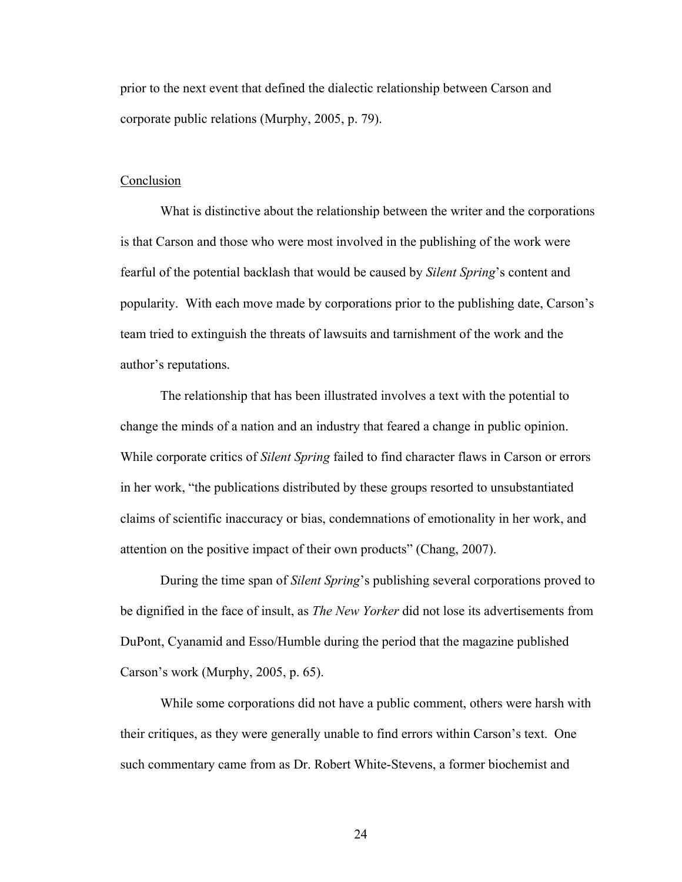prior to the next event that defined the dialectic relationship between Carson and corporate public relations (Murphy, 2005, p. 79).

## Conclusion

What is distinctive about the relationship between the writer and the corporations is that Carson and those who were most involved in the publishing of the work were fearful of the potential backlash that would be caused by *Silent Spring*'s content and popularity. With each move made by corporations prior to the publishing date, Carson's team tried to extinguish the threats of lawsuits and tarnishment of the work and the author's reputations.

The relationship that has been illustrated involves a text with the potential to change the minds of a nation and an industry that feared a change in public opinion. While corporate critics of *Silent Spring* failed to find character flaws in Carson or errors in her work, "the publications distributed by these groups resorted to unsubstantiated claims of scientific inaccuracy or bias, condemnations of emotionality in her work, and attention on the positive impact of their own products" (Chang, 2007).

During the time span of *Silent Spring*'s publishing several corporations proved to be dignified in the face of insult, as *The New Yorker* did not lose its advertisements from DuPont, Cyanamid and Esso/Humble during the period that the magazine published Carson's work (Murphy, 2005, p. 65).

While some corporations did not have a public comment, others were harsh with their critiques, as they were generally unable to find errors within Carson's text. One such commentary came from as Dr. Robert White-Stevens, a former biochemist and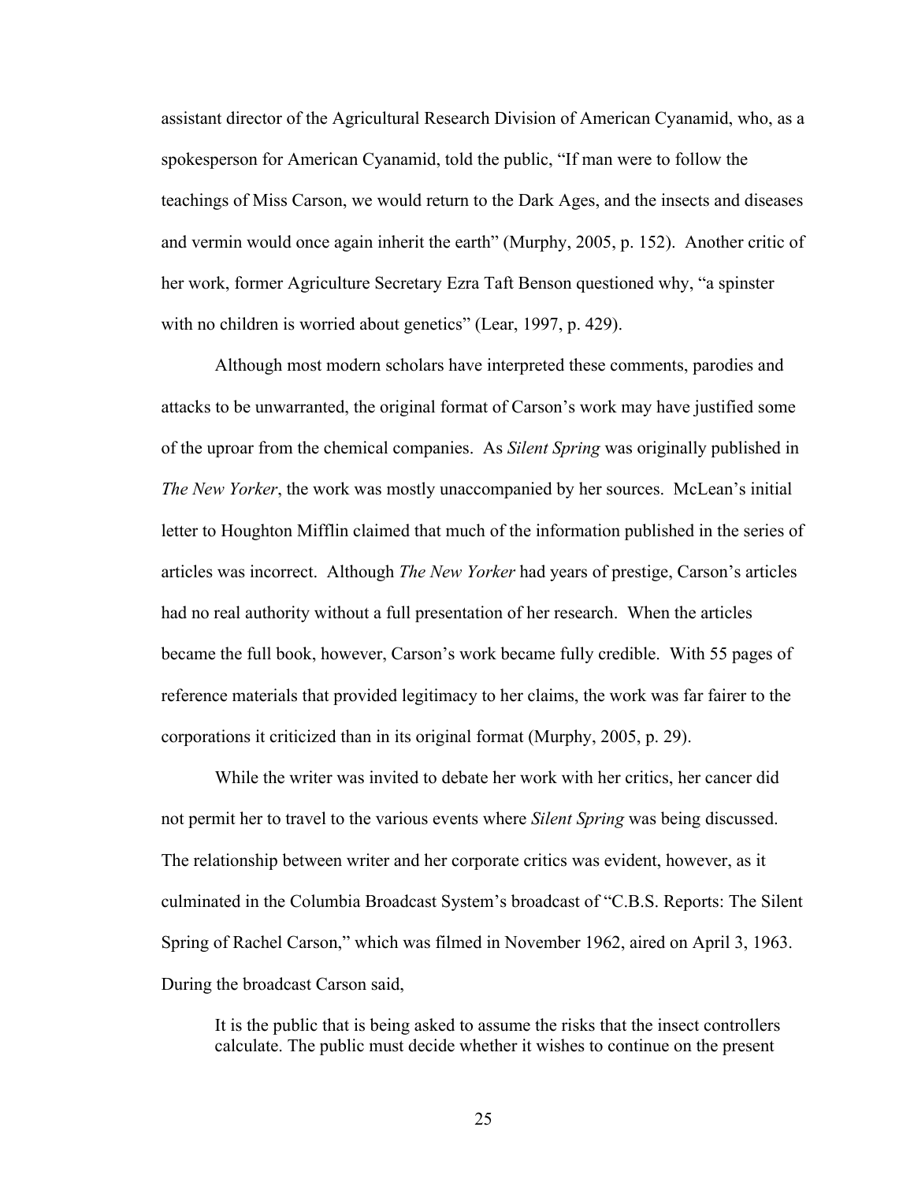assistant director of the Agricultural Research Division of American Cyanamid, who, as a spokesperson for American Cyanamid, told the public, "If man were to follow the teachings of Miss Carson, we would return to the Dark Ages, and the insects and diseases and vermin would once again inherit the earth" (Murphy, 2005, p. 152). Another critic of her work, former Agriculture Secretary Ezra Taft Benson questioned why, "a spinster with no children is worried about genetics" (Lear, 1997, p. 429).

Although most modern scholars have interpreted these comments, parodies and attacks to be unwarranted, the original format of Carson's work may have justified some of the uproar from the chemical companies. As *Silent Spring* was originally published in *The New Yorker*, the work was mostly unaccompanied by her sources. McLean's initial letter to Houghton Mifflin claimed that much of the information published in the series of articles was incorrect. Although *The New Yorker* had years of prestige, Carson's articles had no real authority without a full presentation of her research. When the articles became the full book, however, Carson's work became fully credible. With 55 pages of reference materials that provided legitimacy to her claims, the work was far fairer to the corporations it criticized than in its original format (Murphy, 2005, p. 29).

While the writer was invited to debate her work with her critics, her cancer did not permit her to travel to the various events where *Silent Spring* was being discussed. The relationship between writer and her corporate critics was evident, however, as it culminated in the Columbia Broadcast System's broadcast of "C.B.S. Reports: The Silent Spring of Rachel Carson," which was filmed in November 1962, aired on April 3, 1963. During the broadcast Carson said,

> It is the public that is being asked to assume the risks that the insect controllers calculate. The public must decide whether it wishes to continue on the present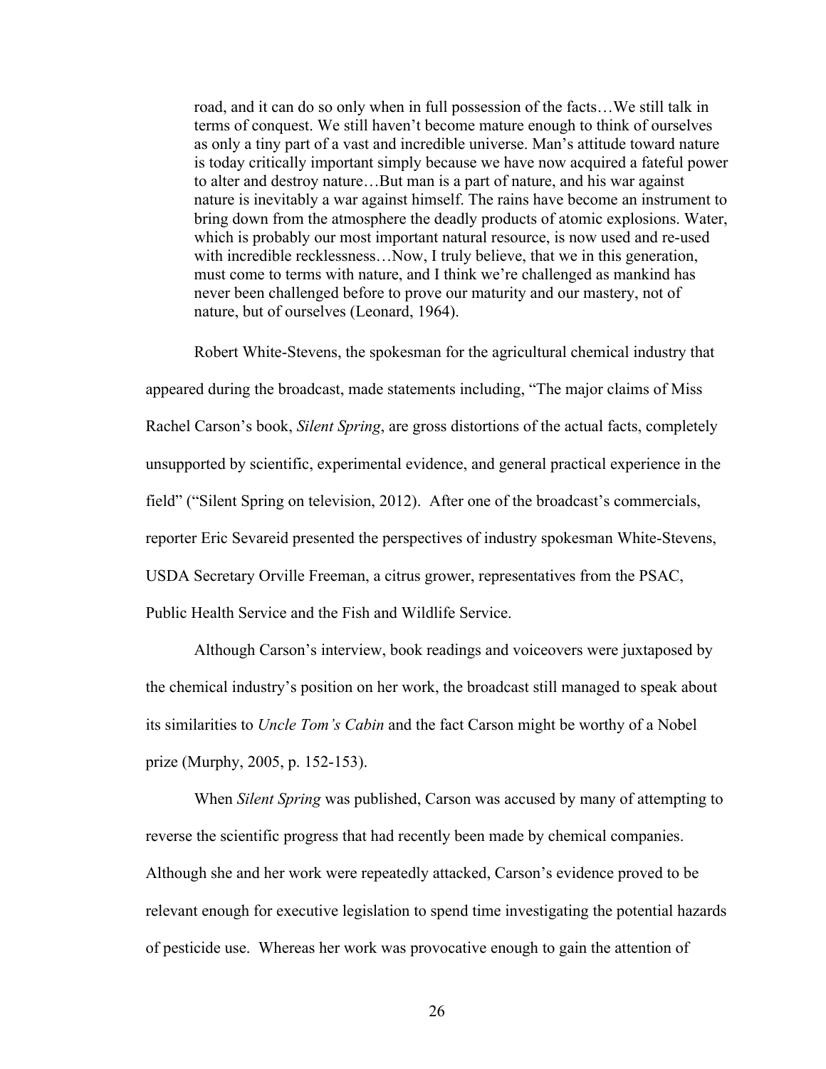> road, and it can do so only when in full possession of the facts…We still talk in terms of conquest. We still haven't become mature enough to think of ourselves as only a tiny part of a vast and incredible universe. Man's attitude toward nature is today critically important simply because we have now acquired a fateful power to alter and destroy nature…But man is a part of nature, and his war against nature is inevitably a war against himself. The rains have become an instrument to bring down from the atmosphere the deadly products of atomic explosions. Water, which is probably our most important natural resource, is now used and re-used with incredible recklessness…Now, I truly believe, that we in this generation, must come to terms with nature, and I think we're challenged as mankind has never been challenged before to prove our maturity and our mastery, not of nature, but of ourselves (Leonard, 1964).

Robert White-Stevens, the spokesman for the agricultural chemical industry that appeared during the broadcast, made statements including, "The major claims of Miss Rachel Carson's book, *Silent Spring*, are gross distortions of the actual facts, completely unsupported by scientific, experimental evidence, and general practical experience in the field" ("Silent Spring on television, 2012). After one of the broadcast's commercials, reporter Eric Sevareid presented the perspectives of industry spokesman White-Stevens, USDA Secretary Orville Freeman, a citrus grower, representatives from the PSAC, Public Health Service and the Fish and Wildlife Service.

Although Carson's interview, book readings and voiceovers were juxtaposed by the chemical industry's position on her work, the broadcast still managed to speak about its similarities to *Uncle Tom's Cabin* and the fact Carson might be worthy of a Nobel prize (Murphy, 2005, p. 152-153).

When *Silent Spring* was published, Carson was accused by many of attempting to reverse the scientific progress that had recently been made by chemical companies. Although she and her work were repeatedly attacked, Carson's evidence proved to be relevant enough for executive legislation to spend time investigating the potential hazards of pesticide use. Whereas her work was provocative enough to gain the attention of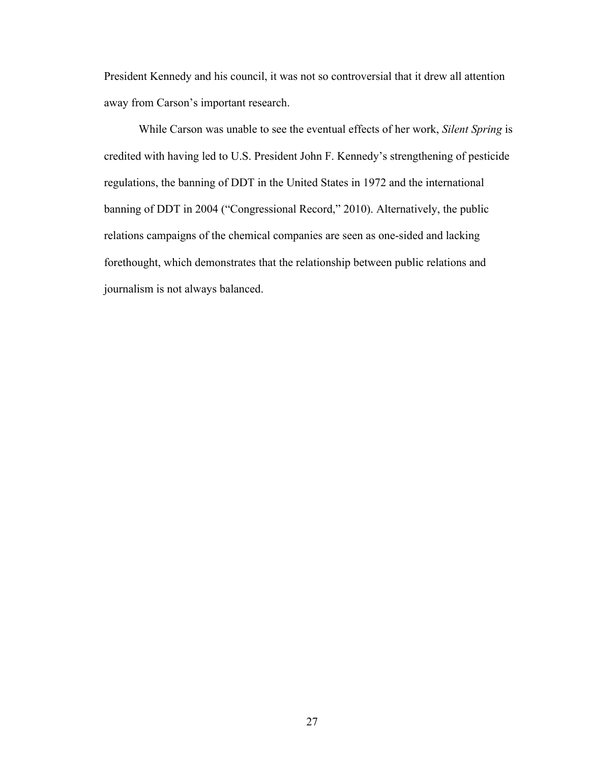President Kennedy and his council, it was not so controversial that it drew all attention away from Carson's important research.

While Carson was unable to see the eventual effects of her work, *Silent Spring* is credited with having led to U.S. President John F. Kennedy's strengthening of pesticide regulations, the banning of DDT in the United States in 1972 and the international banning of DDT in 2004 ("Congressional Record," 2010). Alternatively, the public relations campaigns of the chemical companies are seen as one-sided and lacking forethought, which demonstrates that the relationship between public relations and journalism is not always balanced.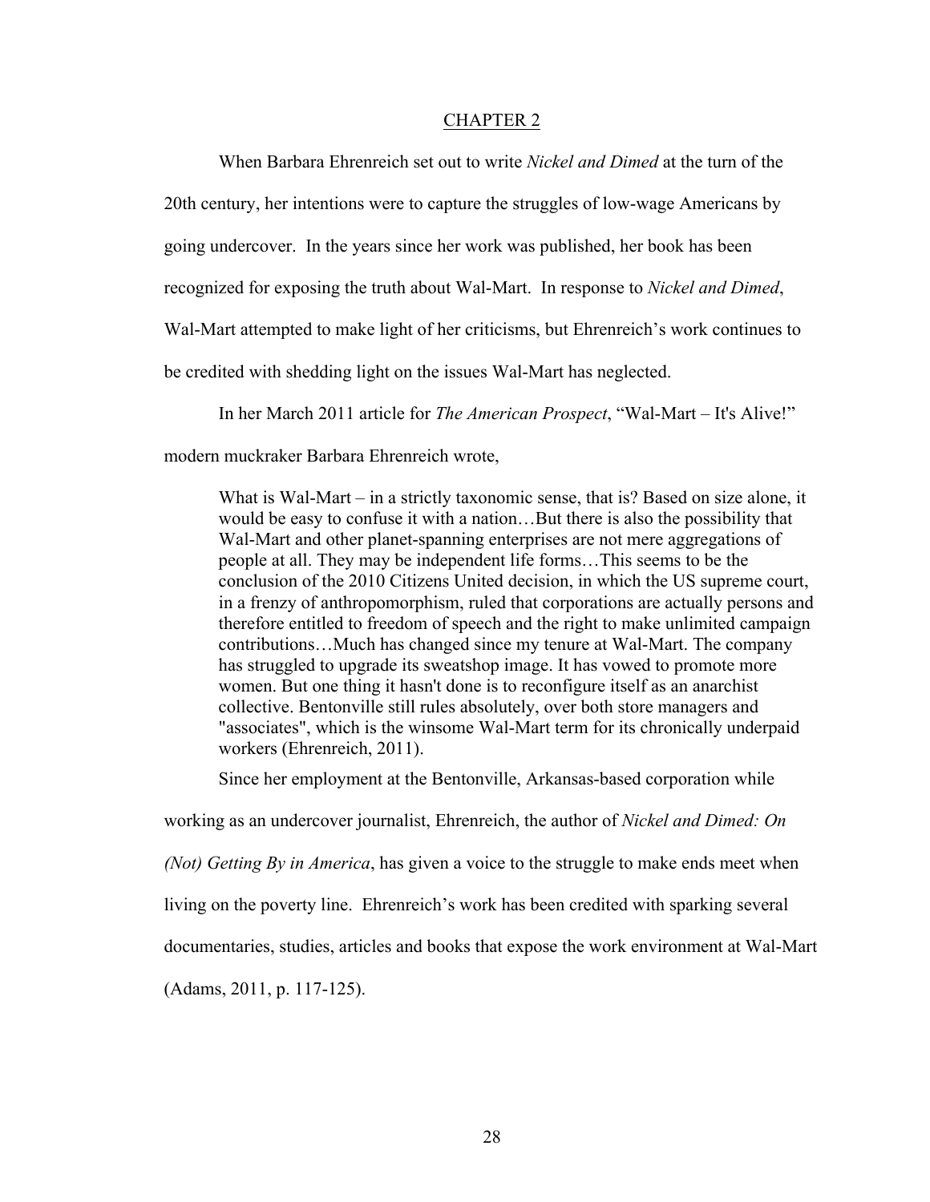# CHAPTER 2

When Barbara Ehrenreich set out to write *Nickel and Dimed* at the turn of the 20th century, her intentions were to capture the struggles of low-wage Americans by going undercover. In the years since her work was published, her book has been recognized for exposing the truth about Wal-Mart. In response to *Nickel and Dimed*, Wal-Mart attempted to make light of her criticisms, but Ehrenreich's work continues to be credited with shedding light on the issues Wal-Mart has neglected.

In her March 2011 article for *The American Prospect*, "Wal-Mart – It's Alive!" modern muckraker Barbara Ehrenreich wrote,

> What is Wal-Mart – in a strictly taxonomic sense, that is? Based on size alone, it would be easy to confuse it with a nation…But there is also the possibility that Wal-Mart and other planet-spanning enterprises are not mere aggregations of people at all. They may be independent life forms…This seems to be the conclusion of the 2010 Citizens United decision, in which the US supreme court, in a frenzy of anthropomorphism, ruled that corporations are actually persons and therefore entitled to freedom of speech and the right to make unlimited campaign contributions…Much has changed since my tenure at Wal-Mart. The company has struggled to upgrade its sweatshop image. It has vowed to promote more women. But one thing it hasn't done is to reconfigure itself as an anarchist collective. Bentonville still rules absolutely, over both store managers and "associates", which is the winsome Wal-Mart term for its chronically underpaid workers (Ehrenreich, 2011).

Since her employment at the Bentonville, Arkansas-based corporation while working as an undercover journalist, Ehrenreich, the author of *Nickel and Dimed: On (Not) Getting By in America*, has given a voice to the struggle to make ends meet when living on the poverty line. Ehrenreich's work has been credited with sparking several documentaries, studies, articles and books that expose the work environment at Wal-Mart (Adams, 2011, p. 117-125).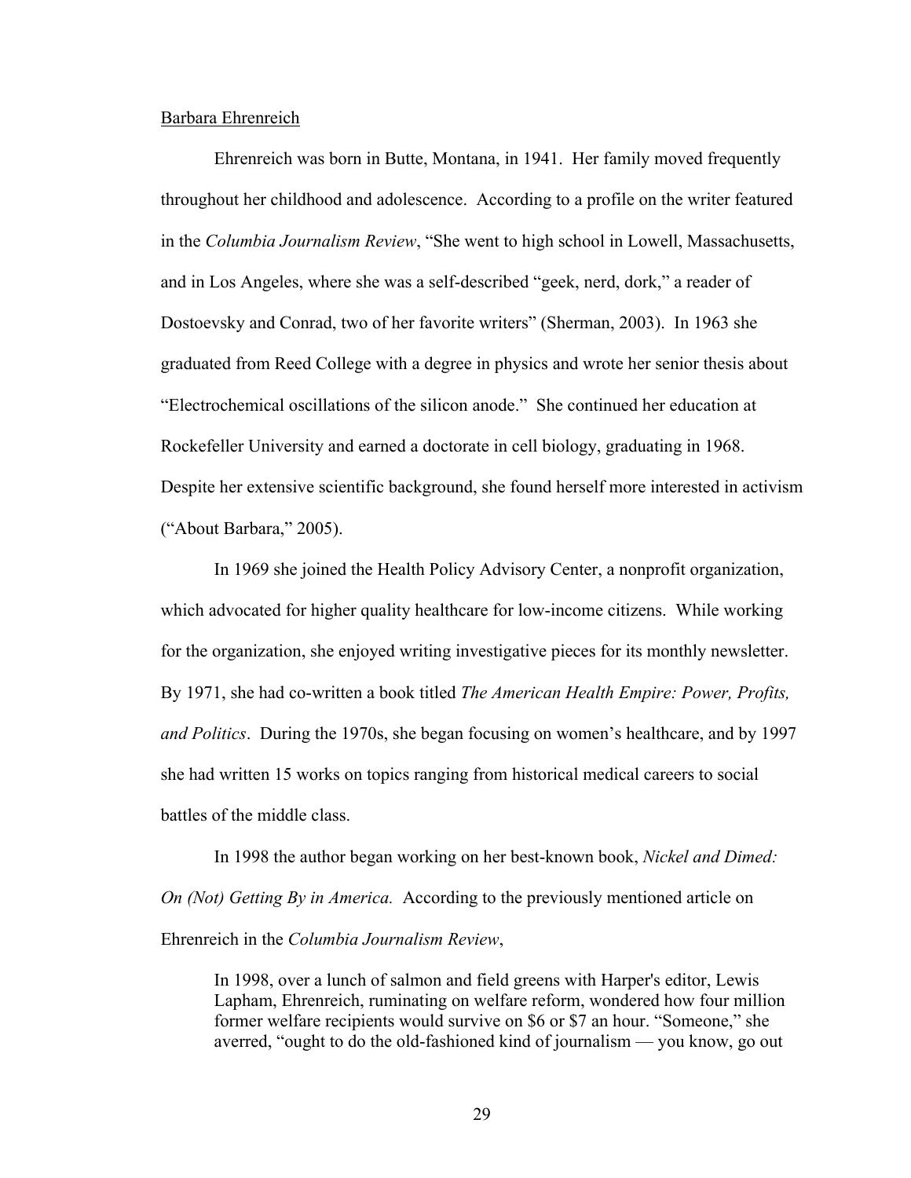<u>Barbara Ehrenreich</u>

Ehrenreich was born in Butte, Montana, in 1941. Her family moved frequently throughout her childhood and adolescence. According to a profile on the writer featured in the *Columbia Journalism Review*, "She went to high school in Lowell, Massachusetts, and in Los Angeles, where she was a self-described "geek, nerd, dork," a reader of Dostoevsky and Conrad, two of her favorite writers" (Sherman, 2003). In 1963 she graduated from Reed College with a degree in physics and wrote her senior thesis about "Electrochemical oscillations of the silicon anode." She continued her education at Rockefeller University and earned a doctorate in cell biology, graduating in 1968. Despite her extensive scientific background, she found herself more interested in activism ("About Barbara," 2005).

In 1969 she joined the Health Policy Advisory Center, a nonprofit organization, which advocated for higher quality healthcare for low-income citizens. While working for the organization, she enjoyed writing investigative pieces for its monthly newsletter. By 1971, she had co-written a book titled *The American Health Empire: Power, Profits, and Politics*. During the 1970s, she began focusing on women's healthcare, and by 1997 she had written 15 works on topics ranging from historical medical careers to social battles of the middle class.

In 1998 the author began working on her best-known book, *Nickel and Dimed: On (Not) Getting By in America.* According to the previously mentioned article on Ehrenreich in the *Columbia Journalism Review*,

> In 1998, over a lunch of salmon and field greens with Harper's editor, Lewis Lapham, Ehrenreich, ruminating on welfare reform, wondered how four million former welfare recipients would survive on $6 or $7 an hour. "Someone," she averred, "ought to do the old-fashioned kind of journalism — you know, go out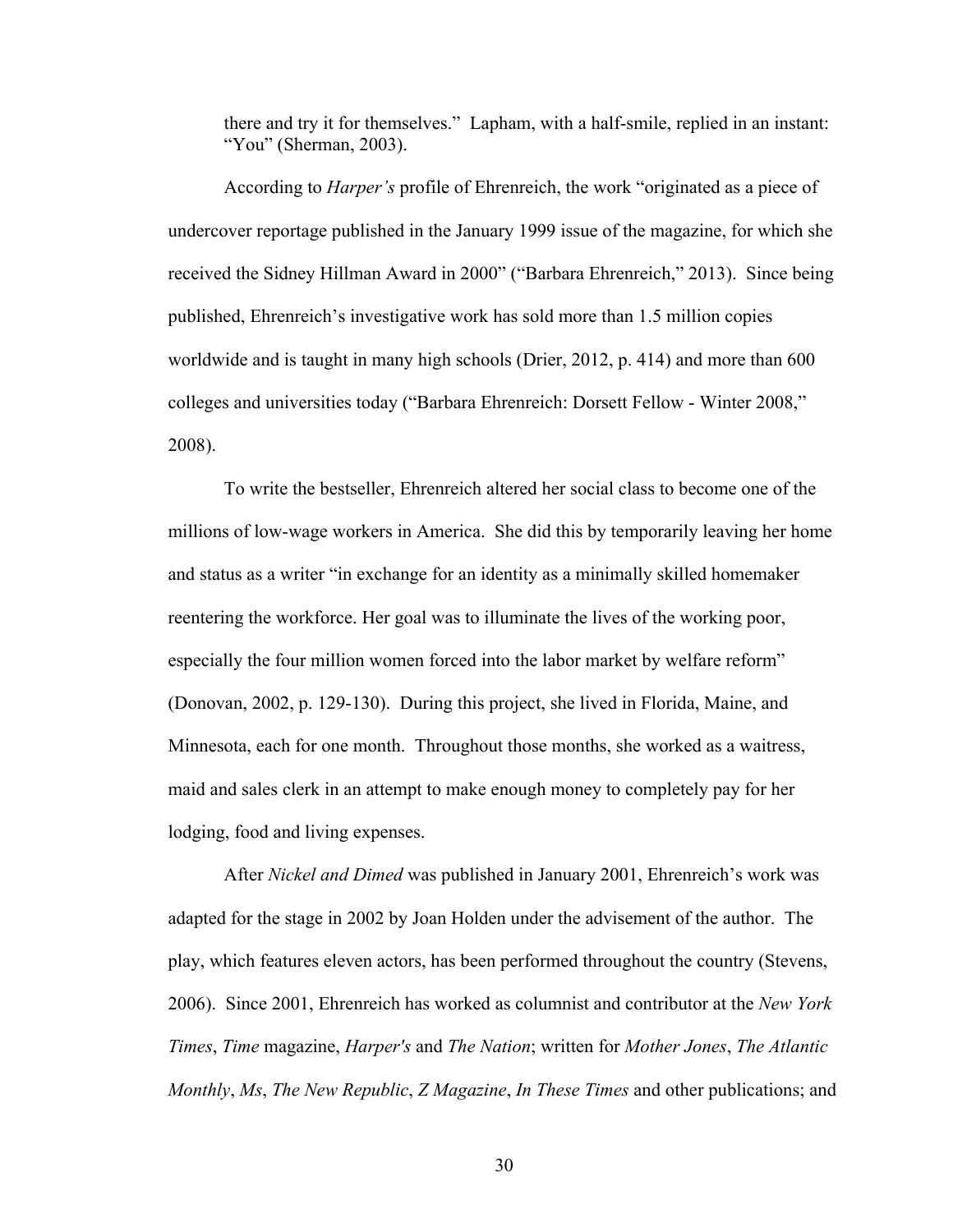there and try it for themselves." Lapham, with a half-smile, replied in an instant: "You" (Sherman, 2003).

According to *Harper's* profile of Ehrenreich, the work "originated as a piece of undercover reportage published in the January 1999 issue of the magazine, for which she received the Sidney Hillman Award in 2000" ("Barbara Ehrenreich," 2013). Since being published, Ehrenreich's investigative work has sold more than 1.5 million copies worldwide and is taught in many high schools (Drier, 2012, p. 414) and more than 600 colleges and universities today ("Barbara Ehrenreich: Dorsett Fellow - Winter 2008," 2008).

To write the bestseller, Ehrenreich altered her social class to become one of the millions of low-wage workers in America. She did this by temporarily leaving her home and status as a writer "in exchange for an identity as a minimally skilled homemaker reentering the workforce. Her goal was to illuminate the lives of the working poor, especially the four million women forced into the labor market by welfare reform" (Donovan, 2002, p. 129-130). During this project, she lived in Florida, Maine, and Minnesota, each for one month. Throughout those months, she worked as a waitress, maid and sales clerk in an attempt to make enough money to completely pay for her lodging, food and living expenses.

After *Nickel and Dimed* was published in January 2001, Ehrenreich's work was adapted for the stage in 2002 by Joan Holden under the advisement of the author. The play, which features eleven actors, has been performed throughout the country (Stevens, 2006). Since 2001, Ehrenreich has worked as columnist and contributor at the *New York Times*, *Time* magazine, *Harper's* and *The Nation*; written for *Mother Jones*, *The Atlantic Monthly*, *Ms*, *The New Republic*, *Z Magazine*, *In These Times* and other publications; and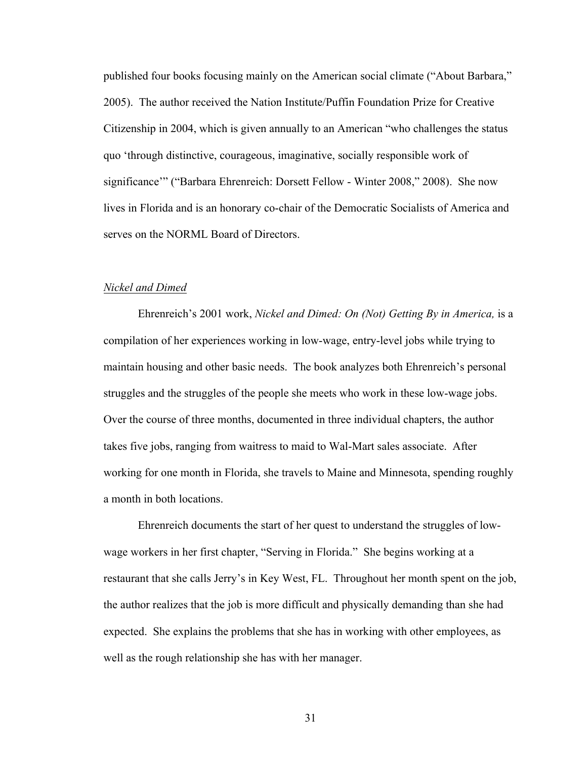published four books focusing mainly on the American social climate ("About Barbara," 2005). The author received the Nation Institute/Puffin Foundation Prize for Creative Citizenship in 2004, which is given annually to an American "who challenges the status quo 'through distinctive, courageous, imaginative, socially responsible work of significance'" ("Barbara Ehrenreich: Dorsett Fellow - Winter 2008," 2008). She now lives in Florida and is an honorary co-chair of the Democratic Socialists of America and serves on the NORML Board of Directors.

### Nickel and Dimed

Ehrenreich's 2001 work, *Nickel and Dimed: On (Not) Getting By in America,* is a compilation of her experiences working in low-wage, entry-level jobs while trying to maintain housing and other basic needs. The book analyzes both Ehrenreich's personal struggles and the struggles of the people she meets who work in these low-wage jobs. Over the course of three months, documented in three individual chapters, the author takes five jobs, ranging from waitress to maid to Wal-Mart sales associate. After working for one month in Florida, she travels to Maine and Minnesota, spending roughly a month in both locations.

Ehrenreich documents the start of her quest to understand the struggles of low-wage workers in her first chapter, "Serving in Florida." She begins working at a restaurant that she calls Jerry's in Key West, FL. Throughout her month spent on the job, the author realizes that the job is more difficult and physically demanding than she had expected. She explains the problems that she has in working with other employees, as well as the rough relationship she has with her manager.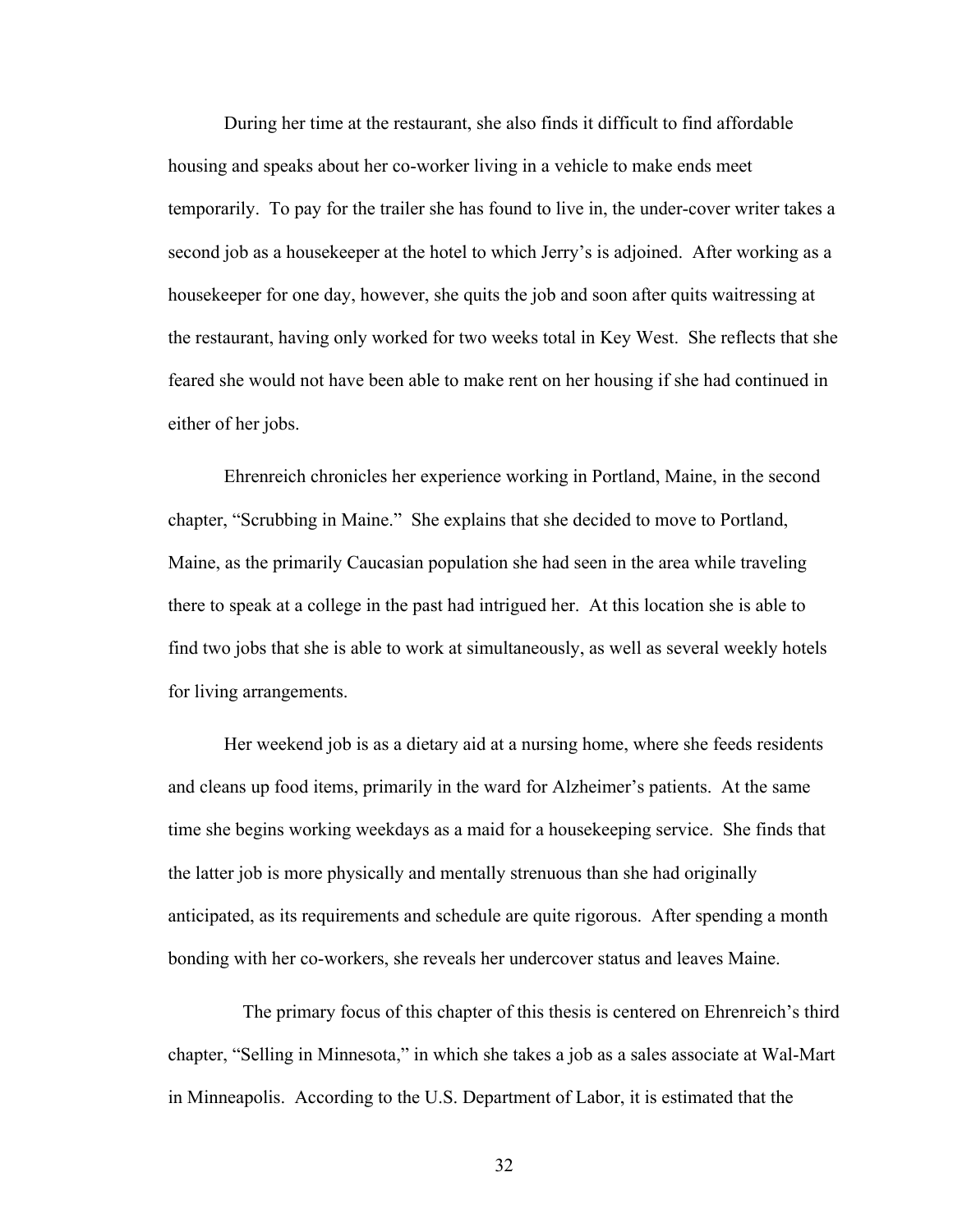During her time at the restaurant, she also finds it difficult to find affordable housing and speaks about her co-worker living in a vehicle to make ends meet temporarily. To pay for the trailer she has found to live in, the under-cover writer takes a second job as a housekeeper at the hotel to which Jerry's is adjoined. After working as a housekeeper for one day, however, she quits the job and soon after quits waitressing at the restaurant, having only worked for two weeks total in Key West. She reflects that she feared she would not have been able to make rent on her housing if she had continued in either of her jobs.

Ehrenreich chronicles her experience working in Portland, Maine, in the second chapter, "Scrubbing in Maine." She explains that she decided to move to Portland, Maine, as the primarily Caucasian population she had seen in the area while traveling there to speak at a college in the past had intrigued her. At this location she is able to find two jobs that she is able to work at simultaneously, as well as several weekly hotels for living arrangements.

Her weekend job is as a dietary aid at a nursing home, where she feeds residents and cleans up food items, primarily in the ward for Alzheimer's patients. At the same time she begins working weekdays as a maid for a housekeeping service. She finds that the latter job is more physically and mentally strenuous than she had originally anticipated, as its requirements and schedule are quite rigorous. After spending a month bonding with her co-workers, she reveals her undercover status and leaves Maine.

The primary focus of this chapter of this thesis is centered on Ehrenreich's third chapter, "Selling in Minnesota," in which she takes a job as a sales associate at Wal-Mart in Minneapolis. According to the U.S. Department of Labor, it is estimated that the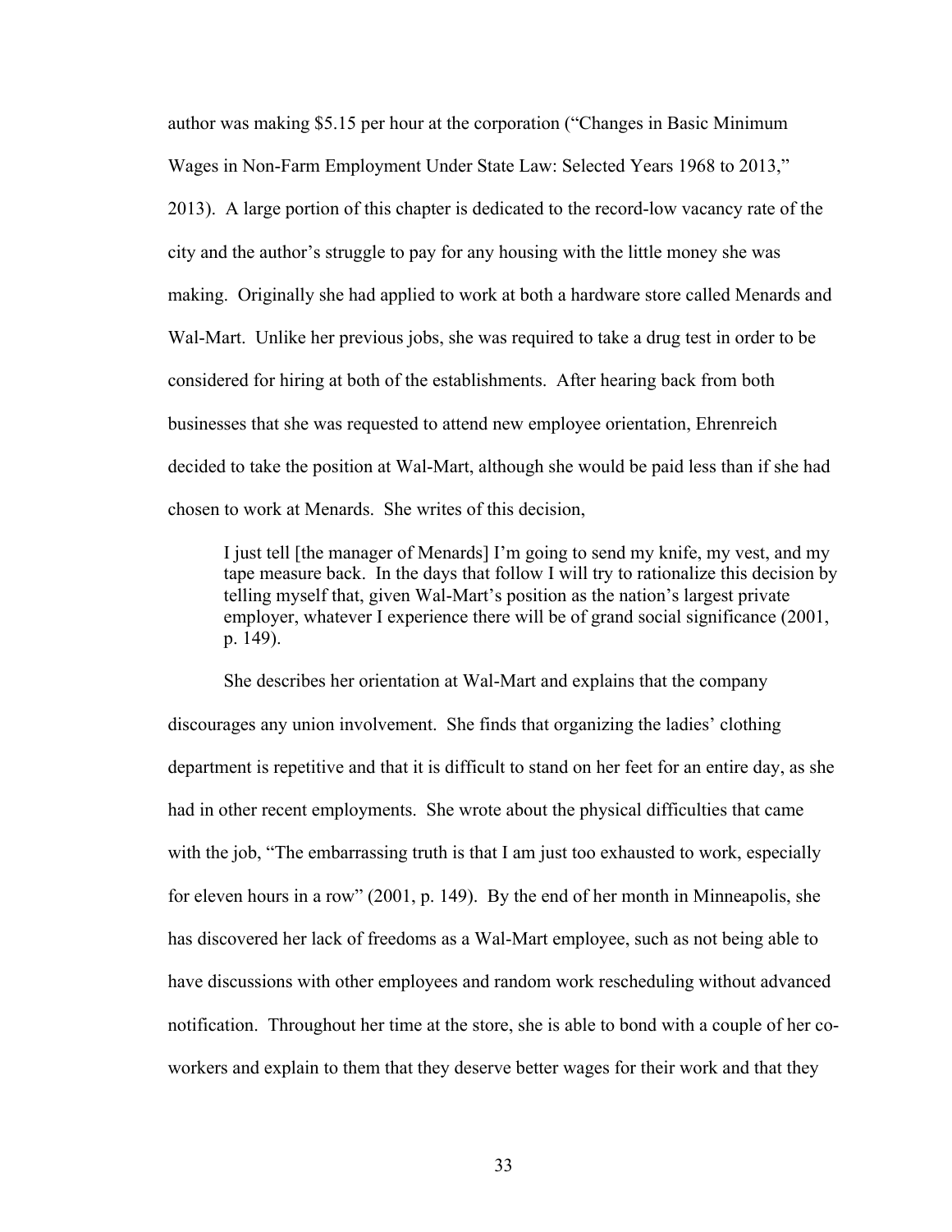author was making $5.15 per hour at the corporation ("Changes in Basic Minimum Wages in Non-Farm Employment Under State Law: Selected Years 1968 to 2013," 2013). A large portion of this chapter is dedicated to the record-low vacancy rate of the city and the author's struggle to pay for any housing with the little money she was making. Originally she had applied to work at both a hardware store called Menards and Wal-Mart. Unlike her previous jobs, she was required to take a drug test in order to be considered for hiring at both of the establishments. After hearing back from both businesses that she was requested to attend new employee orientation, Ehrenreich decided to take the position at Wal-Mart, although she would be paid less than if she had chosen to work at Menards. She writes of this decision,

> I just tell [the manager of Menards] I'm going to send my knife, my vest, and my tape measure back. In the days that follow I will try to rationalize this decision by telling myself that, given Wal-Mart's position as the nation's largest private employer, whatever I experience there will be of grand social significance (2001, p. 149).

She describes her orientation at Wal-Mart and explains that the company discourages any union involvement. She finds that organizing the ladies' clothing department is repetitive and that it is difficult to stand on her feet for an entire day, as she had in other recent employments. She wrote about the physical difficulties that came with the job, "The embarrassing truth is that I am just too exhausted to work, especially for eleven hours in a row" (2001, p. 149). By the end of her month in Minneapolis, she has discovered her lack of freedoms as a Wal-Mart employee, such as not being able to have discussions with other employees and random work rescheduling without advanced notification. Throughout her time at the store, she is able to bond with a couple of her co-workers and explain to them that they deserve better wages for their work and that they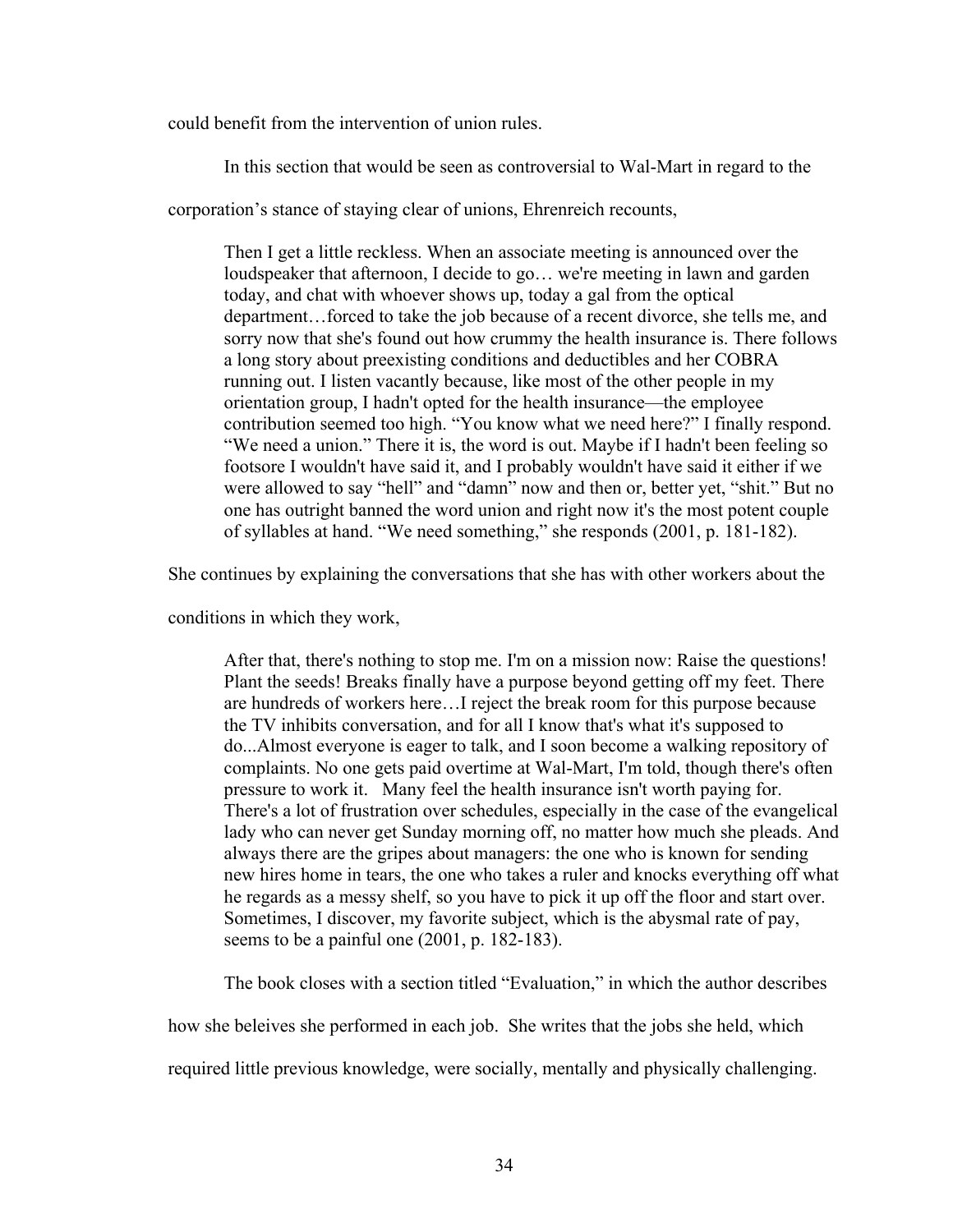could benefit from the intervention of union rules.

In this section that would be seen as controversial to Wal-Mart in regard to the corporation's stance of staying clear of unions, Ehrenreich recounts,

> Then I get a little reckless. When an associate meeting is announced over the loudspeaker that afternoon, I decide to go… we're meeting in lawn and garden today, and chat with whoever shows up, today a gal from the optical department…forced to take the job because of a recent divorce, she tells me, and sorry now that she's found out how crummy the health insurance is. There follows a long story about preexisting conditions and deductibles and her COBRA running out. I listen vacantly because, like most of the other people in my orientation group, I hadn't opted for the health insurance—the employee contribution seemed too high. "You know what we need here?" I finally respond. "We need a union." There it is, the word is out. Maybe if I hadn't been feeling so footsore I wouldn't have said it, and I probably wouldn't have said it either if we were allowed to say "hell" and "damn" now and then or, better yet, "shit." But no one has outright banned the word union and right now it's the most potent couple of syllables at hand. "We need something," she responds (2001, p. 181-182).

She continues by explaining the conversations that she has with other workers about the conditions in which they work,

> After that, there's nothing to stop me. I'm on a mission now: Raise the questions! Plant the seeds! Breaks finally have a purpose beyond getting off my feet. There are hundreds of workers here…I reject the break room for this purpose because the TV inhibits conversation, and for all I know that's what it's supposed to do...Almost everyone is eager to talk, and I soon become a walking repository of complaints. No one gets paid overtime at Wal-Mart, I'm told, though there's often pressure to work it. Many feel the health insurance isn't worth paying for. There's a lot of frustration over schedules, especially in the case of the evangelical lady who can never get Sunday morning off, no matter how much she pleads. And always there are the gripes about managers: the one who is known for sending new hires home in tears, the one who takes a ruler and knocks everything off what he regards as a messy shelf, so you have to pick it up off the floor and start over. Sometimes, I discover, my favorite subject, which is the abysmal rate of pay, seems to be a painful one (2001, p. 182-183).

The book closes with a section titled "Evaluation," in which the author describes how she beleives she performed in each job. She writes that the jobs she held, which required little previous knowledge, were socially, mentally and physically challenging.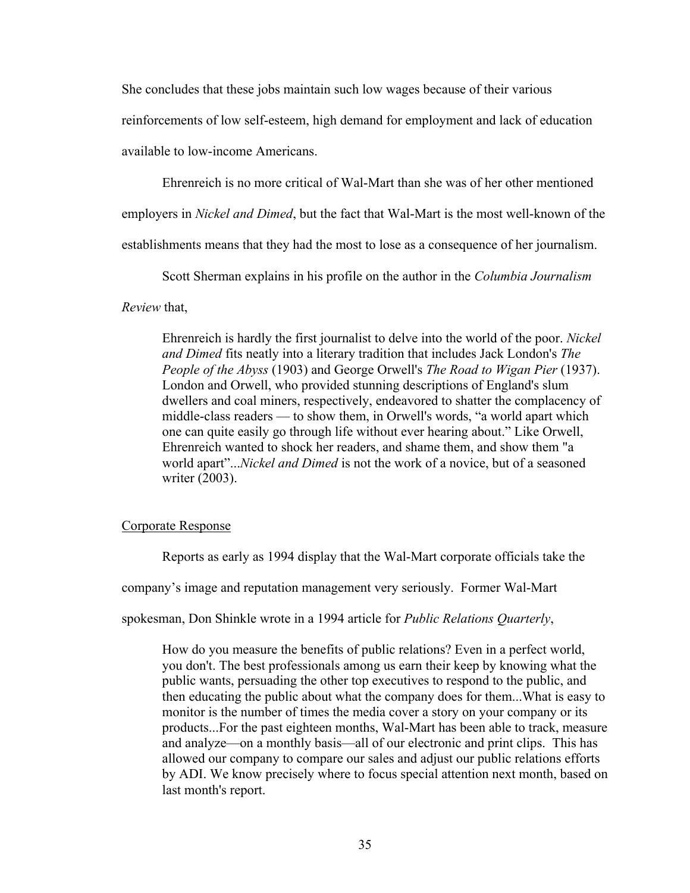She concludes that these jobs maintain such low wages because of their various reinforcements of low self-esteem, high demand for employment and lack of education available to low-income Americans.

Ehrenreich is no more critical of Wal-Mart than she was of her other mentioned employers in *Nickel and Dimed*, but the fact that Wal-Mart is the most well-known of the establishments means that they had the most to lose as a consequence of her journalism.

Scott Sherman explains in his profile on the author in the *Columbia Journalism Review* that,

> Ehrenreich is hardly the first journalist to delve into the world of the poor. *Nickel and Dimed* fits neatly into a literary tradition that includes Jack London's *The People of the Abyss* (1903) and George Orwell's *The Road to Wigan Pier* (1937). London and Orwell, who provided stunning descriptions of England's slum dwellers and coal miners, respectively, endeavored to shatter the complacency of middle-class readers — to show them, in Orwell's words, "a world apart which one can quite easily go through life without ever hearing about." Like Orwell, Ehrenreich wanted to shock her readers, and shame them, and show them "a world apart"...*Nickel and Dimed* is not the work of a novice, but of a seasoned writer (2003).

<u>Corporate Response</u>

Reports as early as 1994 display that the Wal-Mart corporate officials take the company's image and reputation management very seriously. Former Wal-Mart spokesman, Don Shinkle wrote in a 1994 article for *Public Relations Quarterly*,

> How do you measure the benefits of public relations? Even in a perfect world, you don't. The best professionals among us earn their keep by knowing what the public wants, persuading the other top executives to respond to the public, and then educating the public about what the company does for them...What is easy to monitor is the number of times the media cover a story on your company or its products...For the past eighteen months, Wal-Mart has been able to track, measure and analyze—on a monthly basis—all of our electronic and print clips. This has allowed our company to compare our sales and adjust our public relations efforts by ADI. We know precisely where to focus special attention next month, based on last month's report.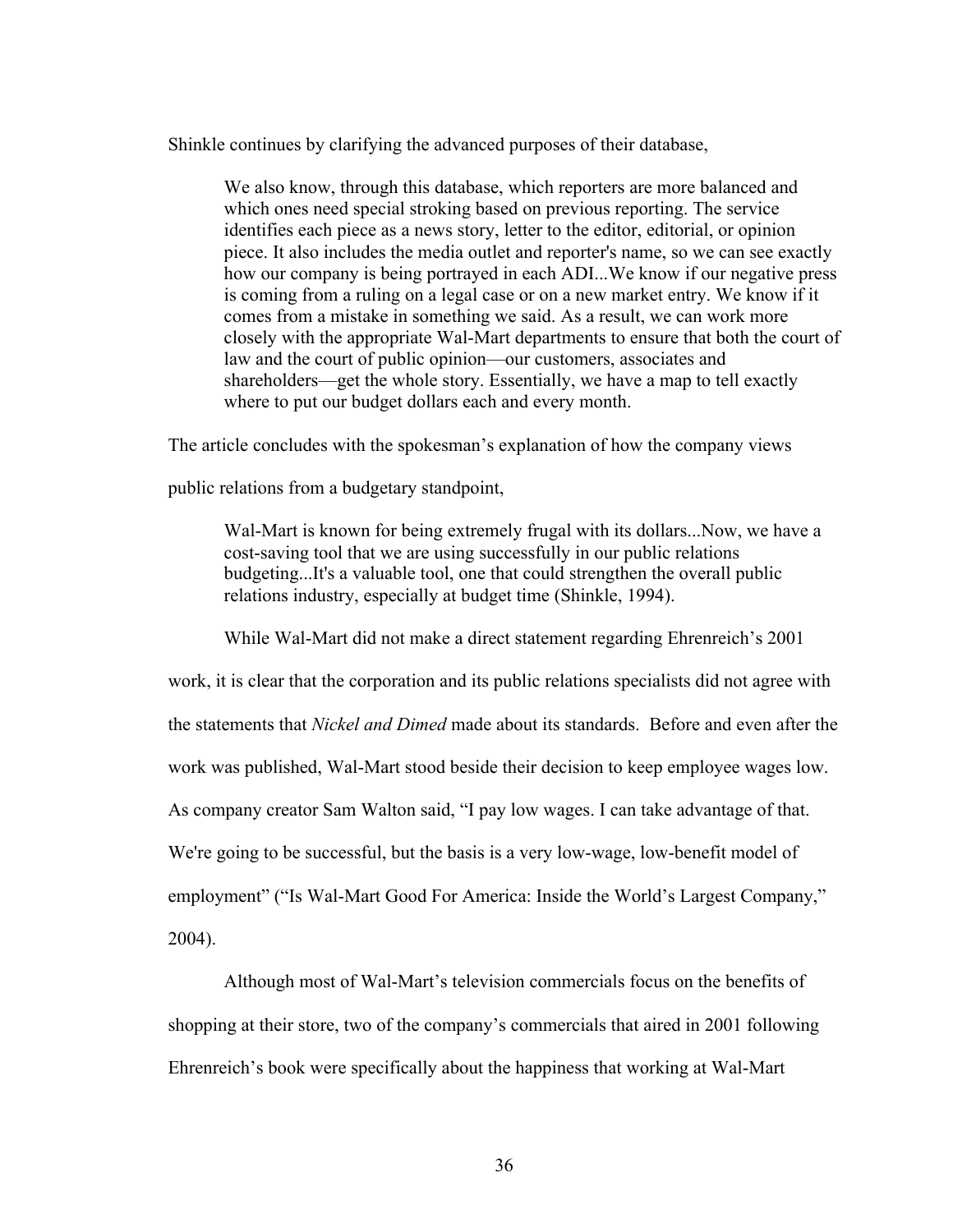Shinkle continues by clarifying the advanced purposes of their database,

> We also know, through this database, which reporters are more balanced and which ones need special stroking based on previous reporting. The service identifies each piece as a news story, letter to the editor, editorial, or opinion piece. It also includes the media outlet and reporter's name, so we can see exactly how our company is being portrayed in each ADI...We know if our negative press is coming from a ruling on a legal case or on a new market entry. We know if it comes from a mistake in something we said. As a result, we can work more closely with the appropriate Wal-Mart departments to ensure that both the court of law and the court of public opinion—our customers, associates and shareholders—get the whole story. Essentially, we have a map to tell exactly where to put our budget dollars each and every month.

The article concludes with the spokesman's explanation of how the company views public relations from a budgetary standpoint,

> Wal-Mart is known for being extremely frugal with its dollars...Now, we have a cost-saving tool that we are using successfully in our public relations budgeting...It's a valuable tool, one that could strengthen the overall public relations industry, especially at budget time (Shinkle, 1994).

While Wal-Mart did not make a direct statement regarding Ehrenreich's 2001 work, it is clear that the corporation and its public relations specialists did not agree with the statements that *Nickel and Dimed* made about its standards. Before and even after the work was published, Wal-Mart stood beside their decision to keep employee wages low. As company creator Sam Walton said, "I pay low wages. I can take advantage of that. We're going to be successful, but the basis is a very low-wage, low-benefit model of employment" ("Is Wal-Mart Good For America: Inside the World's Largest Company," 2004).

Although most of Wal-Mart's television commercials focus on the benefits of shopping at their store, two of the company's commercials that aired in 2001 following Ehrenreich's book were specifically about the happiness that working at Wal-Mart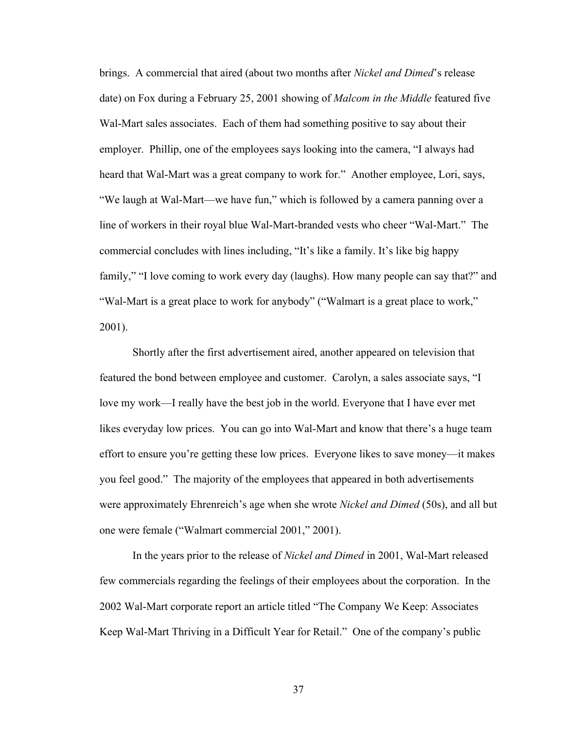brings. A commercial that aired (about two months after *Nickel and Dimed*'s release date) on Fox during a February 25, 2001 showing of *Malcom in the Middle* featured five Wal-Mart sales associates. Each of them had something positive to say about their employer. Phillip, one of the employees says looking into the camera, "I always had heard that Wal-Mart was a great company to work for." Another employee, Lori, says, "We laugh at Wal-Mart—we have fun," which is followed by a camera panning over a line of workers in their royal blue Wal-Mart-branded vests who cheer "Wal-Mart." The commercial concludes with lines including, "It's like a family. It's like big happy family," "I love coming to work every day (laughs). How many people can say that?" and "Wal-Mart is a great place to work for anybody" ("Walmart is a great place to work," 2001).

Shortly after the first advertisement aired, another appeared on television that featured the bond between employee and customer. Carolyn, a sales associate says, "I love my work—I really have the best job in the world. Everyone that I have ever met likes everyday low prices. You can go into Wal-Mart and know that there's a huge team effort to ensure you're getting these low prices. Everyone likes to save money—it makes you feel good." The majority of the employees that appeared in both advertisements were approximately Ehrenreich's age when she wrote *Nickel and Dimed* (50s), and all but one were female ("Walmart commercial 2001," 2001).

In the years prior to the release of *Nickel and Dimed* in 2001, Wal-Mart released few commercials regarding the feelings of their employees about the corporation. In the 2002 Wal-Mart corporate report an article titled "The Company We Keep: Associates Keep Wal-Mart Thriving in a Difficult Year for Retail." One of the company's public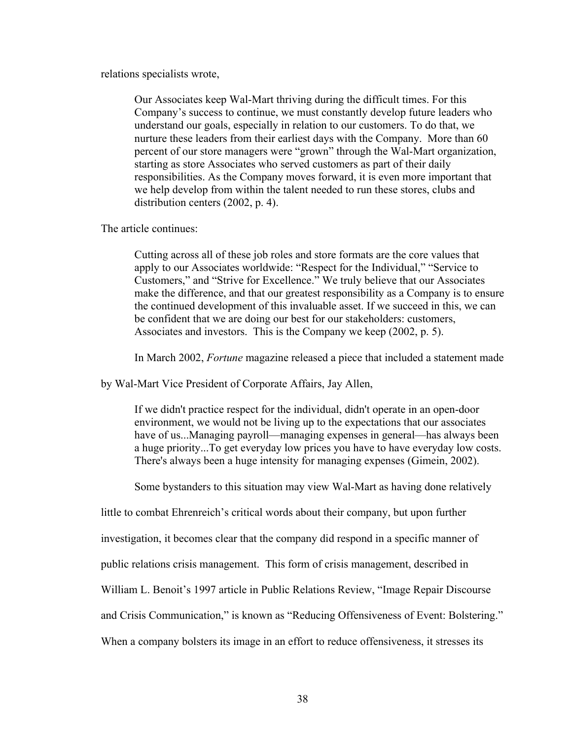relations specialists wrote,

> Our Associates keep Wal-Mart thriving during the difficult times. For this Company's success to continue, we must constantly develop future leaders who understand our goals, especially in relation to our customers. To do that, we nurture these leaders from their earliest days with the Company. More than 60 percent of our store managers were "grown" through the Wal-Mart organization, starting as store Associates who served customers as part of their daily responsibilities. As the Company moves forward, it is even more important that we help develop from within the talent needed to run these stores, clubs and distribution centers (2002, p. 4).

The article continues:

> Cutting across all of these job roles and store formats are the core values that apply to our Associates worldwide: "Respect for the Individual," "Service to Customers," and "Strive for Excellence." We truly believe that our Associates make the difference, and that our greatest responsibility as a Company is to ensure the continued development of this invaluable asset. If we succeed in this, we can be confident that we are doing our best for our stakeholders: customers, Associates and investors. This is the Company we keep (2002, p. 5).

In March 2002, *Fortune* magazine released a piece that included a statement made by Wal-Mart Vice President of Corporate Affairs, Jay Allen,

> If we didn't practice respect for the individual, didn't operate in an open-door environment, we would not be living up to the expectations that our associates have of us...Managing payroll—managing expenses in general—has always been a huge priority...To get everyday low prices you have to have everyday low costs. There's always been a huge intensity for managing expenses (Gimein, 2002).

Some bystanders to this situation may view Wal-Mart as having done relatively little to combat Ehrenreich's critical words about their company, but upon further investigation, it becomes clear that the company did respond in a specific manner of public relations crisis management. This form of crisis management, described in William L. Benoit's 1997 article in Public Relations Review, "Image Repair Discourse and Crisis Communication," is known as "Reducing Offensiveness of Event: Bolstering." When a company bolsters its image in an effort to reduce offensiveness, it stresses its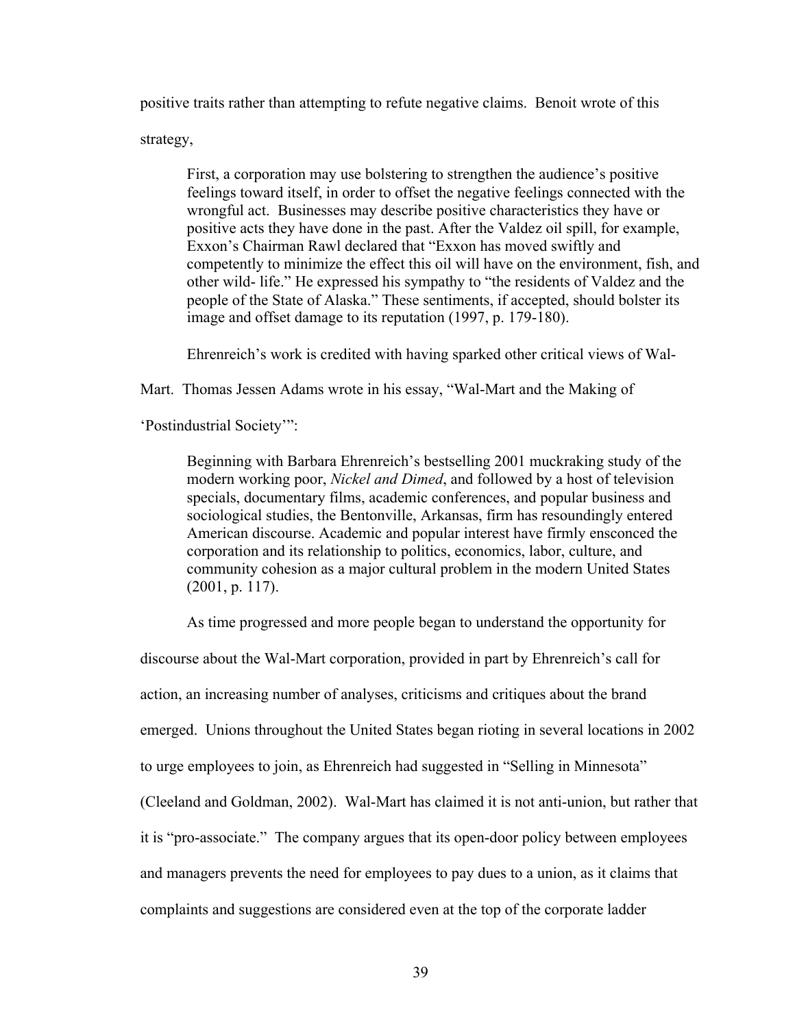positive traits rather than attempting to refute negative claims. Benoit wrote of this strategy,

> First, a corporation may use bolstering to strengthen the audience's positive feelings toward itself, in order to offset the negative feelings connected with the wrongful act. Businesses may describe positive characteristics they have or positive acts they have done in the past. After the Valdez oil spill, for example, Exxon's Chairman Rawl declared that "Exxon has moved swiftly and competently to minimize the effect this oil will have on the environment, fish, and other wild- life." He expressed his sympathy to "the residents of Valdez and the people of the State of Alaska." These sentiments, if accepted, should bolster its image and offset damage to its reputation (1997, p. 179-180).

Ehrenreich's work is credited with having sparked other critical views of Wal-Mart. Thomas Jessen Adams wrote in his essay, "Wal-Mart and the Making of 'Postindustrial Society'":

> Beginning with Barbara Ehrenreich's bestselling 2001 muckraking study of the modern working poor, *Nickel and Dimed*, and followed by a host of television specials, documentary films, academic conferences, and popular business and sociological studies, the Bentonville, Arkansas, firm has resoundingly entered American discourse. Academic and popular interest have firmly ensconced the corporation and its relationship to politics, economics, labor, culture, and community cohesion as a major cultural problem in the modern United States (2001, p. 117).

As time progressed and more people began to understand the opportunity for discourse about the Wal-Mart corporation, provided in part by Ehrenreich's call for action, an increasing number of analyses, criticisms and critiques about the brand emerged. Unions throughout the United States began rioting in several locations in 2002 to urge employees to join, as Ehrenreich had suggested in "Selling in Minnesota" (Cleeland and Goldman, 2002). Wal-Mart has claimed it is not anti-union, but rather that it is "pro-associate." The company argues that its open-door policy between employees and managers prevents the need for employees to pay dues to a union, as it claims that complaints and suggestions are considered even at the top of the corporate ladder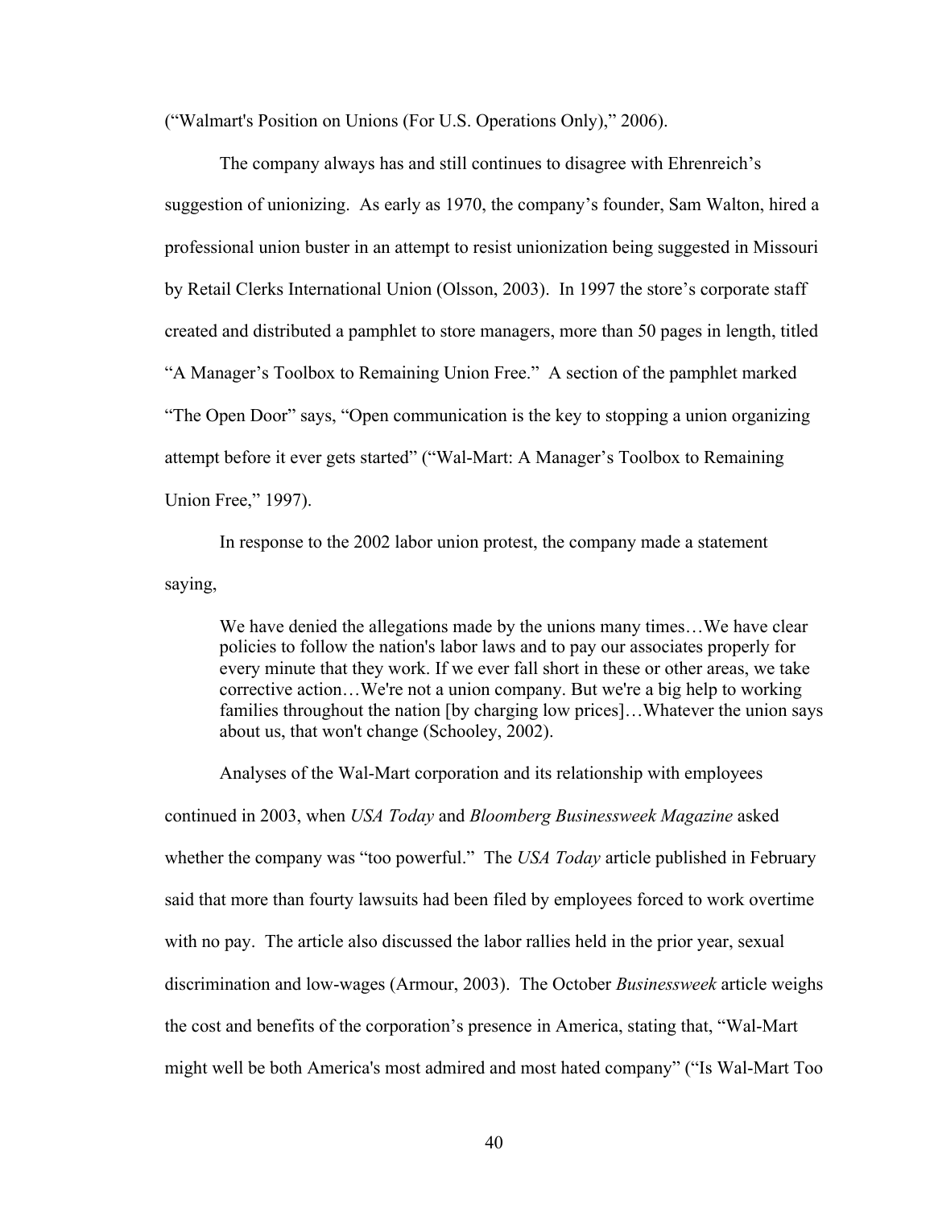("Walmart's Position on Unions (For U.S. Operations Only)," 2006).

The company always has and still continues to disagree with Ehrenreich's suggestion of unionizing. As early as 1970, the company's founder, Sam Walton, hired a professional union buster in an attempt to resist unionization being suggested in Missouri by Retail Clerks International Union (Olsson, 2003). In 1997 the store's corporate staff created and distributed a pamphlet to store managers, more than 50 pages in length, titled "A Manager's Toolbox to Remaining Union Free." A section of the pamphlet marked "The Open Door" says, "Open communication is the key to stopping a union organizing attempt before it ever gets started" ("Wal-Mart: A Manager's Toolbox to Remaining Union Free," 1997).

In response to the 2002 labor union protest, the company made a statement saying,

> We have denied the allegations made by the unions many times…We have clear policies to follow the nation's labor laws and to pay our associates properly for every minute that they work. If we ever fall short in these or other areas, we take corrective action…We're not a union company. But we're a big help to working families throughout the nation [by charging low prices]…Whatever the union says about us, that won't change (Schooley, 2002).

Analyses of the Wal-Mart corporation and its relationship with employees continued in 2003, when *USA Today* and *Bloomberg Businessweek Magazine* asked whether the company was "too powerful." The *USA Today* article published in February said that more than fourty lawsuits had been filed by employees forced to work overtime with no pay. The article also discussed the labor rallies held in the prior year, sexual discrimination and low-wages (Armour, 2003). The October *Businessweek* article weighs the cost and benefits of the corporation's presence in America, stating that, "Wal-Mart might well be both America's most admired and most hated company" ("Is Wal-Mart Too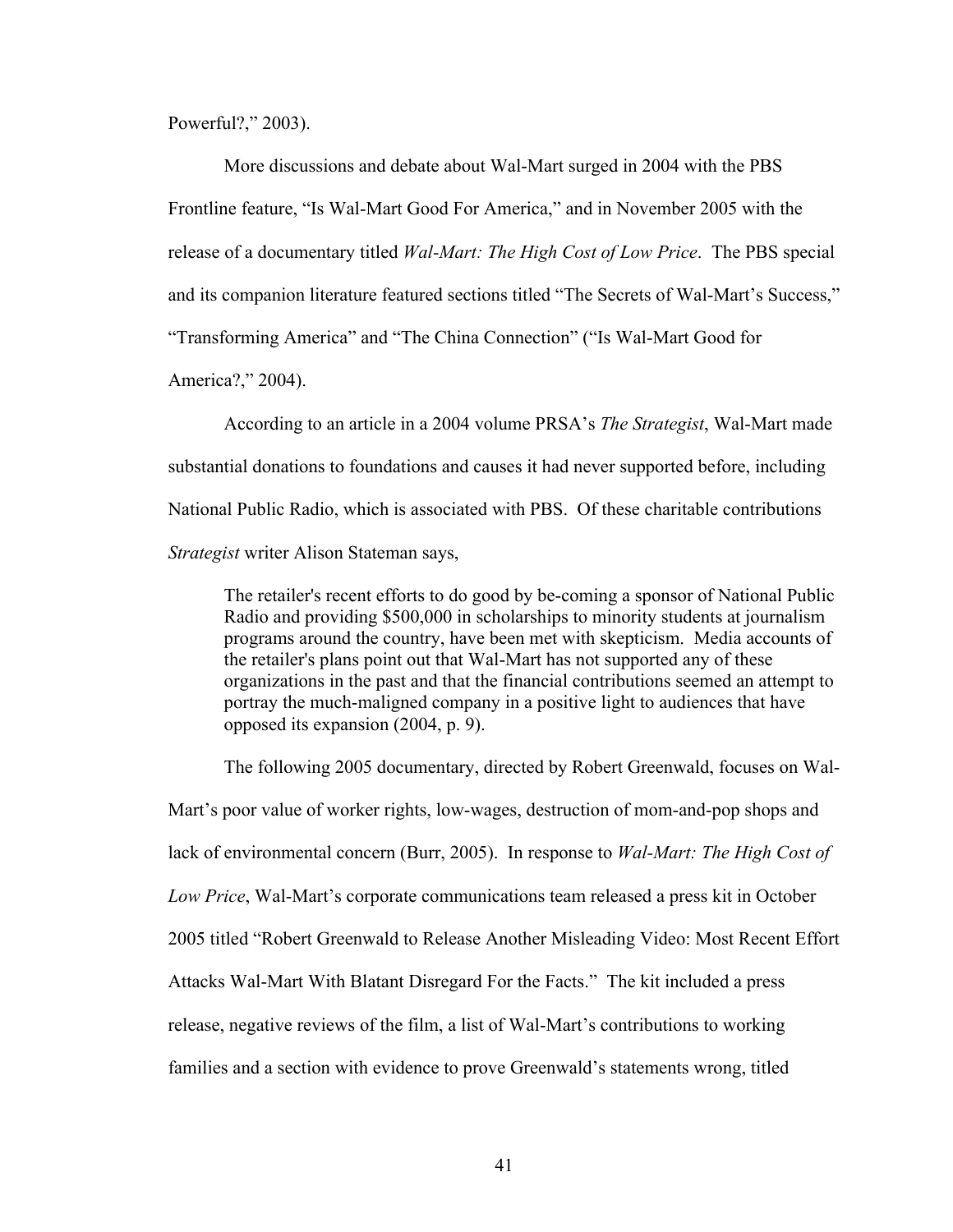Powerful?," 2003).

More discussions and debate about Wal-Mart surged in 2004 with the PBS Frontline feature, "Is Wal-Mart Good For America," and in November 2005 with the release of a documentary titled *Wal-Mart: The High Cost of Low Price*. The PBS special and its companion literature featured sections titled "The Secrets of Wal-Mart's Success," "Transforming America" and "The China Connection" ("Is Wal-Mart Good for America?," 2004).

According to an article in a 2004 volume PRSA's *The Strategist*, Wal-Mart made substantial donations to foundations and causes it had never supported before, including National Public Radio, which is associated with PBS. Of these charitable contributions *Strategist* writer Alison Stateman says,

> The retailer's recent efforts to do good by be-coming a sponsor of National Public Radio and providing $500,000 in scholarships to minority students at journalism programs around the country, have been met with skepticism. Media accounts of the retailer's plans point out that Wal-Mart has not supported any of these organizations in the past and that the financial contributions seemed an attempt to portray the much-maligned company in a positive light to audiences that have opposed its expansion (2004, p. 9).

The following 2005 documentary, directed by Robert Greenwald, focuses on Wal-Mart's poor value of worker rights, low-wages, destruction of mom-and-pop shops and lack of environmental concern (Burr, 2005). In response to *Wal-Mart: The High Cost of Low Price*, Wal-Mart's corporate communications team released a press kit in October 2005 titled "Robert Greenwald to Release Another Misleading Video: Most Recent Effort Attacks Wal-Mart With Blatant Disregard For the Facts." The kit included a press release, negative reviews of the film, a list of Wal-Mart's contributions to working families and a section with evidence to prove Greenwald's statements wrong, titled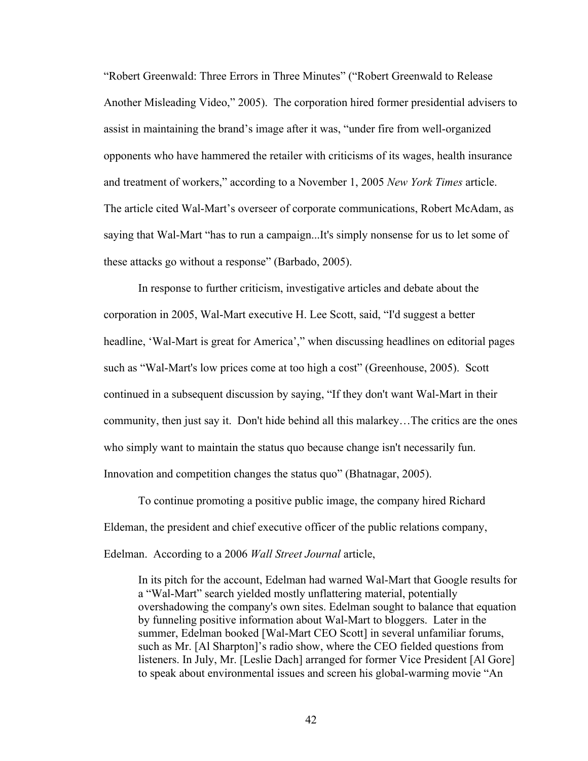"Robert Greenwald: Three Errors in Three Minutes" ("Robert Greenwald to Release Another Misleading Video," 2005). The corporation hired former presidential advisers to assist in maintaining the brand's image after it was, "under fire from well-organized opponents who have hammered the retailer with criticisms of its wages, health insurance and treatment of workers," according to a November 1, 2005 *New York Times* article. The article cited Wal-Mart's overseer of corporate communications, Robert McAdam, as saying that Wal-Mart "has to run a campaign...It's simply nonsense for us to let some of these attacks go without a response" (Barbado, 2005).

In response to further criticism, investigative articles and debate about the corporation in 2005, Wal-Mart executive H. Lee Scott, said, "I'd suggest a better headline, 'Wal-Mart is great for America'," when discussing headlines on editorial pages such as "Wal-Mart's low prices come at too high a cost" (Greenhouse, 2005). Scott continued in a subsequent discussion by saying, "If they don't want Wal-Mart in their community, then just say it. Don't hide behind all this malarkey…The critics are the ones who simply want to maintain the status quo because change isn't necessarily fun. Innovation and competition changes the status quo" (Bhatnagar, 2005).

To continue promoting a positive public image, the company hired Richard Eldeman, the president and chief executive officer of the public relations company, Edelman. According to a 2006 *Wall Street Journal* article,

> In its pitch for the account, Edelman had warned Wal-Mart that Google results for a "Wal-Mart" search yielded mostly unflattering material, potentially overshadowing the company's own sites. Edelman sought to balance that equation by funneling positive information about Wal-Mart to bloggers. Later in the summer, Edelman booked [Wal-Mart CEO Scott] in several unfamiliar forums, such as Mr. [Al Sharpton]'s radio show, where the CEO fielded questions from listeners. In July, Mr. [Leslie Dach] arranged for former Vice President [Al Gore] to speak about environmental issues and screen his global-warming movie "An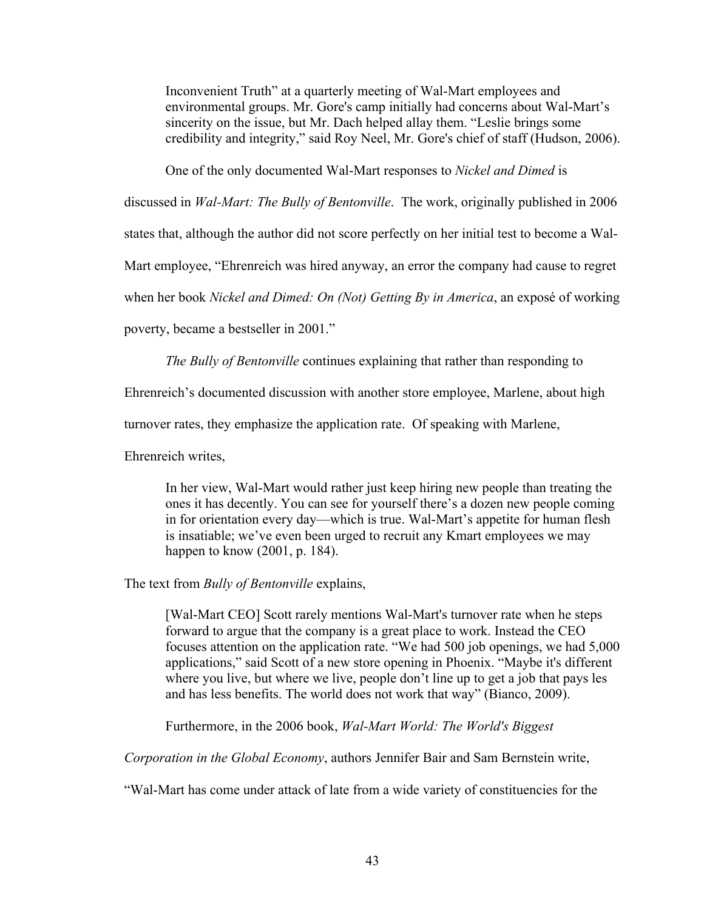> Inconvenient Truth" at a quarterly meeting of Wal-Mart employees and environmental groups. Mr. Gore's camp initially had concerns about Wal-Mart's sincerity on the issue, but Mr. Dach helped allay them. "Leslie brings some credibility and integrity," said Roy Neel, Mr. Gore's chief of staff (Hudson, 2006).

One of the only documented Wal-Mart responses to *Nickel and Dimed* is discussed in *Wal-Mart: The Bully of Bentonville*. The work, originally published in 2006 states that, although the author did not score perfectly on her initial test to become a Wal-Mart employee, "Ehrenreich was hired anyway, an error the company had cause to regret when her book *Nickel and Dimed: On (Not) Getting By in America*, an exposé of working poverty, became a bestseller in 2001."

*The Bully of Bentonville* continues explaining that rather than responding to Ehrenreich's documented discussion with another store employee, Marlene, about high turnover rates, they emphasize the application rate. Of speaking with Marlene, Ehrenreich writes,

> In her view, Wal-Mart would rather just keep hiring new people than treating the ones it has decently. You can see for yourself there's a dozen new people coming in for orientation every day—which is true. Wal-Mart's appetite for human flesh is insatiable; we've even been urged to recruit any Kmart employees we may happen to know (2001, p. 184).

The text from *Bully of Bentonville* explains,

> [Wal-Mart CEO] Scott rarely mentions Wal-Mart's turnover rate when he steps forward to argue that the company is a great place to work. Instead the CEO focuses attention on the application rate. "We had 500 job openings, we had 5,000 applications," said Scott of a new store opening in Phoenix. "Maybe it's different where you live, but where we live, people don't line up to get a job that pays les and has less benefits. The world does not work that way" (Bianco, 2009).

Furthermore, in the 2006 book, *Wal-Mart World: The World's Biggest Corporation in the Global Economy*, authors Jennifer Bair and Sam Bernstein write, "Wal-Mart has come under attack of late from a wide variety of constituencies for the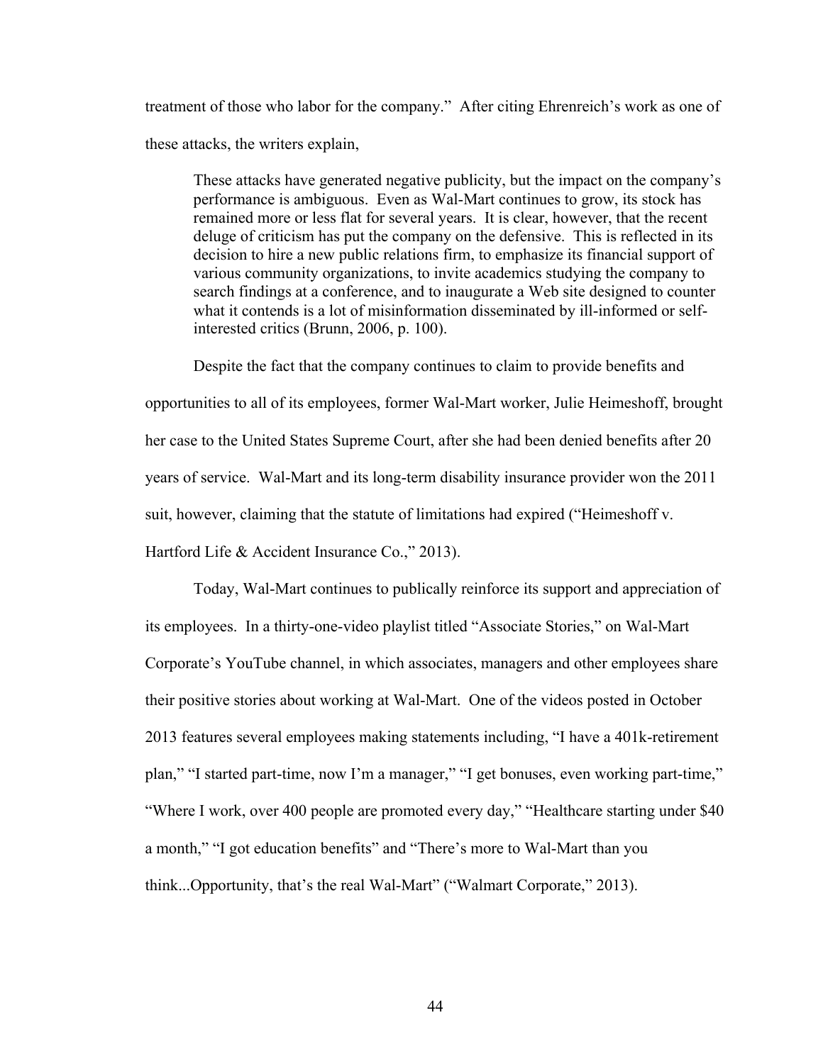treatment of those who labor for the company." After citing Ehrenreich's work as one of these attacks, the writers explain,

> These attacks have generated negative publicity, but the impact on the company's performance is ambiguous. Even as Wal-Mart continues to grow, its stock has remained more or less flat for several years. It is clear, however, that the recent deluge of criticism has put the company on the defensive. This is reflected in its decision to hire a new public relations firm, to emphasize its financial support of various community organizations, to invite academics studying the company to search findings at a conference, and to inaugurate a Web site designed to counter what it contends is a lot of misinformation disseminated by ill-informed or self-interested critics (Brunn, 2006, p. 100).

Despite the fact that the company continues to claim to provide benefits and opportunities to all of its employees, former Wal-Mart worker, Julie Heimeshoff, brought her case to the United States Supreme Court, after she had been denied benefits after 20 years of service. Wal-Mart and its long-term disability insurance provider won the 2011 suit, however, claiming that the statute of limitations had expired ("Heimeshoff v. Hartford Life & Accident Insurance Co.," 2013).

Today, Wal-Mart continues to publically reinforce its support and appreciation of its employees. In a thirty-one-video playlist titled "Associate Stories," on Wal-Mart Corporate's YouTube channel, in which associates, managers and other employees share their positive stories about working at Wal-Mart. One of the videos posted in October 2013 features several employees making statements including, "I have a 401k-retirement plan," "I started part-time, now I'm a manager," "I get bonuses, even working part-time," "Where I work, over 400 people are promoted every day," "Healthcare starting under $40 a month," "I got education benefits" and "There's more to Wal-Mart than you think...Opportunity, that's the real Wal-Mart" ("Walmart Corporate," 2013).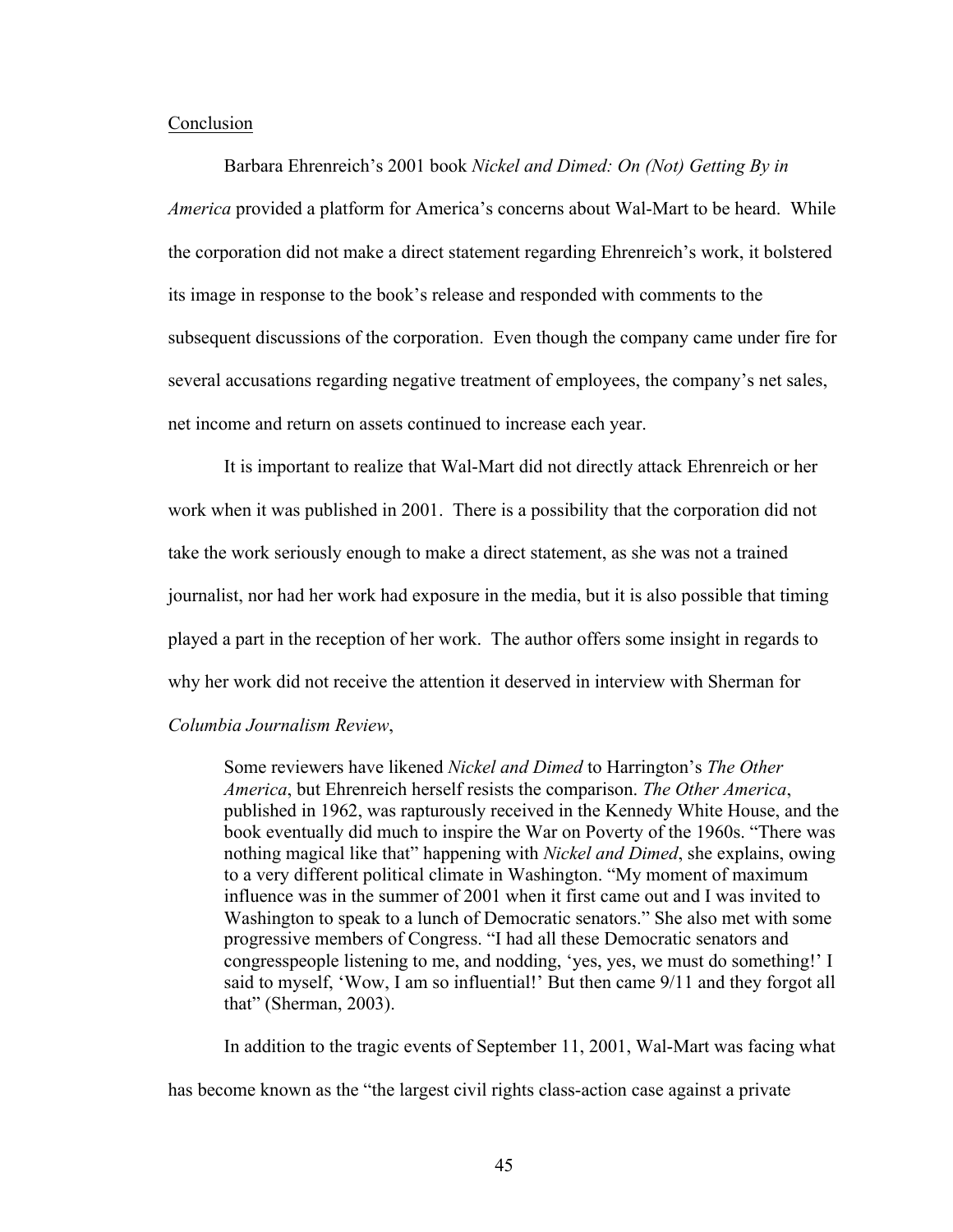Conclusion

Barbara Ehrenreich's 2001 book *Nickel and Dimed: On (Not) Getting By in America* provided a platform for America's concerns about Wal-Mart to be heard. While the corporation did not make a direct statement regarding Ehrenreich's work, it bolstered its image in response to the book's release and responded with comments to the subsequent discussions of the corporation. Even though the company came under fire for several accusations regarding negative treatment of employees, the company's net sales, net income and return on assets continued to increase each year.

It is important to realize that Wal-Mart did not directly attack Ehrenreich or her work when it was published in 2001. There is a possibility that the corporation did not take the work seriously enough to make a direct statement, as she was not a trained journalist, nor had her work had exposure in the media, but it is also possible that timing played a part in the reception of her work. The author offers some insight in regards to why her work did not receive the attention it deserved in interview with Sherman for *Columbia Journalism Review*,

> Some reviewers have likened *Nickel and Dimed* to Harrington's *The Other America*, but Ehrenreich herself resists the comparison. *The Other America*, published in 1962, was rapturously received in the Kennedy White House, and the book eventually did much to inspire the War on Poverty of the 1960s. "There was nothing magical like that" happening with *Nickel and Dimed*, she explains, owing to a very different political climate in Washington. "My moment of maximum influence was in the summer of 2001 when it first came out and I was invited to Washington to speak to a lunch of Democratic senators." She also met with some progressive members of Congress. "I had all these Democratic senators and congresspeople listening to me, and nodding, 'yes, yes, we must do something!' I said to myself, 'Wow, I am so influential!' But then came 9/11 and they forgot all that" (Sherman, 2003).

In addition to the tragic events of September 11, 2001, Wal-Mart was facing what has become known as the "the largest civil rights class-action case against a private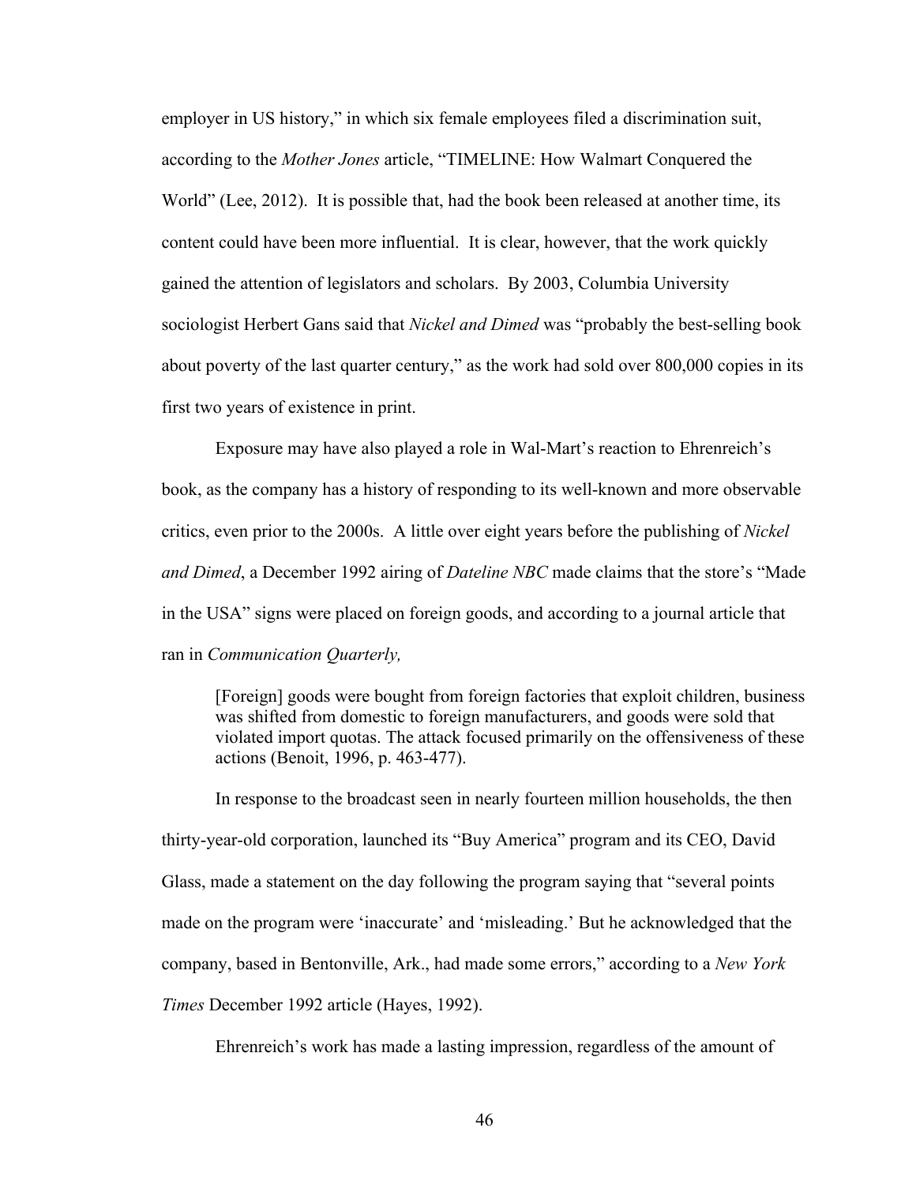employer in US history," in which six female employees filed a discrimination suit, according to the *Mother Jones* article, "TIMELINE: How Walmart Conquered the World" (Lee, 2012). It is possible that, had the book been released at another time, its content could have been more influential. It is clear, however, that the work quickly gained the attention of legislators and scholars. By 2003, Columbia University sociologist Herbert Gans said that *Nickel and Dimed* was "probably the best-selling book about poverty of the last quarter century," as the work had sold over 800,000 copies in its first two years of existence in print.

Exposure may have also played a role in Wal-Mart's reaction to Ehrenreich's book, as the company has a history of responding to its well-known and more observable critics, even prior to the 2000s. A little over eight years before the publishing of *Nickel and Dimed*, a December 1992 airing of *Dateline NBC* made claims that the store's "Made in the USA" signs were placed on foreign goods, and according to a journal article that ran in *Communication Quarterly,*

> [Foreign] goods were bought from foreign factories that exploit children, business was shifted from domestic to foreign manufacturers, and goods were sold that violated import quotas. The attack focused primarily on the offensiveness of these actions (Benoit, 1996, p. 463-477).

In response to the broadcast seen in nearly fourteen million households, the then thirty-year-old corporation, launched its "Buy America" program and its CEO, David Glass, made a statement on the day following the program saying that "several points made on the program were 'inaccurate' and 'misleading.' But he acknowledged that the company, based in Bentonville, Ark., had made some errors," according to a *New York Times* December 1992 article (Hayes, 1992).

Ehrenreich's work has made a lasting impression, regardless of the amount of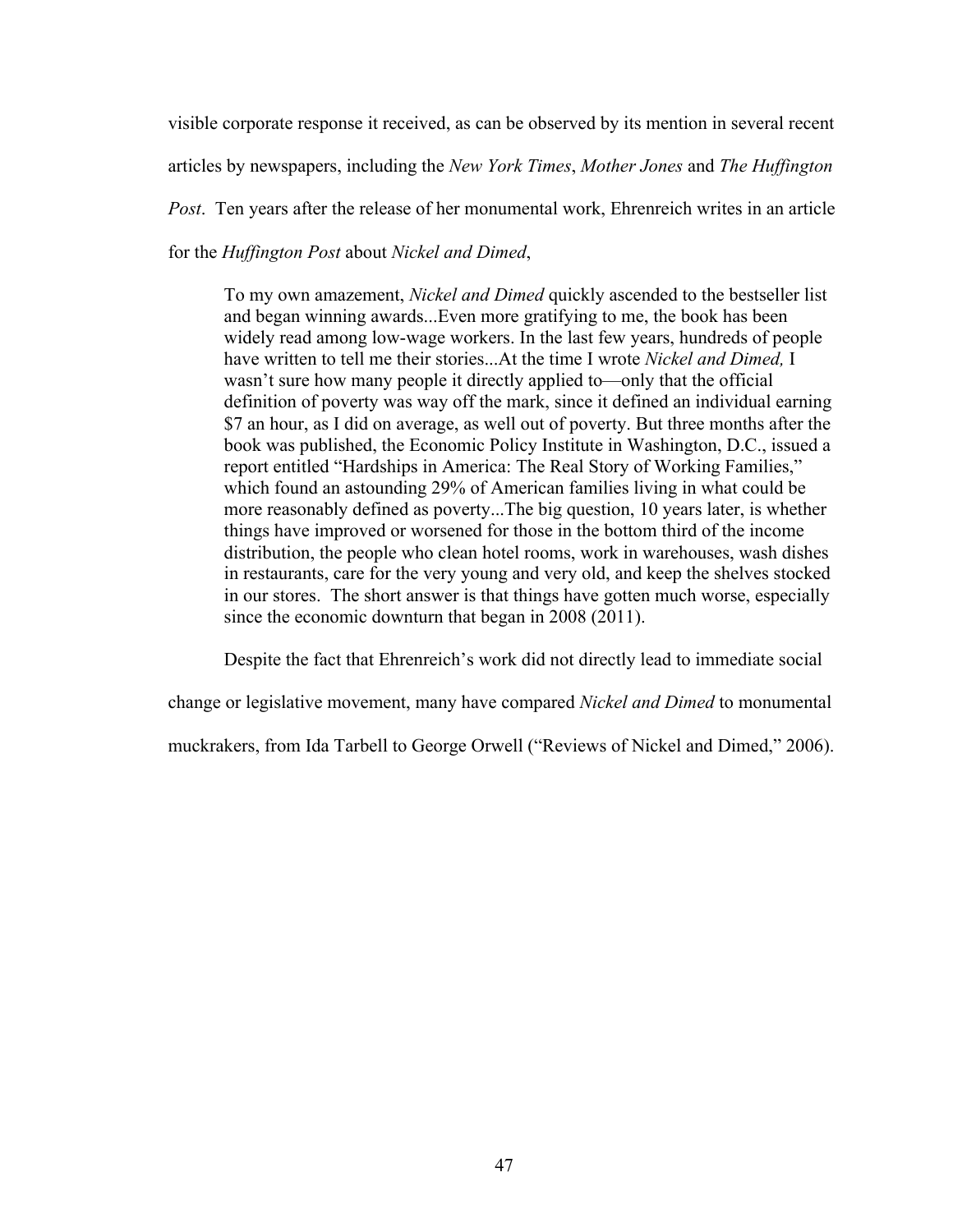visible corporate response it received, as can be observed by its mention in several recent articles by newspapers, including the *New York Times*, *Mother Jones* and *The Huffington Post*. Ten years after the release of her monumental work, Ehrenreich writes in an article for the *Huffington Post* about *Nickel and Dimed*,

> To my own amazement, *Nickel and Dimed* quickly ascended to the bestseller list and began winning awards...Even more gratifying to me, the book has been widely read among low-wage workers. In the last few years, hundreds of people have written to tell me their stories...At the time I wrote *Nickel and Dimed,* I wasn't sure how many people it directly applied to—only that the official definition of poverty was way off the mark, since it defined an individual earning $7 an hour, as I did on average, as well out of poverty. But three months after the book was published, the Economic Policy Institute in Washington, D.C., issued a report entitled "Hardships in America: The Real Story of Working Families," which found an astounding 29% of American families living in what could be more reasonably defined as poverty...The big question, 10 years later, is whether things have improved or worsened for those in the bottom third of the income distribution, the people who clean hotel rooms, work in warehouses, wash dishes in restaurants, care for the very young and very old, and keep the shelves stocked in our stores. The short answer is that things have gotten much worse, especially since the economic downturn that began in 2008 (2011).

Despite the fact that Ehrenreich's work did not directly lead to immediate social change or legislative movement, many have compared *Nickel and Dimed* to monumental muckrakers, from Ida Tarbell to George Orwell ("Reviews of Nickel and Dimed," 2006).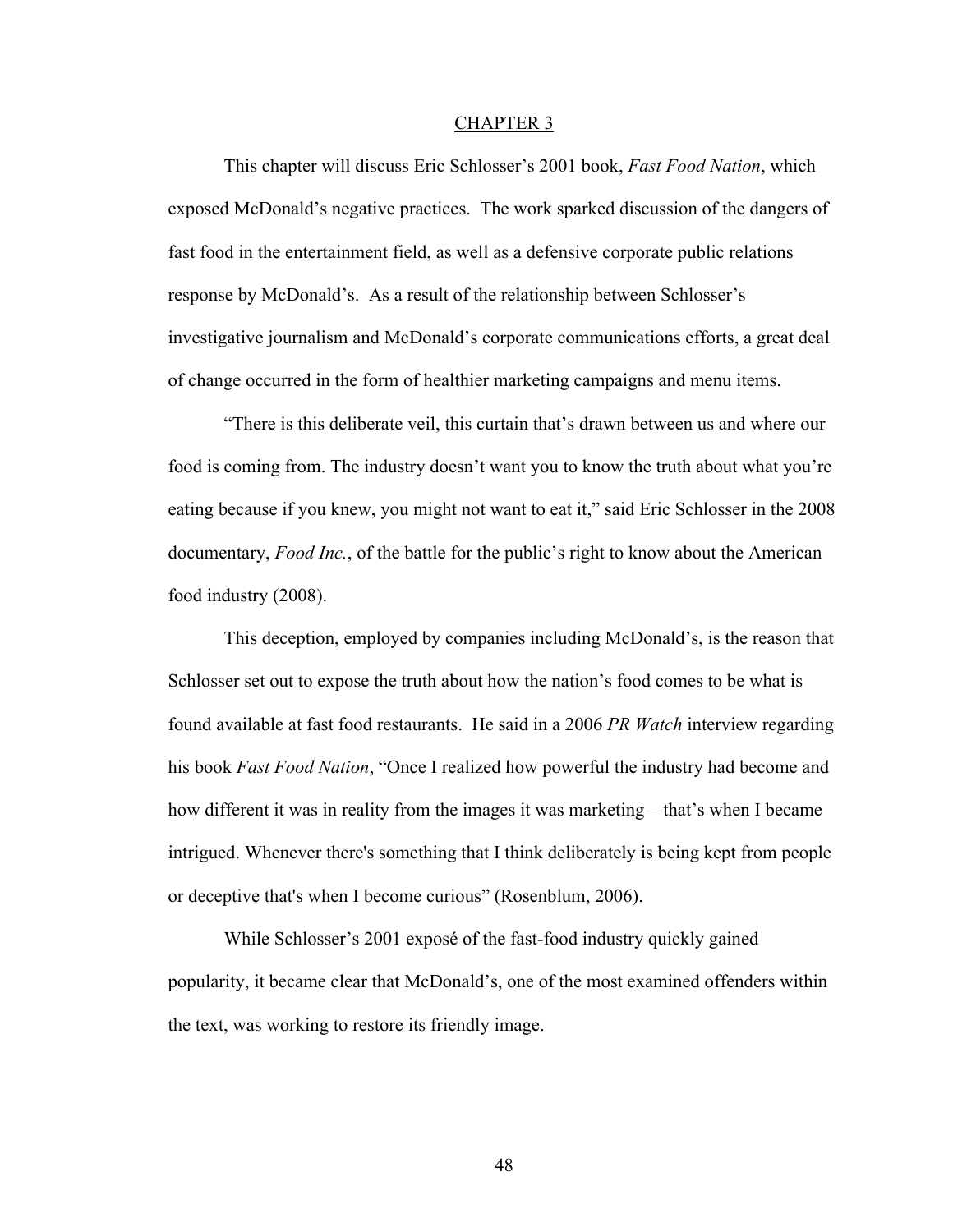# CHAPTER 3

This chapter will discuss Eric Schlosser's 2001 book, *Fast Food Nation*, which exposed McDonald's negative practices. The work sparked discussion of the dangers of fast food in the entertainment field, as well as a defensive corporate public relations response by McDonald's. As a result of the relationship between Schlosser's investigative journalism and McDonald's corporate communications efforts, a great deal of change occurred in the form of healthier marketing campaigns and menu items.

"There is this deliberate veil, this curtain that's drawn between us and where our food is coming from. The industry doesn't want you to know the truth about what you're eating because if you knew, you might not want to eat it," said Eric Schlosser in the 2008 documentary, *Food Inc.*, of the battle for the public's right to know about the American food industry (2008).

This deception, employed by companies including McDonald's, is the reason that Schlosser set out to expose the truth about how the nation's food comes to be what is found available at fast food restaurants. He said in a 2006 *PR Watch* interview regarding his book *Fast Food Nation*, "Once I realized how powerful the industry had become and how different it was in reality from the images it was marketing—that's when I became intrigued. Whenever there's something that I think deliberately is being kept from people or deceptive that's when I become curious" (Rosenblum, 2006).

While Schlosser's 2001 exposé of the fast-food industry quickly gained popularity, it became clear that McDonald's, one of the most examined offenders within the text, was working to restore its friendly image.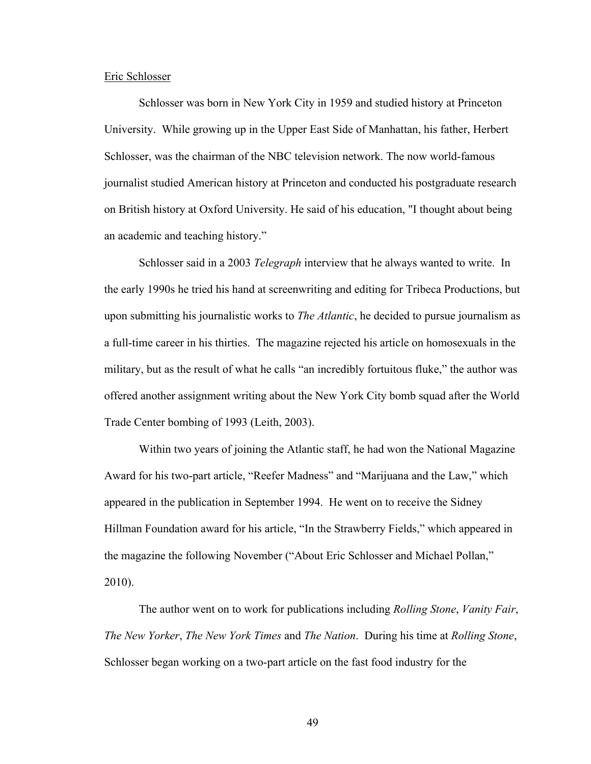Eric Schlosser

Schlosser was born in New York City in 1959 and studied history at Princeton University. While growing up in the Upper East Side of Manhattan, his father, Herbert Schlosser, was the chairman of the NBC television network. The now world-famous journalist studied American history at Princeton and conducted his postgraduate research on British history at Oxford University. He said of his education, "I thought about being an academic and teaching history."

Schlosser said in a 2003 *Telegraph* interview that he always wanted to write. In the early 1990s he tried his hand at screenwriting and editing for Tribeca Productions, but upon submitting his journalistic works to *The Atlantic*, he decided to pursue journalism as a full-time career in his thirties. The magazine rejected his article on homosexuals in the military, but as the result of what he calls "an incredibly fortuitous fluke," the author was offered another assignment writing about the New York City bomb squad after the World Trade Center bombing of 1993 (Leith, 2003).

Within two years of joining the Atlantic staff, he had won the National Magazine Award for his two-part article, "Reefer Madness" and "Marijuana and the Law," which appeared in the publication in September 1994. He went on to receive the Sidney Hillman Foundation award for his article, "In the Strawberry Fields," which appeared in the magazine the following November ("About Eric Schlosser and Michael Pollan," 2010).

The author went on to work for publications including *Rolling Stone*, *Vanity Fair*, *The New Yorker*, *The New York Times* and *The Nation*. During his time at *Rolling Stone*, Schlosser began working on a two-part article on the fast food industry for the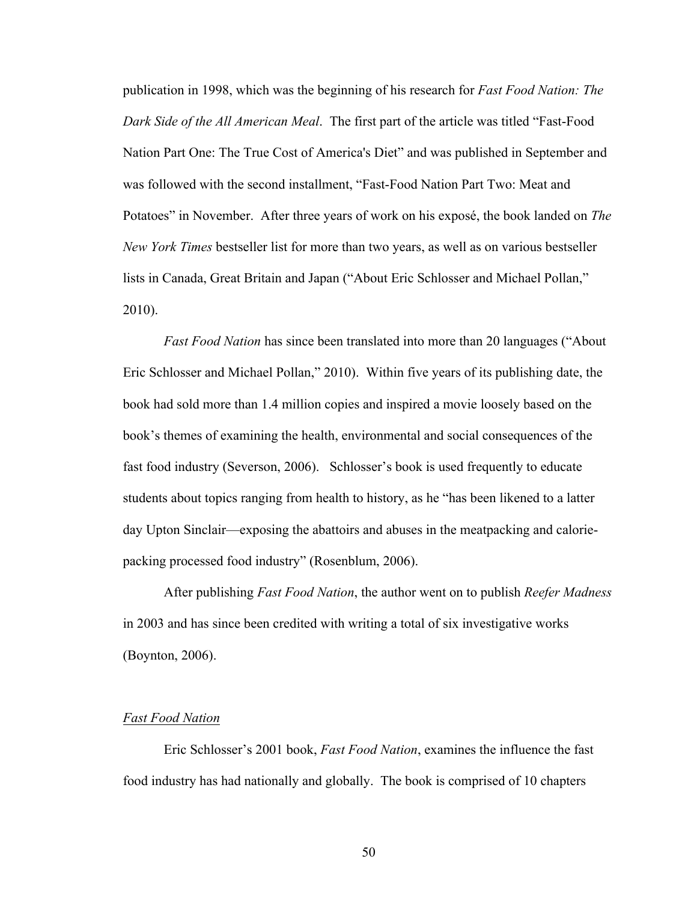publication in 1998, which was the beginning of his research for *Fast Food Nation: The Dark Side of the All American Meal*. The first part of the article was titled "Fast-Food Nation Part One: The True Cost of America's Diet" and was published in September and was followed with the second installment, "Fast-Food Nation Part Two: Meat and Potatoes" in November. After three years of work on his exposé, the book landed on *The New York Times* bestseller list for more than two years, as well as on various bestseller lists in Canada, Great Britain and Japan ("About Eric Schlosser and Michael Pollan," 2010).

*Fast Food Nation* has since been translated into more than 20 languages ("About Eric Schlosser and Michael Pollan," 2010). Within five years of its publishing date, the book had sold more than 1.4 million copies and inspired a movie loosely based on the book's themes of examining the health, environmental and social consequences of the fast food industry (Severson, 2006). Schlosser's book is used frequently to educate students about topics ranging from health to history, as he "has been likened to a latter day Upton Sinclair—exposing the abattoirs and abuses in the meatpacking and calorie-packing processed food industry" (Rosenblum, 2006).

After publishing *Fast Food Nation*, the author went on to publish *Reefer Madness* in 2003 and has since been credited with writing a total of six investigative works (Boynton, 2006).

<u>*Fast Food Nation*</u>

Eric Schlosser's 2001 book, *Fast Food Nation*, examines the influence the fast food industry has had nationally and globally. The book is comprised of 10 chapters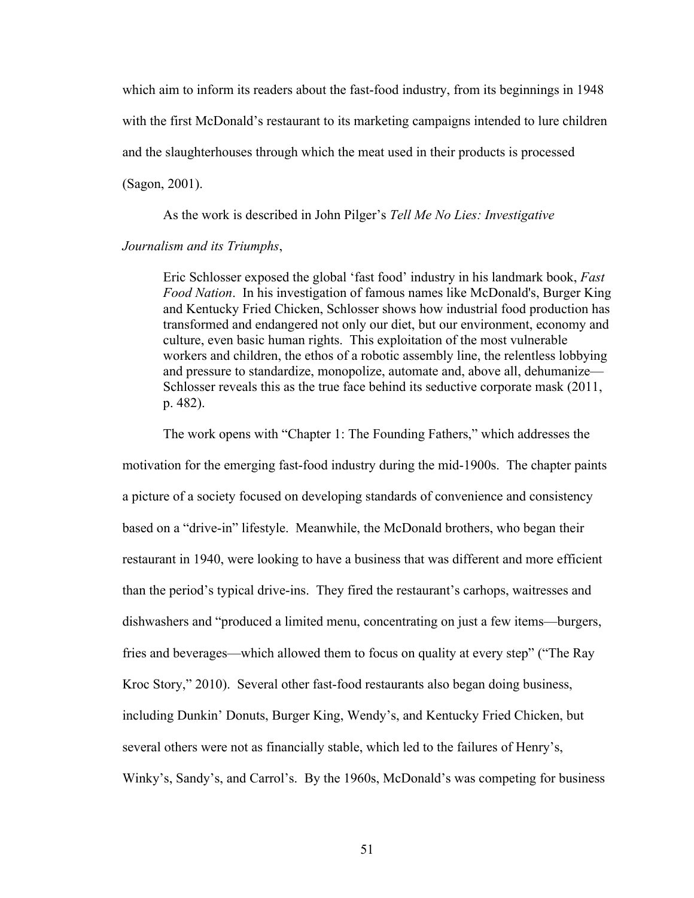which aim to inform its readers about the fast-food industry, from its beginnings in 1948 with the first McDonald's restaurant to its marketing campaigns intended to lure children and the slaughterhouses through which the meat used in their products is processed (Sagon, 2001).

As the work is described in John Pilger's *Tell Me No Lies: Investigative Journalism and its Triumphs*,

> Eric Schlosser exposed the global 'fast food' industry in his landmark book, *Fast Food Nation*. In his investigation of famous names like McDonald's, Burger King and Kentucky Fried Chicken, Schlosser shows how industrial food production has transformed and endangered not only our diet, but our environment, economy and culture, even basic human rights. This exploitation of the most vulnerable workers and children, the ethos of a robotic assembly line, the relentless lobbying and pressure to standardize, monopolize, automate and, above all, dehumanize—Schlosser reveals this as the true face behind its seductive corporate mask (2011, p. 482).

The work opens with "Chapter 1: The Founding Fathers," which addresses the motivation for the emerging fast-food industry during the mid-1900s. The chapter paints a picture of a society focused on developing standards of convenience and consistency based on a "drive-in" lifestyle. Meanwhile, the McDonald brothers, who began their restaurant in 1940, were looking to have a business that was different and more efficient than the period's typical drive-ins. They fired the restaurant's carhops, waitresses and dishwashers and "produced a limited menu, concentrating on just a few items—burgers, fries and beverages—which allowed them to focus on quality at every step" ("The Ray Kroc Story," 2010). Several other fast-food restaurants also began doing business, including Dunkin' Donuts, Burger King, Wendy's, and Kentucky Fried Chicken, but several others were not as financially stable, which led to the failures of Henry's, Winky's, Sandy's, and Carrol's. By the 1960s, McDonald's was competing for business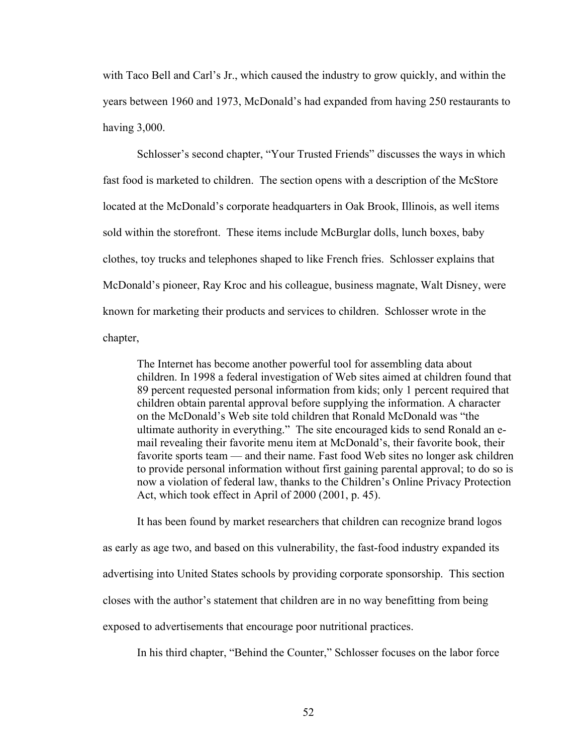with Taco Bell and Carl's Jr., which caused the industry to grow quickly, and within the years between 1960 and 1973, McDonald's had expanded from having 250 restaurants to having 3,000.

Schlosser's second chapter, "Your Trusted Friends" discusses the ways in which fast food is marketed to children. The section opens with a description of the McStore located at the McDonald's corporate headquarters in Oak Brook, Illinois, as well items sold within the storefront. These items include McBurglar dolls, lunch boxes, baby clothes, toy trucks and telephones shaped to like French fries. Schlosser explains that McDonald's pioneer, Ray Kroc and his colleague, business magnate, Walt Disney, were known for marketing their products and services to children. Schlosser wrote in the chapter,

> The Internet has become another powerful tool for assembling data about children. In 1998 a federal investigation of Web sites aimed at children found that 89 percent requested personal information from kids; only 1 percent required that children obtain parental approval before supplying the information. A character on the McDonald's Web site told children that Ronald McDonald was "the ultimate authority in everything." The site encouraged kids to send Ronald an e-mail revealing their favorite menu item at McDonald's, their favorite book, their favorite sports team — and their name. Fast food Web sites no longer ask children to provide personal information without first gaining parental approval; to do so is now a violation of federal law, thanks to the Children's Online Privacy Protection Act, which took effect in April of 2000 (2001, p. 45).

It has been found by market researchers that children can recognize brand logos as early as age two, and based on this vulnerability, the fast-food industry expanded its advertising into United States schools by providing corporate sponsorship. This section closes with the author's statement that children are in no way benefitting from being exposed to advertisements that encourage poor nutritional practices.

In his third chapter, "Behind the Counter," Schlosser focuses on the labor force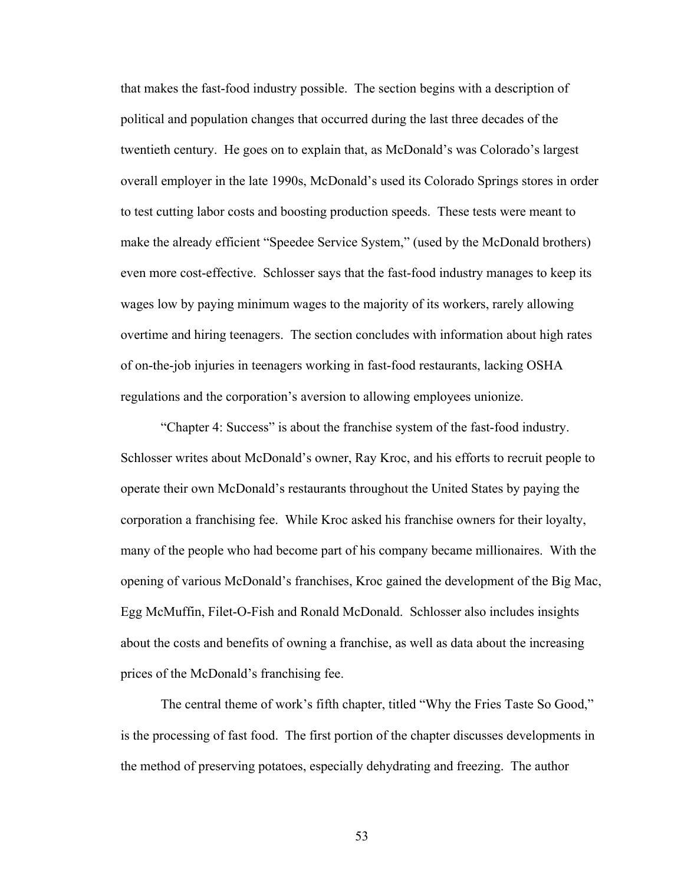that makes the fast-food industry possible. The section begins with a description of political and population changes that occurred during the last three decades of the twentieth century. He goes on to explain that, as McDonald's was Colorado's largest overall employer in the late 1990s, McDonald's used its Colorado Springs stores in order to test cutting labor costs and boosting production speeds. These tests were meant to make the already efficient "Speedee Service System," (used by the McDonald brothers) even more cost-effective. Schlosser says that the fast-food industry manages to keep its wages low by paying minimum wages to the majority of its workers, rarely allowing overtime and hiring teenagers. The section concludes with information about high rates of on-the-job injuries in teenagers working in fast-food restaurants, lacking OSHA regulations and the corporation's aversion to allowing employees unionize.

"Chapter 4: Success" is about the franchise system of the fast-food industry. Schlosser writes about McDonald's owner, Ray Kroc, and his efforts to recruit people to operate their own McDonald's restaurants throughout the United States by paying the corporation a franchising fee. While Kroc asked his franchise owners for their loyalty, many of the people who had become part of his company became millionaires. With the opening of various McDonald's franchises, Kroc gained the development of the Big Mac, Egg McMuffin, Filet-O-Fish and Ronald McDonald. Schlosser also includes insights about the costs and benefits of owning a franchise, as well as data about the increasing prices of the McDonald's franchising fee.

The central theme of work's fifth chapter, titled "Why the Fries Taste So Good," is the processing of fast food. The first portion of the chapter discusses developments in the method of preserving potatoes, especially dehydrating and freezing. The author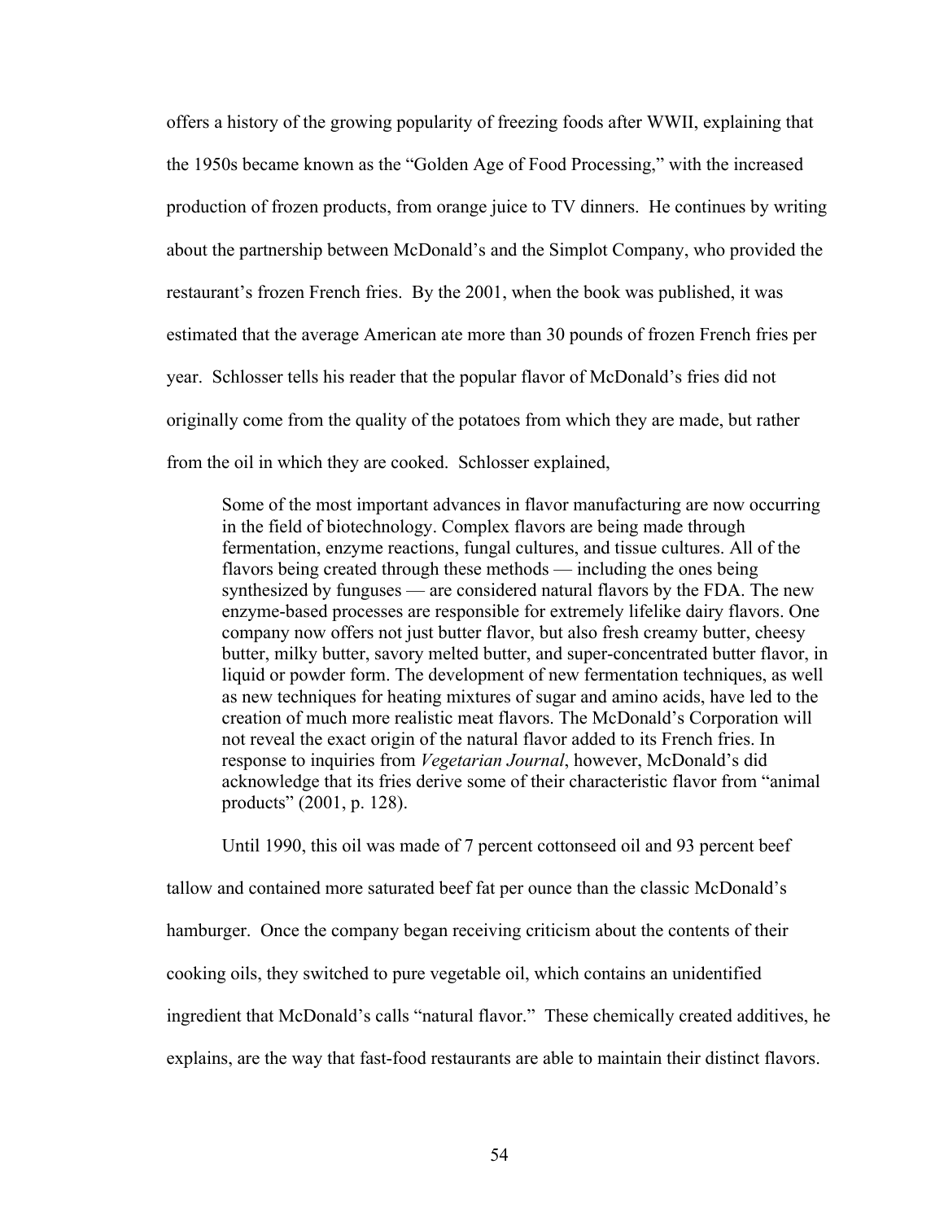offers a history of the growing popularity of freezing foods after WWII, explaining that the 1950s became known as the "Golden Age of Food Processing," with the increased production of frozen products, from orange juice to TV dinners. He continues by writing about the partnership between McDonald's and the Simplot Company, who provided the restaurant's frozen French fries. By the 2001, when the book was published, it was estimated that the average American ate more than 30 pounds of frozen French fries per year. Schlosser tells his reader that the popular flavor of McDonald's fries did not originally come from the quality of the potatoes from which they are made, but rather from the oil in which they are cooked. Schlosser explained,

> Some of the most important advances in flavor manufacturing are now occurring in the field of biotechnology. Complex flavors are being made through fermentation, enzyme reactions, fungal cultures, and tissue cultures. All of the flavors being created through these methods — including the ones being synthesized by funguses — are considered natural flavors by the FDA. The new enzyme-based processes are responsible for extremely lifelike dairy flavors. One company now offers not just butter flavor, but also fresh creamy butter, cheesy butter, milky butter, savory melted butter, and super-concentrated butter flavor, in liquid or powder form. The development of new fermentation techniques, as well as new techniques for heating mixtures of sugar and amino acids, have led to the creation of much more realistic meat flavors. The McDonald's Corporation will not reveal the exact origin of the natural flavor added to its French fries. In response to inquiries from *Vegetarian Journal*, however, McDonald's did acknowledge that its fries derive some of their characteristic flavor from "animal products" (2001, p. 128).

Until 1990, this oil was made of 7 percent cottonseed oil and 93 percent beef tallow and contained more saturated beef fat per ounce than the classic McDonald's hamburger. Once the company began receiving criticism about the contents of their cooking oils, they switched to pure vegetable oil, which contains an unidentified ingredient that McDonald's calls "natural flavor." These chemically created additives, he explains, are the way that fast-food restaurants are able to maintain their distinct flavors.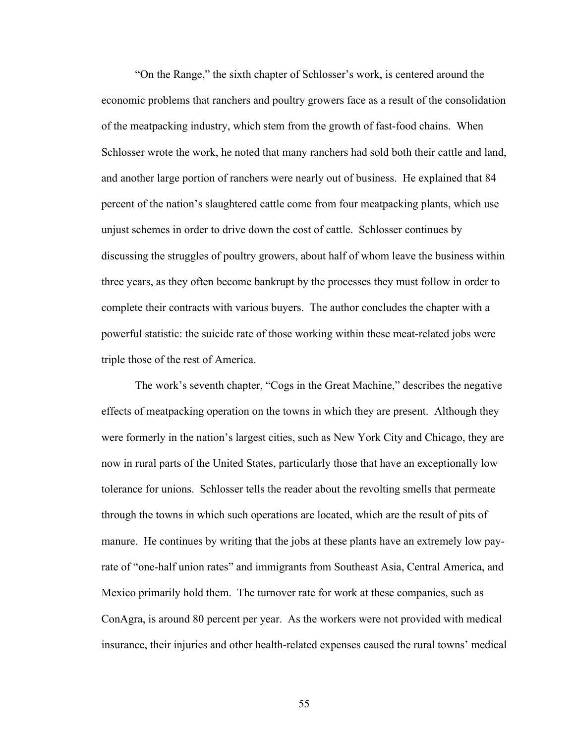"On the Range," the sixth chapter of Schlosser's work, is centered around the economic problems that ranchers and poultry growers face as a result of the consolidation of the meatpacking industry, which stem from the growth of fast-food chains. When Schlosser wrote the work, he noted that many ranchers had sold both their cattle and land, and another large portion of ranchers were nearly out of business. He explained that 84 percent of the nation's slaughtered cattle come from four meatpacking plants, which use unjust schemes in order to drive down the cost of cattle. Schlosser continues by discussing the struggles of poultry growers, about half of whom leave the business within three years, as they often become bankrupt by the processes they must follow in order to complete their contracts with various buyers. The author concludes the chapter with a powerful statistic: the suicide rate of those working within these meat-related jobs were triple those of the rest of America.

The work's seventh chapter, "Cogs in the Great Machine," describes the negative effects of meatpacking operation on the towns in which they are present. Although they were formerly in the nation's largest cities, such as New York City and Chicago, they are now in rural parts of the United States, particularly those that have an exceptionally low tolerance for unions. Schlosser tells the reader about the revolting smells that permeate through the towns in which such operations are located, which are the result of pits of manure. He continues by writing that the jobs at these plants have an extremely low pay-rate of "one-half union rates" and immigrants from Southeast Asia, Central America, and Mexico primarily hold them. The turnover rate for work at these companies, such as ConAgra, is around 80 percent per year. As the workers were not provided with medical insurance, their injuries and other health-related expenses caused the rural towns' medical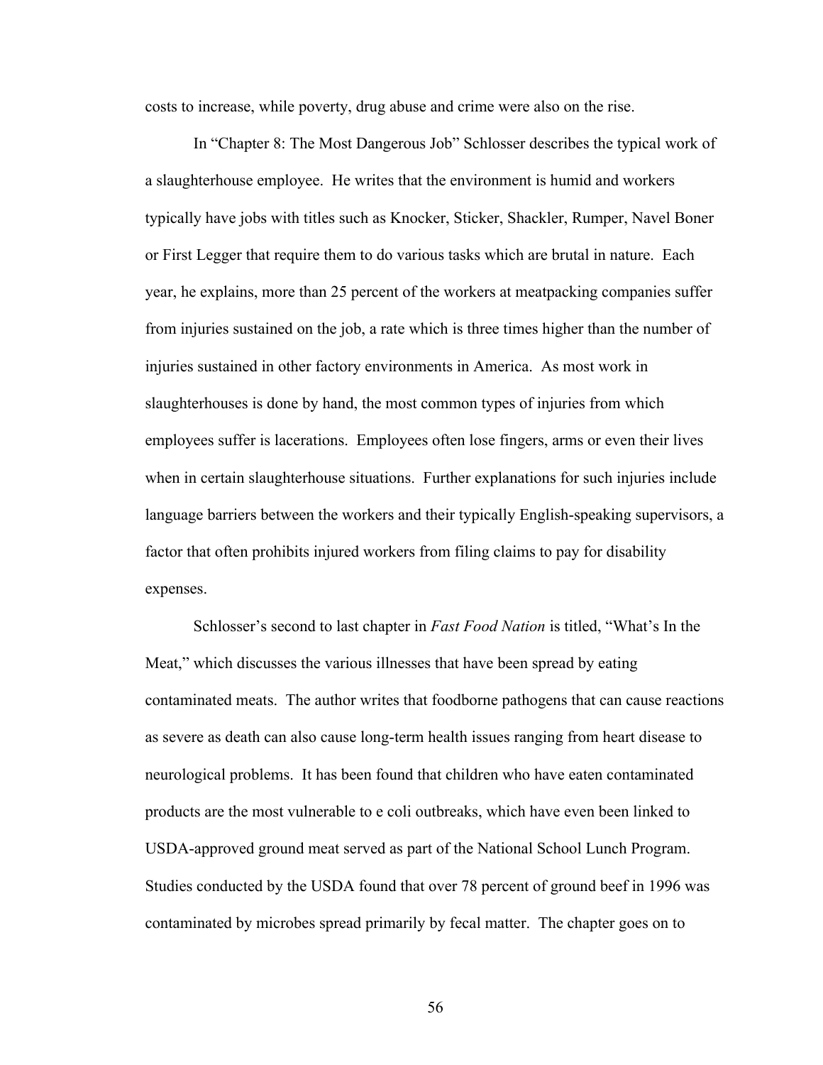costs to increase, while poverty, drug abuse and crime were also on the rise.

In "Chapter 8: The Most Dangerous Job" Schlosser describes the typical work of a slaughterhouse employee. He writes that the environment is humid and workers typically have jobs with titles such as Knocker, Sticker, Shackler, Rumper, Navel Boner or First Legger that require them to do various tasks which are brutal in nature. Each year, he explains, more than 25 percent of the workers at meatpacking companies suffer from injuries sustained on the job, a rate which is three times higher than the number of injuries sustained in other factory environments in America. As most work in slaughterhouses is done by hand, the most common types of injuries from which employees suffer is lacerations. Employees often lose fingers, arms or even their lives when in certain slaughterhouse situations. Further explanations for such injuries include language barriers between the workers and their typically English-speaking supervisors, a factor that often prohibits injured workers from filing claims to pay for disability expenses.

Schlosser's second to last chapter in *Fast Food Nation* is titled, "What's In the Meat," which discusses the various illnesses that have been spread by eating contaminated meats. The author writes that foodborne pathogens that can cause reactions as severe as death can also cause long-term health issues ranging from heart disease to neurological problems. It has been found that children who have eaten contaminated products are the most vulnerable to e coli outbreaks, which have even been linked to USDA-approved ground meat served as part of the National School Lunch Program. Studies conducted by the USDA found that over 78 percent of ground beef in 1996 was contaminated by microbes spread primarily by fecal matter. The chapter goes on to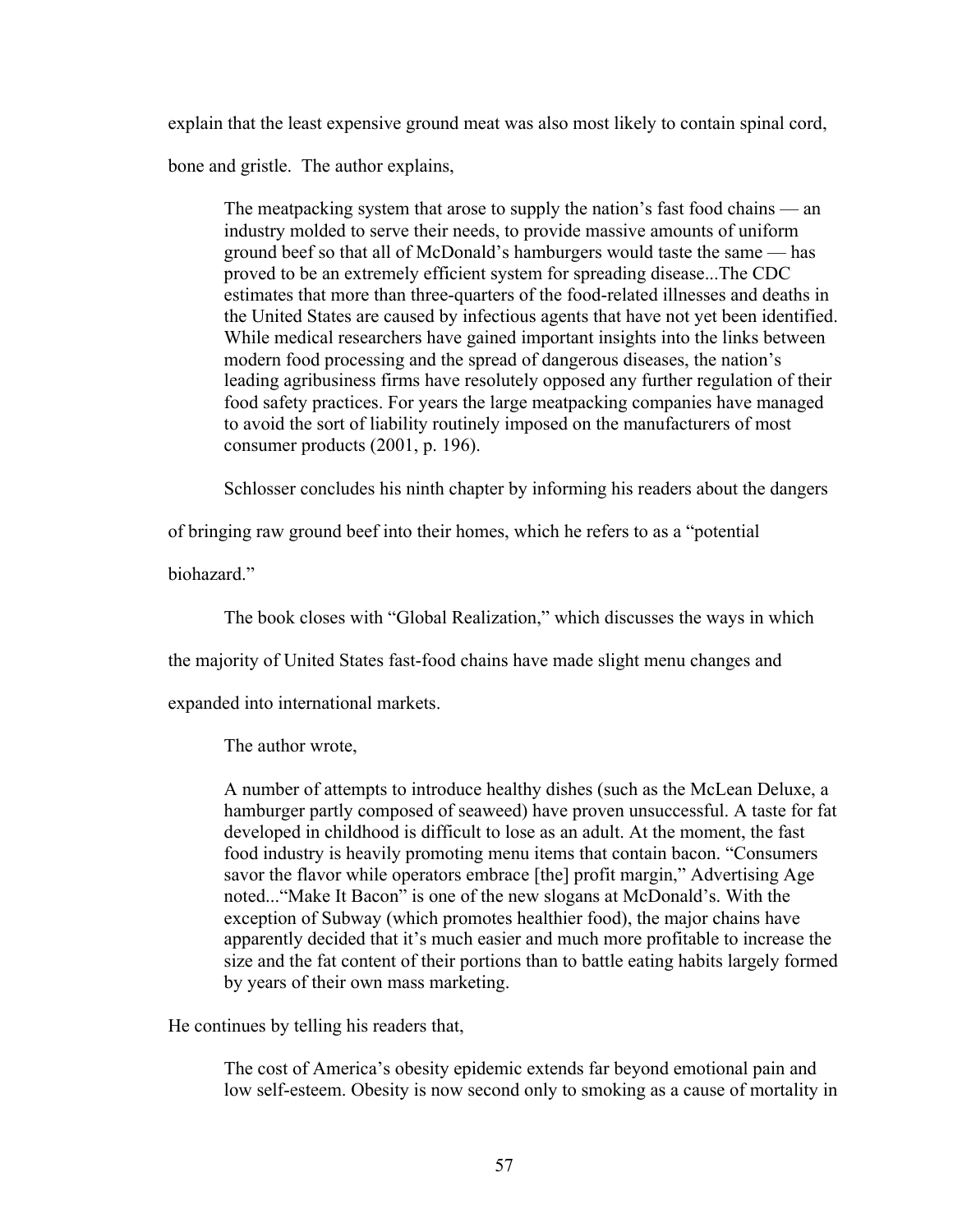explain that the least expensive ground meat was also most likely to contain spinal cord, bone and gristle. The author explains,

> The meatpacking system that arose to supply the nation's fast food chains — an industry molded to serve their needs, to provide massive amounts of uniform ground beef so that all of McDonald's hamburgers would taste the same — has proved to be an extremely efficient system for spreading disease...The CDC estimates that more than three-quarters of the food-related illnesses and deaths in the United States are caused by infectious agents that have not yet been identified. While medical researchers have gained important insights into the links between modern food processing and the spread of dangerous diseases, the nation's leading agribusiness firms have resolutely opposed any further regulation of their food safety practices. For years the large meatpacking companies have managed to avoid the sort of liability routinely imposed on the manufacturers of most consumer products (2001, p. 196).

Schlosser concludes his ninth chapter by informing his readers about the dangers of bringing raw ground beef into their homes, which he refers to as a "potential biohazard."

The book closes with "Global Realization," which discusses the ways in which the majority of United States fast-food chains have made slight menu changes and expanded into international markets.

The author wrote,

> A number of attempts to introduce healthy dishes (such as the McLean Deluxe, a hamburger partly composed of seaweed) have proven unsuccessful. A taste for fat developed in childhood is difficult to lose as an adult. At the moment, the fast food industry is heavily promoting menu items that contain bacon. "Consumers savor the flavor while operators embrace [the] profit margin," Advertising Age noted..."Make It Bacon" is one of the new slogans at McDonald's. With the exception of Subway (which promotes healthier food), the major chains have apparently decided that it's much easier and much more profitable to increase the size and the fat content of their portions than to battle eating habits largely formed by years of their own mass marketing.

He continues by telling his readers that,

> The cost of America's obesity epidemic extends far beyond emotional pain and low self-esteem. Obesity is now second only to smoking as a cause of mortality in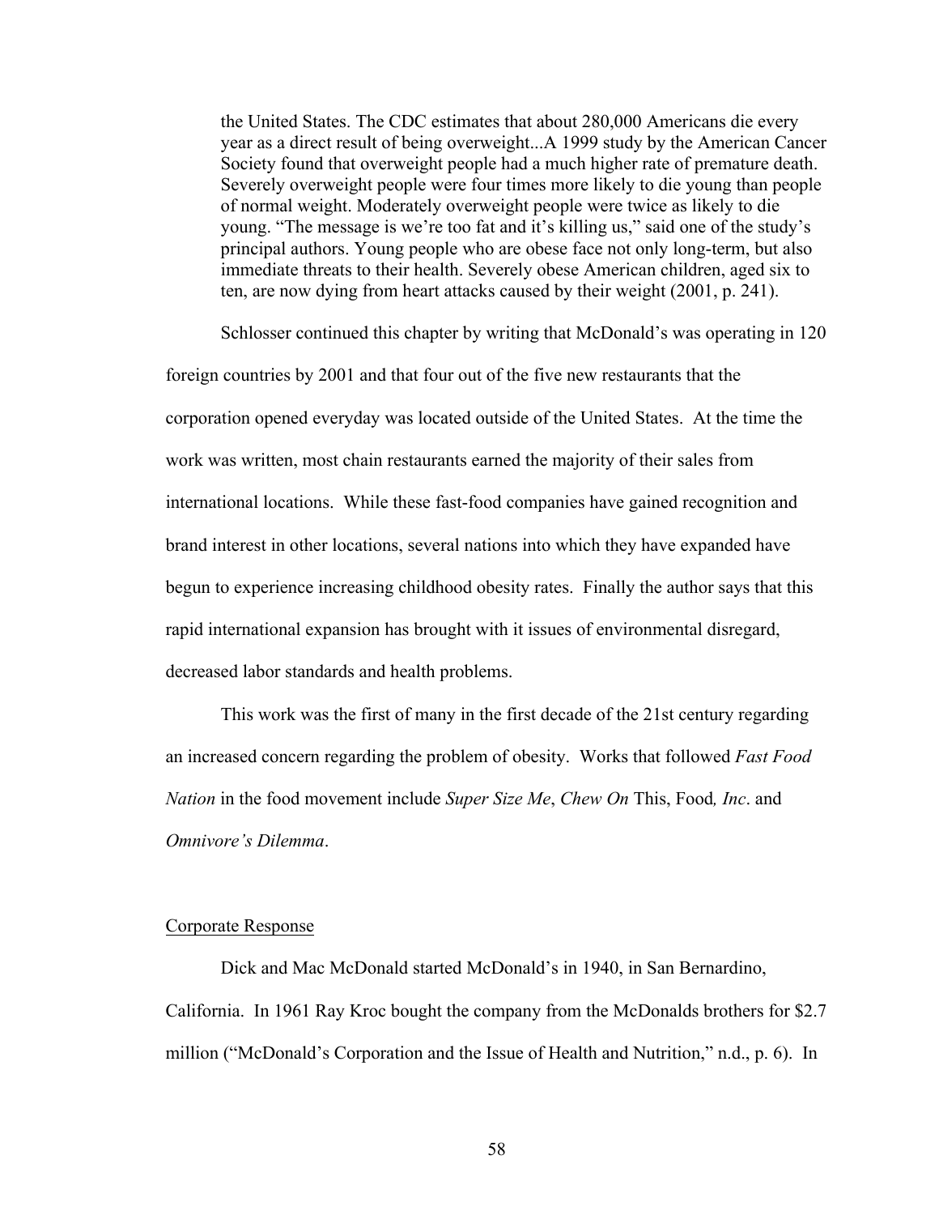> the United States. The CDC estimates that about 280,000 Americans die every year as a direct result of being overweight...A 1999 study by the American Cancer Society found that overweight people had a much higher rate of premature death. Severely overweight people were four times more likely to die young than people of normal weight. Moderately overweight people were twice as likely to die young. "The message is we're too fat and it's killing us," said one of the study's principal authors. Young people who are obese face not only long-term, but also immediate threats to their health. Severely obese American children, aged six to ten, are now dying from heart attacks caused by their weight (2001, p. 241).

Schlosser continued this chapter by writing that McDonald's was operating in 120 foreign countries by 2001 and that four out of the five new restaurants that the corporation opened everyday was located outside of the United States. At the time the work was written, most chain restaurants earned the majority of their sales from international locations. While these fast-food companies have gained recognition and brand interest in other locations, several nations into which they have expanded have begun to experience increasing childhood obesity rates. Finally the author says that this rapid international expansion has brought with it issues of environmental disregard, decreased labor standards and health problems.

This work was the first of many in the first decade of the 21st century regarding an increased concern regarding the problem of obesity. Works that followed *Fast Food Nation* in the food movement include *Super Size Me*, *Chew On* This, Food*, Inc*. and *Omnivore's Dilemma*.

<u>Corporate Response</u>

Dick and Mac McDonald started McDonald's in 1940, in San Bernardino, California. In 1961 Ray Kroc bought the company from the McDonalds brothers for $2.7 million ("McDonald's Corporation and the Issue of Health and Nutrition," n.d., p. 6). In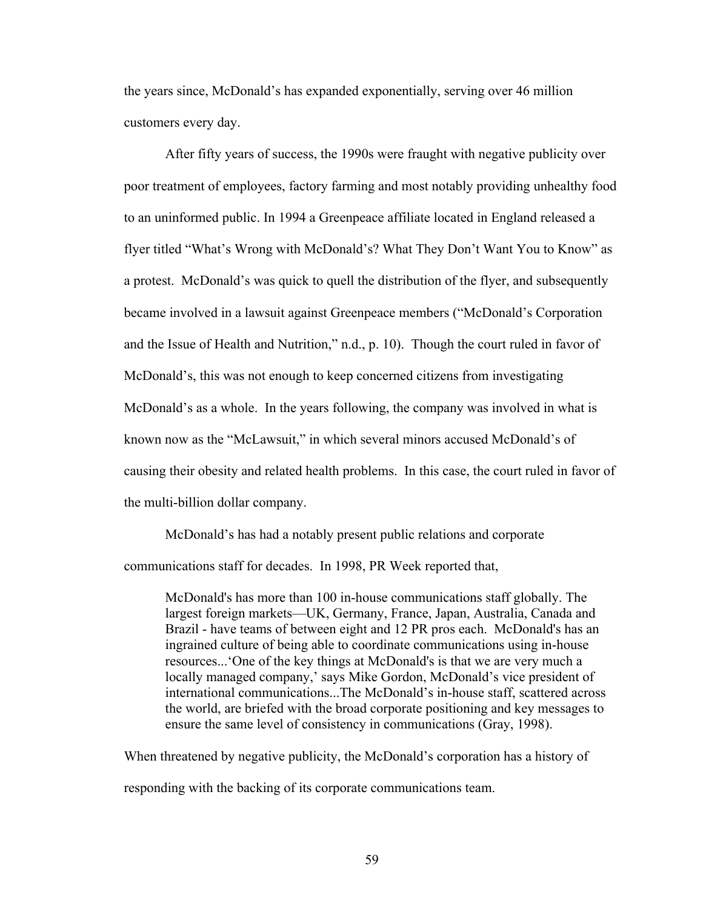the years since, McDonald's has expanded exponentially, serving over 46 million customers every day.

After fifty years of success, the 1990s were fraught with negative publicity over poor treatment of employees, factory farming and most notably providing unhealthy food to an uninformed public. In 1994 a Greenpeace affiliate located in England released a flyer titled "What's Wrong with McDonald's? What They Don't Want You to Know" as a protest. McDonald's was quick to quell the distribution of the flyer, and subsequently became involved in a lawsuit against Greenpeace members ("McDonald's Corporation and the Issue of Health and Nutrition," n.d., p. 10). Though the court ruled in favor of McDonald's, this was not enough to keep concerned citizens from investigating McDonald's as a whole. In the years following, the company was involved in what is known now as the "McLawsuit," in which several minors accused McDonald's of causing their obesity and related health problems. In this case, the court ruled in favor of the multi-billion dollar company.

McDonald's has had a notably present public relations and corporate communications staff for decades. In 1998, PR Week reported that,

> McDonald's has more than 100 in-house communications staff globally. The largest foreign markets—UK, Germany, France, Japan, Australia, Canada and Brazil - have teams of between eight and 12 PR pros each. McDonald's has an ingrained culture of being able to coordinate communications using in-house resources...'One of the key things at McDonald's is that we are very much a locally managed company,' says Mike Gordon, McDonald's vice president of international communications...The McDonald's in-house staff, scattered across the world, are briefed with the broad corporate positioning and key messages to ensure the same level of consistency in communications (Gray, 1998).

When threatened by negative publicity, the McDonald's corporation has a history of responding with the backing of its corporate communications team.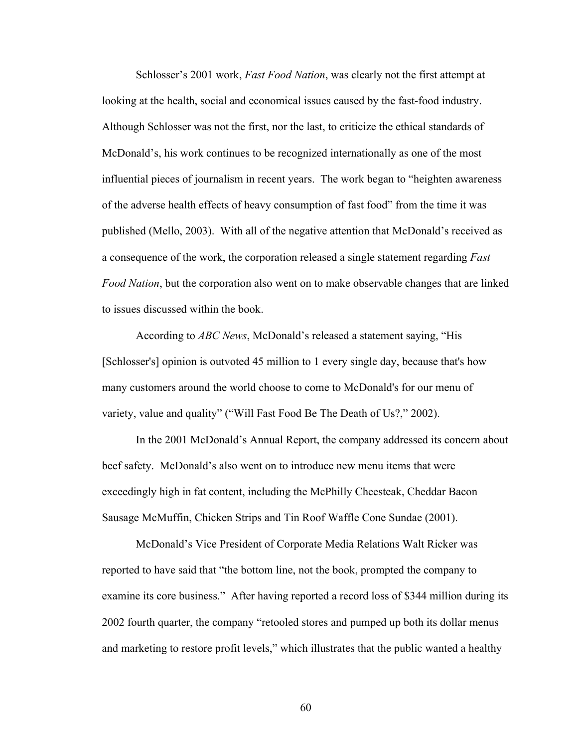Schlosser's 2001 work, *Fast Food Nation*, was clearly not the first attempt at looking at the health, social and economical issues caused by the fast-food industry. Although Schlosser was not the first, nor the last, to criticize the ethical standards of McDonald's, his work continues to be recognized internationally as one of the most influential pieces of journalism in recent years. The work began to "heighten awareness of the adverse health effects of heavy consumption of fast food" from the time it was published (Mello, 2003). With all of the negative attention that McDonald's received as a consequence of the work, the corporation released a single statement regarding *Fast Food Nation*, but the corporation also went on to make observable changes that are linked to issues discussed within the book.

According to *ABC News*, McDonald's released a statement saying, "His [Schlosser's] opinion is outvoted 45 million to 1 every single day, because that's how many customers around the world choose to come to McDonald's for our menu of variety, value and quality" ("Will Fast Food Be The Death of Us?," 2002).

In the 2001 McDonald's Annual Report, the company addressed its concern about beef safety. McDonald's also went on to introduce new menu items that were exceedingly high in fat content, including the McPhilly Cheesteak, Cheddar Bacon Sausage McMuffin, Chicken Strips and Tin Roof Waffle Cone Sundae (2001).

McDonald's Vice President of Corporate Media Relations Walt Ricker was reported to have said that "the bottom line, not the book, prompted the company to examine its core business." After having reported a record loss of $344 million during its 2002 fourth quarter, the company "retooled stores and pumped up both its dollar menus and marketing to restore profit levels," which illustrates that the public wanted a healthy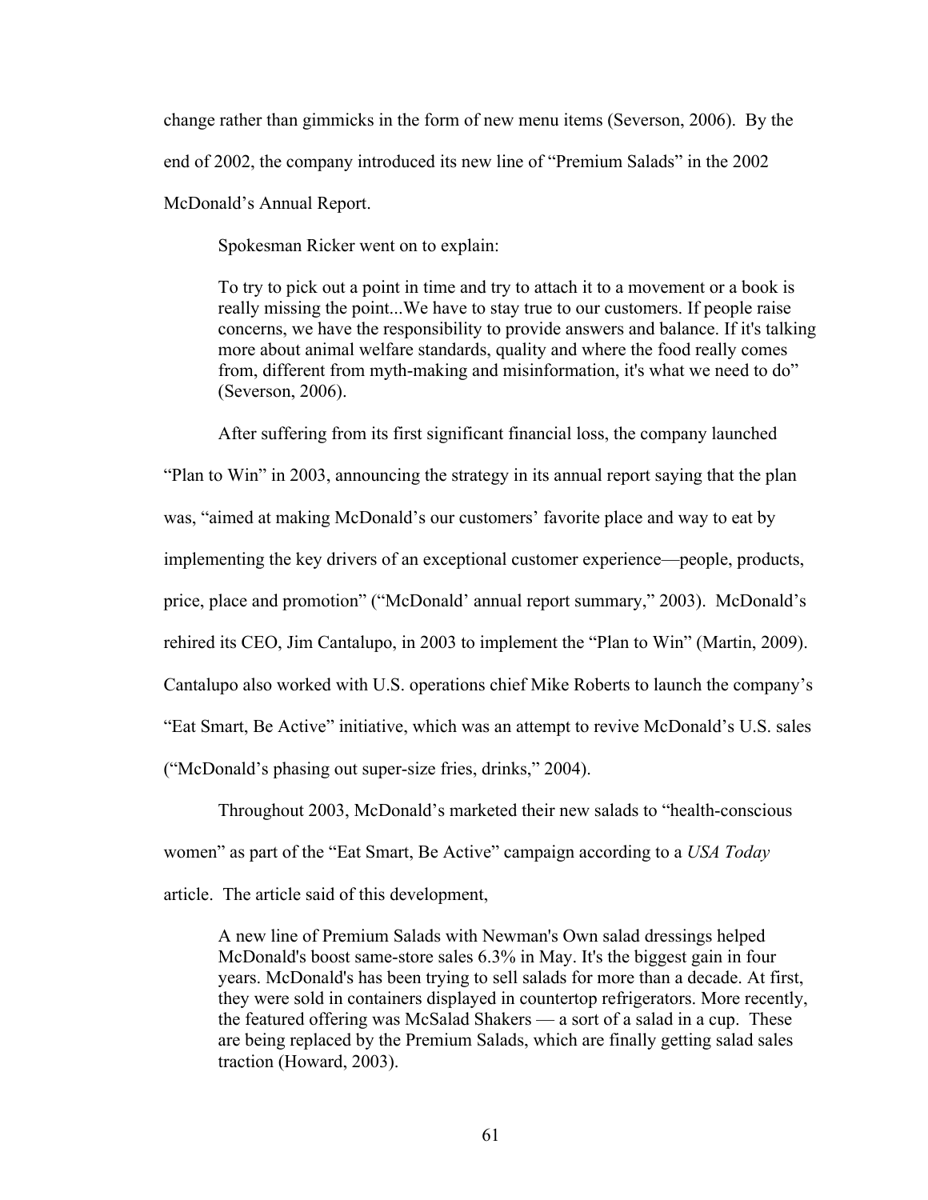change rather than gimmicks in the form of new menu items (Severson, 2006). By the end of 2002, the company introduced its new line of "Premium Salads" in the 2002 McDonald's Annual Report.

Spokesman Ricker went on to explain:

> To try to pick out a point in time and try to attach it to a movement or a book is really missing the point...We have to stay true to our customers. If people raise concerns, we have the responsibility to provide answers and balance. If it's talking more about animal welfare standards, quality and where the food really comes from, different from myth-making and misinformation, it's what we need to do" (Severson, 2006).

After suffering from its first significant financial loss, the company launched "Plan to Win" in 2003, announcing the strategy in its annual report saying that the plan was, "aimed at making McDonald's our customers' favorite place and way to eat by implementing the key drivers of an exceptional customer experience—people, products, price, place and promotion" ("McDonald' annual report summary," 2003). McDonald's rehired its CEO, Jim Cantalupo, in 2003 to implement the "Plan to Win" (Martin, 2009). Cantalupo also worked with U.S. operations chief Mike Roberts to launch the company's "Eat Smart, Be Active" initiative, which was an attempt to revive McDonald's U.S. sales ("McDonald's phasing out super-size fries, drinks," 2004).

Throughout 2003, McDonald's marketed their new salads to "health-conscious women" as part of the "Eat Smart, Be Active" campaign according to a *USA Today* article. The article said of this development,

> A new line of Premium Salads with Newman's Own salad dressings helped McDonald's boost same-store sales 6.3% in May. It's the biggest gain in four years. McDonald's has been trying to sell salads for more than a decade. At first, they were sold in containers displayed in countertop refrigerators. More recently, the featured offering was McSalad Shakers — a sort of a salad in a cup. These are being replaced by the Premium Salads, which are finally getting salad sales traction (Howard, 2003).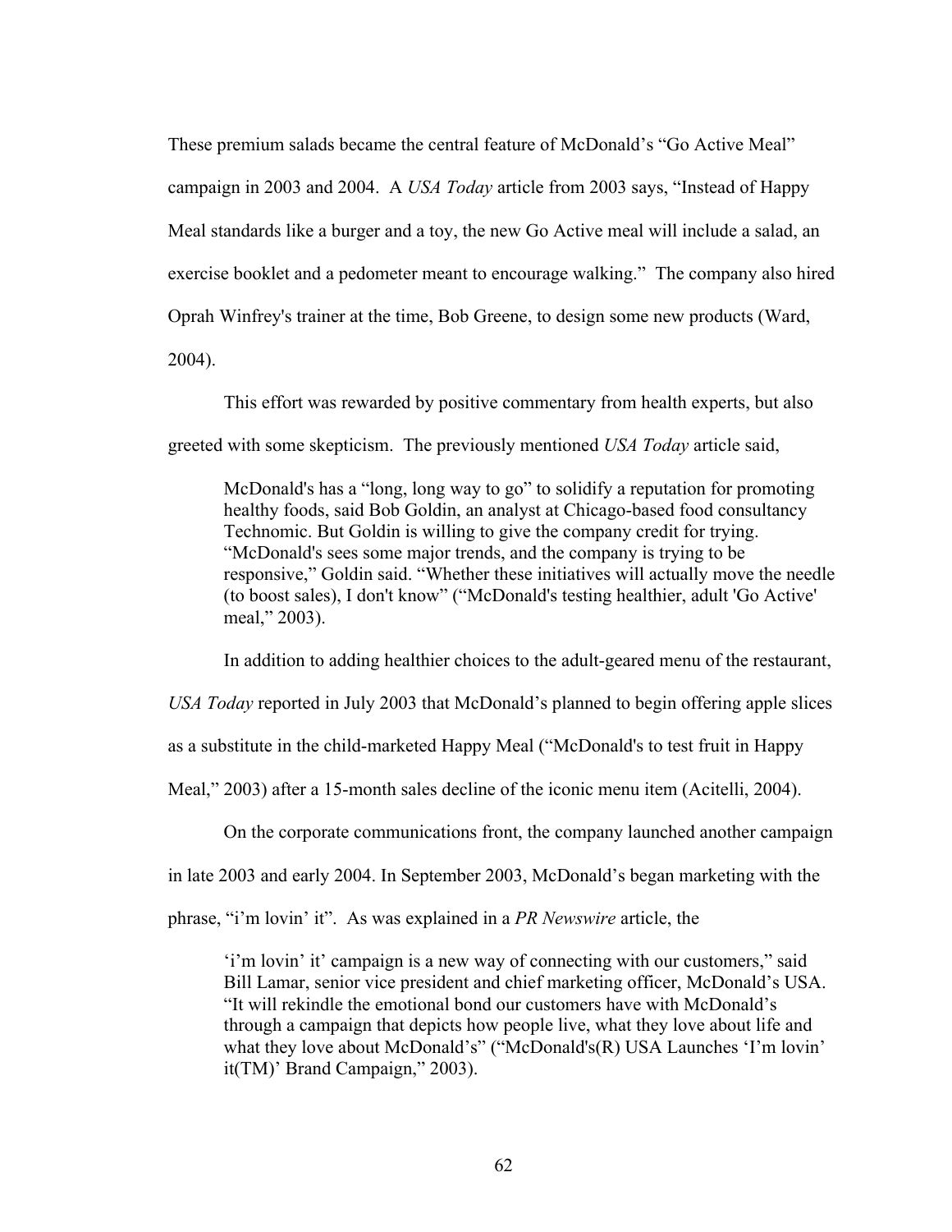These premium salads became the central feature of McDonald's "Go Active Meal" campaign in 2003 and 2004. A *USA Today* article from 2003 says, "Instead of Happy Meal standards like a burger and a toy, the new Go Active meal will include a salad, an exercise booklet and a pedometer meant to encourage walking." The company also hired Oprah Winfrey's trainer at the time, Bob Greene, to design some new products (Ward, 2004).

This effort was rewarded by positive commentary from health experts, but also greeted with some skepticism. The previously mentioned *USA Today* article said,

> McDonald's has a "long, long way to go" to solidify a reputation for promoting healthy foods, said Bob Goldin, an analyst at Chicago-based food consultancy Technomic. But Goldin is willing to give the company credit for trying. "McDonald's sees some major trends, and the company is trying to be responsive," Goldin said. "Whether these initiatives will actually move the needle (to boost sales), I don't know" ("McDonald's testing healthier, adult 'Go Active' meal," 2003).

In addition to adding healthier choices to the adult-geared menu of the restaurant, *USA Today* reported in July 2003 that McDonald's planned to begin offering apple slices as a substitute in the child-marketed Happy Meal ("McDonald's to test fruit in Happy Meal," 2003) after a 15-month sales decline of the iconic menu item (Acitelli, 2004).

On the corporate communications front, the company launched another campaign in late 2003 and early 2004. In September 2003, McDonald's began marketing with the phrase, "i'm lovin' it". As was explained in a *PR Newswire* article, the

> 'i'm lovin' it' campaign is a new way of connecting with our customers," said Bill Lamar, senior vice president and chief marketing officer, McDonald's USA. "It will rekindle the emotional bond our customers have with McDonald's through a campaign that depicts how people live, what they love about life and what they love about McDonald's" ("McDonald's(R) USA Launches 'I'm lovin' it(TM)' Brand Campaign," 2003).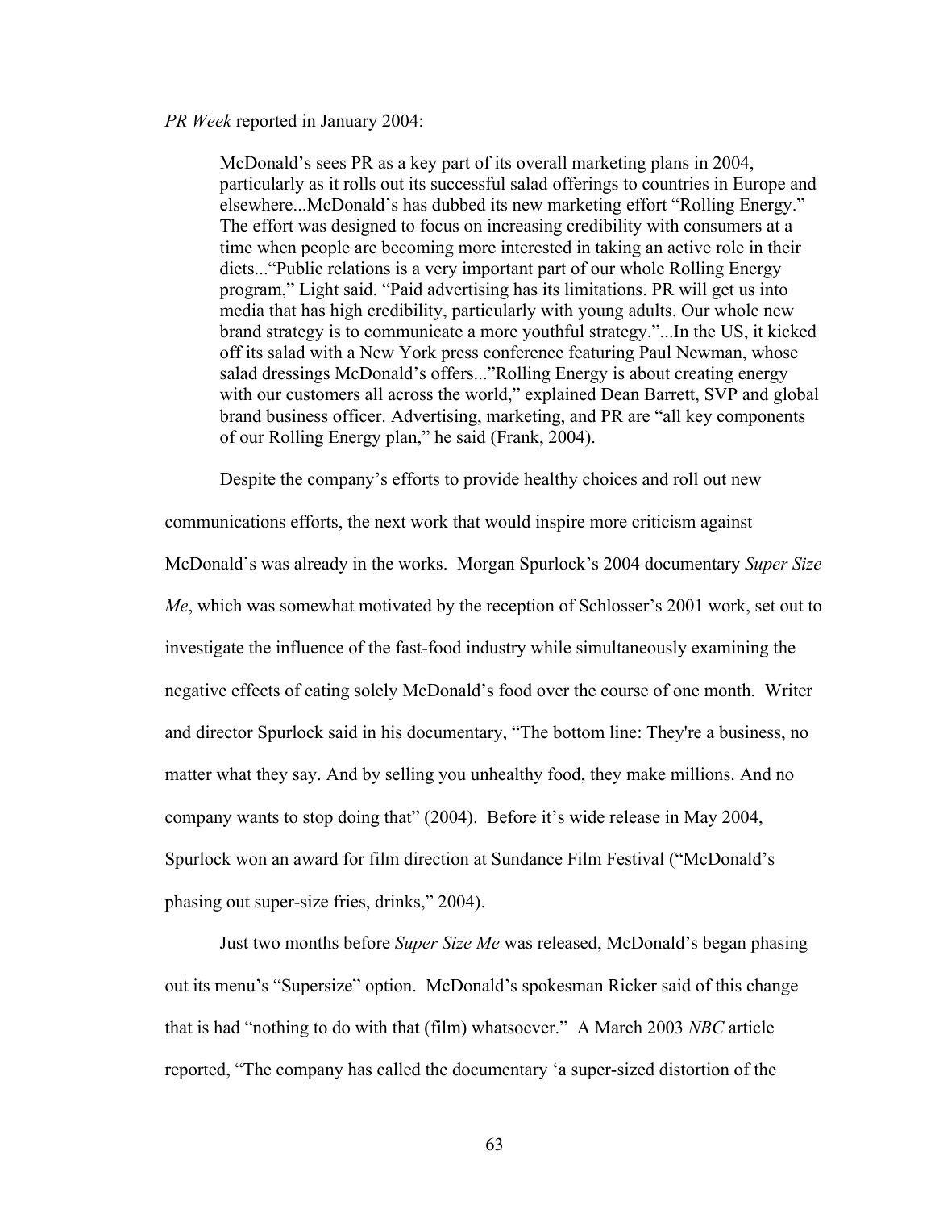*PR Week* reported in January 2004:

> McDonald's sees PR as a key part of its overall marketing plans in 2004, particularly as it rolls out its successful salad offerings to countries in Europe and elsewhere...McDonald's has dubbed its new marketing effort "Rolling Energy." The effort was designed to focus on increasing credibility with consumers at a time when people are becoming more interested in taking an active role in their diets..."Public relations is a very important part of our whole Rolling Energy program," Light said. "Paid advertising has its limitations. PR will get us into media that has high credibility, particularly with young adults. Our whole new brand strategy is to communicate a more youthful strategy."...In the US, it kicked off its salad with a New York press conference featuring Paul Newman, whose salad dressings McDonald's offers..."Rolling Energy is about creating energy with our customers all across the world," explained Dean Barrett, SVP and global brand business officer. Advertising, marketing, and PR are "all key components of our Rolling Energy plan," he said (Frank, 2004).

Despite the company's efforts to provide healthy choices and roll out new communications efforts, the next work that would inspire more criticism against McDonald's was already in the works. Morgan Spurlock's 2004 documentary *Super Size Me*, which was somewhat motivated by the reception of Schlosser's 2001 work, set out to investigate the influence of the fast-food industry while simultaneously examining the negative effects of eating solely McDonald's food over the course of one month. Writer and director Spurlock said in his documentary, "The bottom line: They're a business, no matter what they say. And by selling you unhealthy food, they make millions. And no company wants to stop doing that" (2004). Before it's wide release in May 2004, Spurlock won an award for film direction at Sundance Film Festival ("McDonald's phasing out super-size fries, drinks," 2004).

Just two months before *Super Size Me* was released, McDonald's began phasing out its menu's "Supersize" option. McDonald's spokesman Ricker said of this change that is had "nothing to do with that (film) whatsoever." A March 2003 *NBC* article reported, "The company has called the documentary 'a super-sized distortion of the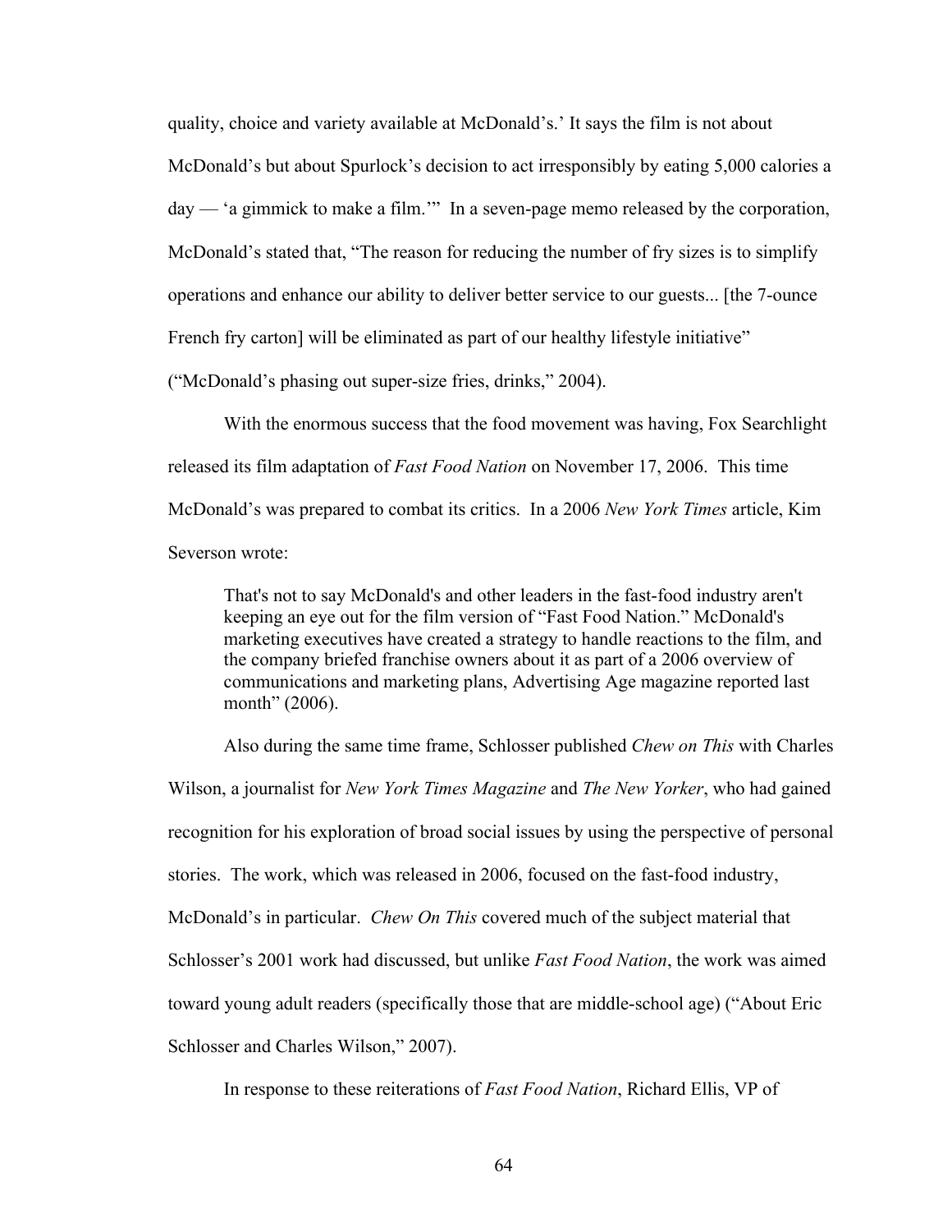quality, choice and variety available at McDonald's.' It says the film is not about McDonald's but about Spurlock's decision to act irresponsibly by eating 5,000 calories a day — 'a gimmick to make a film.'" In a seven-page memo released by the corporation, McDonald's stated that, "The reason for reducing the number of fry sizes is to simplify operations and enhance our ability to deliver better service to our guests... [the 7-ounce French fry carton] will be eliminated as part of our healthy lifestyle initiative" ("McDonald's phasing out super-size fries, drinks," 2004).

With the enormous success that the food movement was having, Fox Searchlight released its film adaptation of *Fast Food Nation* on November 17, 2006. This time McDonald's was prepared to combat its critics. In a 2006 *New York Times* article, Kim Severson wrote:

> That's not to say McDonald's and other leaders in the fast-food industry aren't keeping an eye out for the film version of "Fast Food Nation." McDonald's marketing executives have created a strategy to handle reactions to the film, and the company briefed franchise owners about it as part of a 2006 overview of communications and marketing plans, Advertising Age magazine reported last month" (2006).

Also during the same time frame, Schlosser published *Chew on This* with Charles Wilson, a journalist for *New York Times Magazine* and *The New Yorker*, who had gained recognition for his exploration of broad social issues by using the perspective of personal stories. The work, which was released in 2006, focused on the fast-food industry, McDonald's in particular. *Chew On This* covered much of the subject material that Schlosser's 2001 work had discussed, but unlike *Fast Food Nation*, the work was aimed toward young adult readers (specifically those that are middle-school age) ("About Eric Schlosser and Charles Wilson," 2007).

In response to these reiterations of *Fast Food Nation*, Richard Ellis, VP of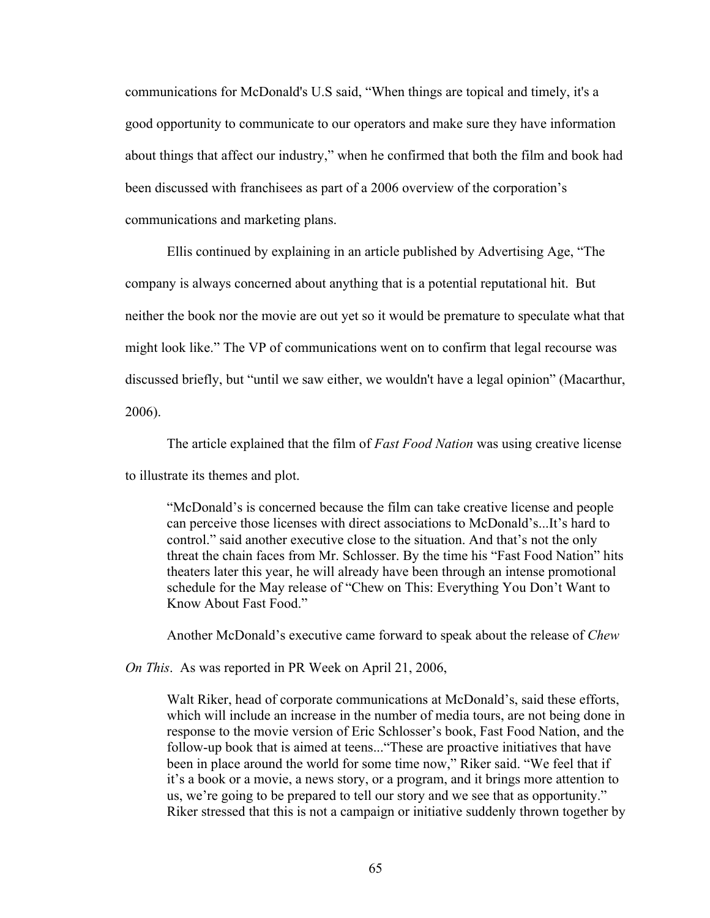communications for McDonald's U.S said, "When things are topical and timely, it's a good opportunity to communicate to our operators and make sure they have information about things that affect our industry," when he confirmed that both the film and book had been discussed with franchisees as part of a 2006 overview of the corporation's communications and marketing plans.

Ellis continued by explaining in an article published by Advertising Age, "The company is always concerned about anything that is a potential reputational hit. But neither the book nor the movie are out yet so it would be premature to speculate what that might look like." The VP of communications went on to confirm that legal recourse was discussed briefly, but "until we saw either, we wouldn't have a legal opinion" (Macarthur, 2006).

The article explained that the film of *Fast Food Nation* was using creative license to illustrate its themes and plot.

> "McDonald's is concerned because the film can take creative license and people can perceive those licenses with direct associations to McDonald's...It's hard to control." said another executive close to the situation. And that's not the only threat the chain faces from Mr. Schlosser. By the time his "Fast Food Nation" hits theaters later this year, he will already have been through an intense promotional schedule for the May release of "Chew on This: Everything You Don't Want to Know About Fast Food."

Another McDonald's executive came forward to speak about the release of *Chew On This*. As was reported in PR Week on April 21, 2006,

> Walt Riker, head of corporate communications at McDonald's, said these efforts, which will include an increase in the number of media tours, are not being done in response to the movie version of Eric Schlosser's book, Fast Food Nation, and the follow-up book that is aimed at teens..."These are proactive initiatives that have been in place around the world for some time now," Riker said. "We feel that if it's a book or a movie, a news story, or a program, and it brings more attention to us, we're going to be prepared to tell our story and we see that as opportunity." Riker stressed that this is not a campaign or initiative suddenly thrown together by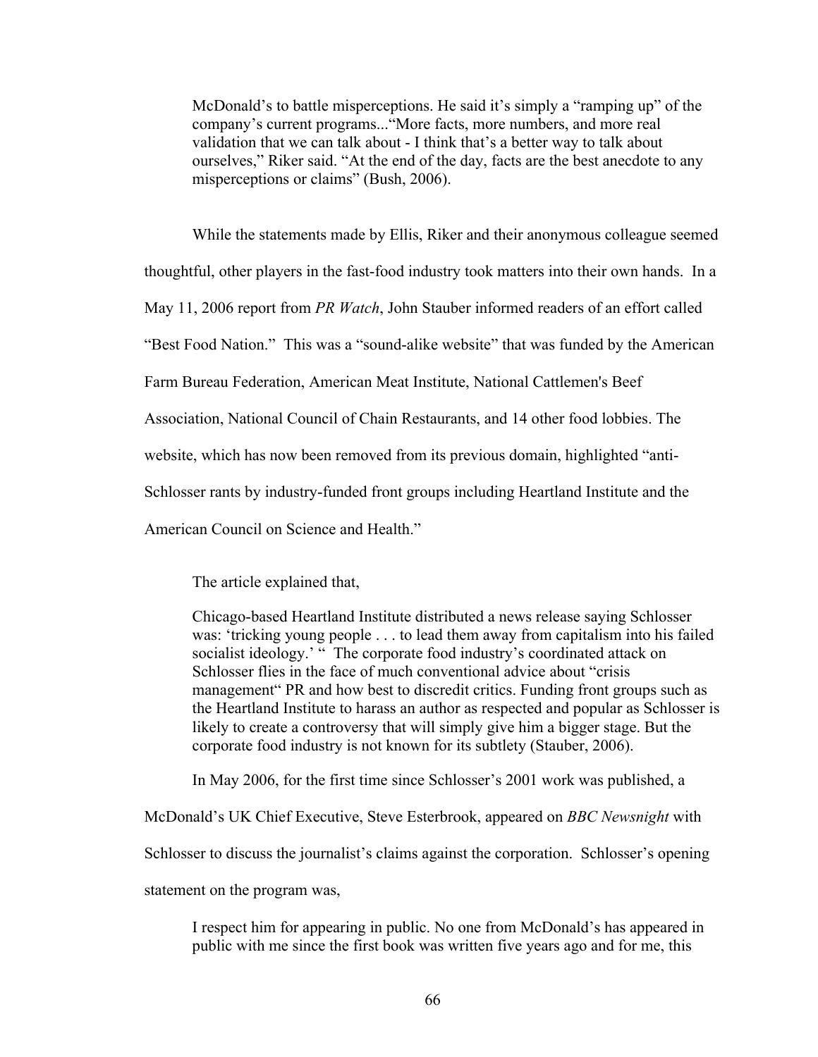> McDonald's to battle misperceptions. He said it's simply a "ramping up" of the company's current programs..."More facts, more numbers, and more real validation that we can talk about - I think that's a better way to talk about ourselves," Riker said. "At the end of the day, facts are the best anecdote to any misperceptions or claims" (Bush, 2006).

While the statements made by Ellis, Riker and their anonymous colleague seemed thoughtful, other players in the fast-food industry took matters into their own hands. In a May 11, 2006 report from *PR Watch*, John Stauber informed readers of an effort called "Best Food Nation." This was a "sound-alike website" that was funded by the American Farm Bureau Federation, American Meat Institute, National Cattlemen's Beef Association, National Council of Chain Restaurants, and 14 other food lobbies. The website, which has now been removed from its previous domain, highlighted "anti-Schlosser rants by industry-funded front groups including Heartland Institute and the American Council on Science and Health."

The article explained that,

> Chicago-based Heartland Institute distributed a news release saying Schlosser was: 'tricking young people . . . to lead them away from capitalism into his failed socialist ideology.' " The corporate food industry's coordinated attack on Schlosser flies in the face of much conventional advice about "crisis management" PR and how best to discredit critics. Funding front groups such as the Heartland Institute to harass an author as respected and popular as Schlosser is likely to create a controversy that will simply give him a bigger stage. But the corporate food industry is not known for its subtlety (Stauber, 2006).

In May 2006, for the first time since Schlosser's 2001 work was published, a McDonald's UK Chief Executive, Steve Esterbrook, appeared on *BBC Newsnight* with Schlosser to discuss the journalist's claims against the corporation. Schlosser's opening statement on the program was,

> I respect him for appearing in public. No one from McDonald's has appeared in public with me since the first book was written five years ago and for me, this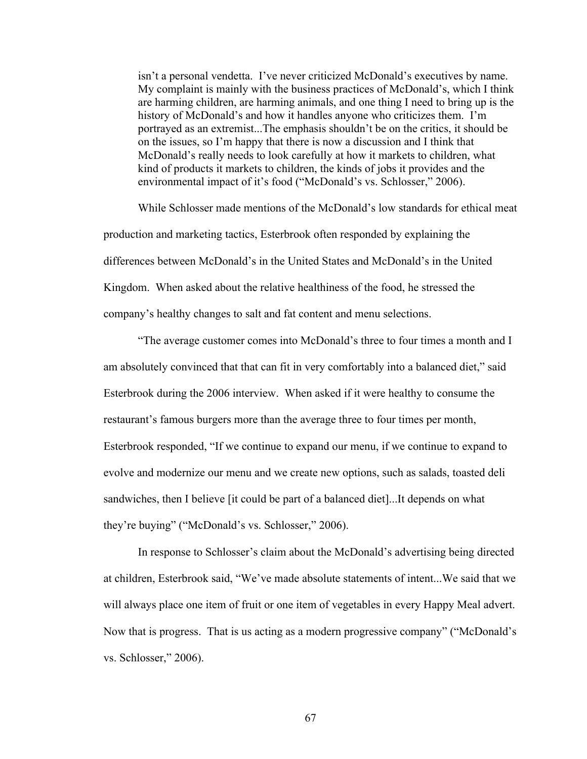> isn't a personal vendetta. I've never criticized McDonald's executives by name. My complaint is mainly with the business practices of McDonald's, which I think are harming children, are harming animals, and one thing I need to bring up is the history of McDonald's and how it handles anyone who criticizes them. I'm portrayed as an extremist...The emphasis shouldn't be on the critics, it should be on the issues, so I'm happy that there is now a discussion and I think that McDonald's really needs to look carefully at how it markets to children, what kind of products it markets to children, the kinds of jobs it provides and the environmental impact of it's food ("McDonald's vs. Schlosser," 2006).

While Schlosser made mentions of the McDonald's low standards for ethical meat production and marketing tactics, Esterbrook often responded by explaining the differences between McDonald's in the United States and McDonald's in the United Kingdom. When asked about the relative healthiness of the food, he stressed the company's healthy changes to salt and fat content and menu selections.

"The average customer comes into McDonald's three to four times a month and I am absolutely convinced that that can fit in very comfortably into a balanced diet," said Esterbrook during the 2006 interview. When asked if it were healthy to consume the restaurant's famous burgers more than the average three to four times per month, Esterbrook responded, "If we continue to expand our menu, if we continue to expand to evolve and modernize our menu and we create new options, such as salads, toasted deli sandwiches, then I believe [it could be part of a balanced diet]...It depends on what they're buying" ("McDonald's vs. Schlosser," 2006).

In response to Schlosser's claim about the McDonald's advertising being directed at children, Esterbrook said, "We've made absolute statements of intent...We said that we will always place one item of fruit or one item of vegetables in every Happy Meal advert. Now that is progress. That is us acting as a modern progressive company" ("McDonald's vs. Schlosser," 2006).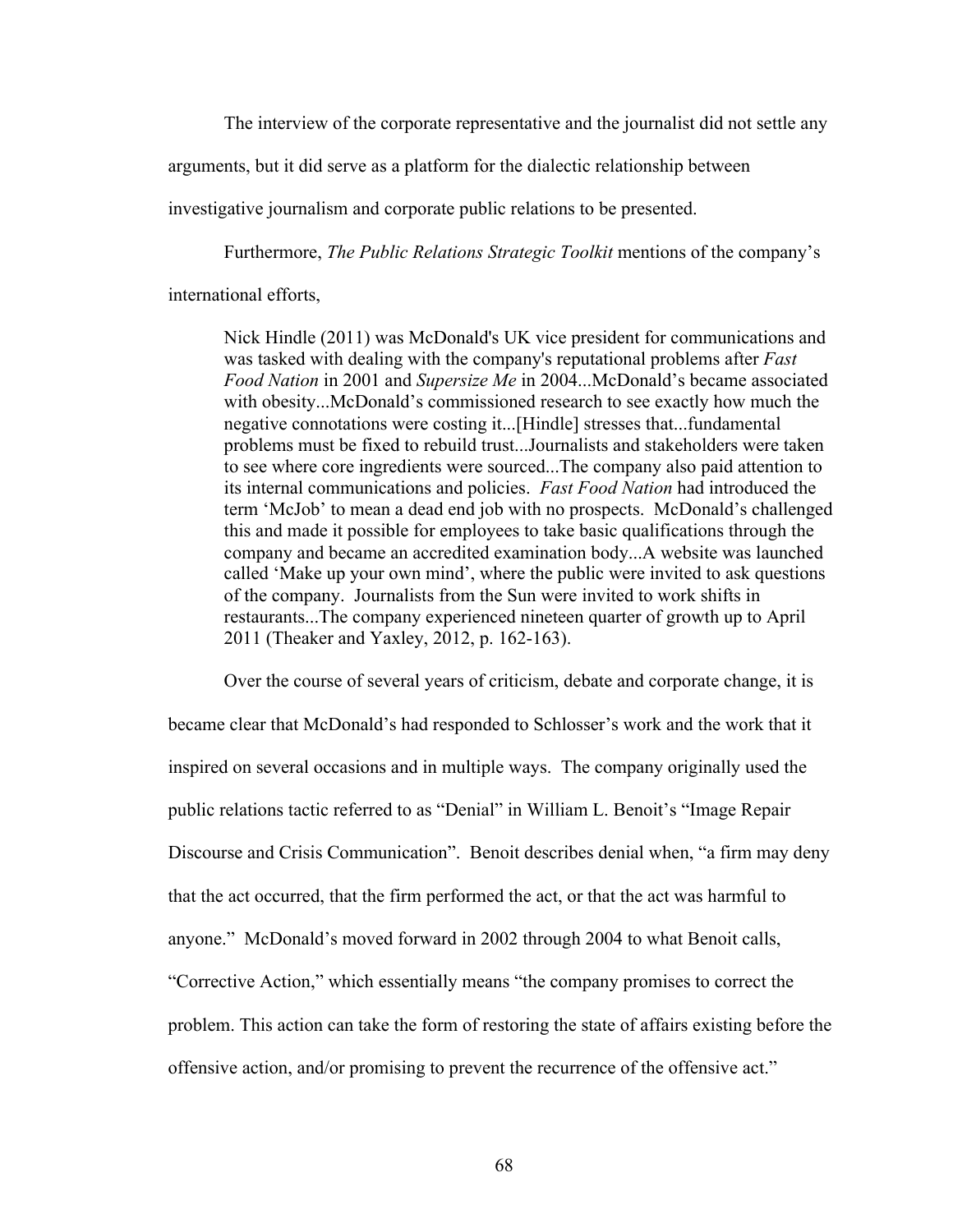The interview of the corporate representative and the journalist did not settle any arguments, but it did serve as a platform for the dialectic relationship between investigative journalism and corporate public relations to be presented.

Furthermore, *The Public Relations Strategic Toolkit* mentions of the company's international efforts,

> Nick Hindle (2011) was McDonald's UK vice president for communications and was tasked with dealing with the company's reputational problems after *Fast Food Nation* in 2001 and *Supersize Me* in 2004...McDonald's became associated with obesity...McDonald's commissioned research to see exactly how much the negative connotations were costing it...[Hindle] stresses that...fundamental problems must be fixed to rebuild trust...Journalists and stakeholders were taken to see where core ingredients were sourced...The company also paid attention to its internal communications and policies. *Fast Food Nation* had introduced the term 'McJob' to mean a dead end job with no prospects. McDonald's challenged this and made it possible for employees to take basic qualifications through the company and became an accredited examination body...A website was launched called 'Make up your own mind', where the public were invited to ask questions of the company. Journalists from the Sun were invited to work shifts in restaurants...The company experienced nineteen quarter of growth up to April 2011 (Theaker and Yaxley, 2012, p. 162-163).

Over the course of several years of criticism, debate and corporate change, it is became clear that McDonald's had responded to Schlosser's work and the work that it inspired on several occasions and in multiple ways. The company originally used the public relations tactic referred to as "Denial" in William L. Benoit's "Image Repair Discourse and Crisis Communication". Benoit describes denial when, "a firm may deny that the act occurred, that the firm performed the act, or that the act was harmful to anyone." McDonald's moved forward in 2002 through 2004 to what Benoit calls, "Corrective Action," which essentially means "the company promises to correct the problem. This action can take the form of restoring the state of affairs existing before the offensive action, and/or promising to prevent the recurrence of the offensive act."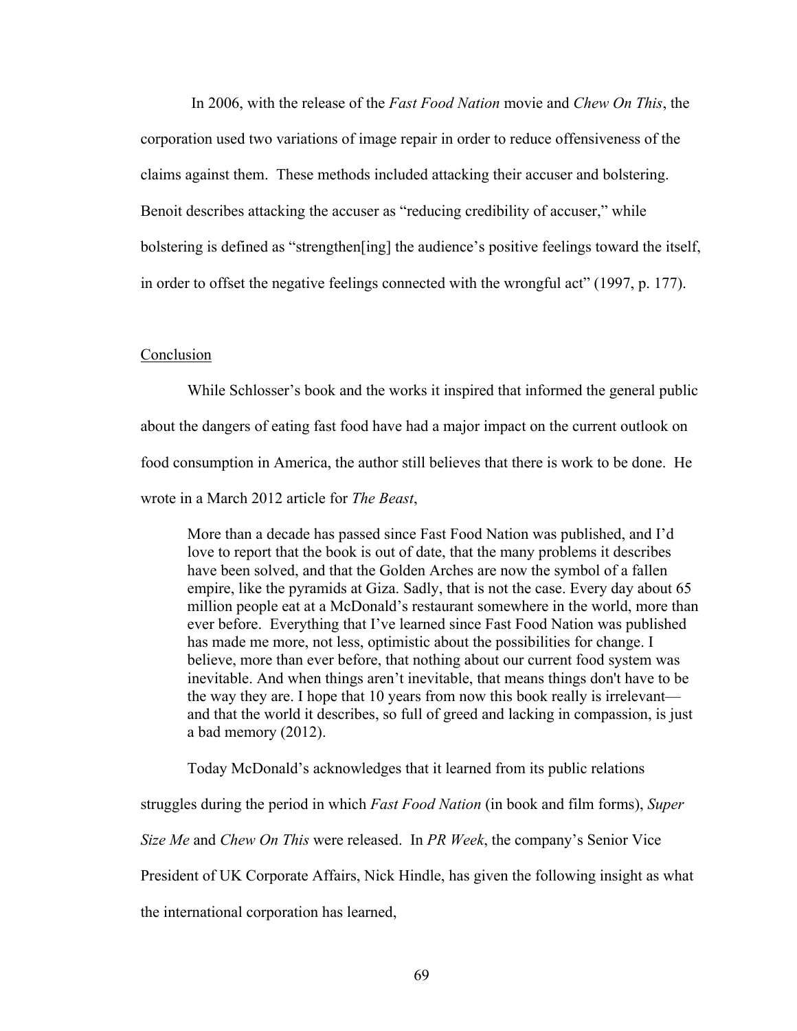In 2006, with the release of the *Fast Food Nation* movie and *Chew On This*, the corporation used two variations of image repair in order to reduce offensiveness of the claims against them. These methods included attacking their accuser and bolstering. Benoit describes attacking the accuser as "reducing credibility of accuser," while bolstering is defined as "strengthen[ing] the audience's positive feelings toward the itself, in order to offset the negative feelings connected with the wrongful act" (1997, p. 177).

## Conclusion

While Schlosser's book and the works it inspired that informed the general public about the dangers of eating fast food have had a major impact on the current outlook on food consumption in America, the author still believes that there is work to be done. He wrote in a March 2012 article for *The Beast*,

> More than a decade has passed since Fast Food Nation was published, and I'd love to report that the book is out of date, that the many problems it describes have been solved, and that the Golden Arches are now the symbol of a fallen empire, like the pyramids at Giza. Sadly, that is not the case. Every day about 65 million people eat at a McDonald's restaurant somewhere in the world, more than ever before. Everything that I've learned since Fast Food Nation was published has made me more, not less, optimistic about the possibilities for change. I believe, more than ever before, that nothing about our current food system was inevitable. And when things aren't inevitable, that means things don't have to be the way they are. I hope that 10 years from now this book really is irrelevant—and that the world it describes, so full of greed and lacking in compassion, is just a bad memory (2012).

Today McDonald's acknowledges that it learned from its public relations struggles during the period in which *Fast Food Nation* (in book and film forms), *Super Size Me* and *Chew On This* were released. In *PR Week*, the company's Senior Vice President of UK Corporate Affairs, Nick Hindle, has given the following insight as what the international corporation has learned,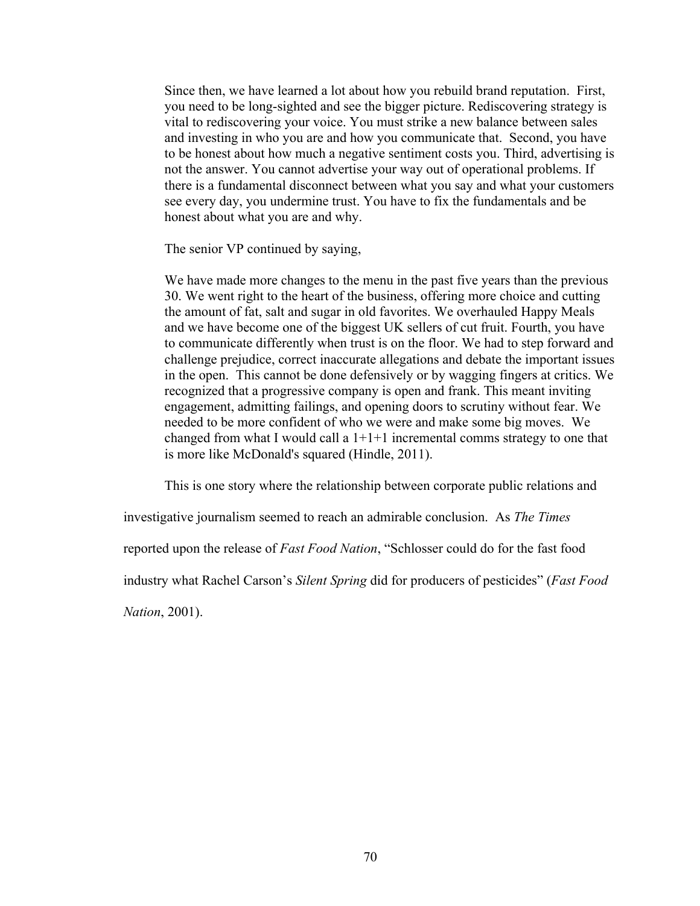> Since then, we have learned a lot about how you rebuild brand reputation. First, you need to be long-sighted and see the bigger picture. Rediscovering strategy is vital to rediscovering your voice. You must strike a new balance between sales and investing in who you are and how you communicate that. Second, you have to be honest about how much a negative sentiment costs you. Third, advertising is not the answer. You cannot advertise your way out of operational problems. If there is a fundamental disconnect between what you say and what your customers see every day, you undermine trust. You have to fix the fundamentals and be honest about what you are and why.

The senior VP continued by saying,

> We have made more changes to the menu in the past five years than the previous 30. We went right to the heart of the business, offering more choice and cutting the amount of fat, salt and sugar in old favorites. We overhauled Happy Meals and we have become one of the biggest UK sellers of cut fruit. Fourth, you have to communicate differently when trust is on the floor. We had to step forward and challenge prejudice, correct inaccurate allegations and debate the important issues in the open. This cannot be done defensively or by wagging fingers at critics. We recognized that a progressive company is open and frank. This meant inviting engagement, admitting failings, and opening doors to scrutiny without fear. We needed to be more confident of who we were and make some big moves. We changed from what I would call a 1+1+1 incremental comms strategy to one that is more like McDonald's squared (Hindle, 2011).

This is one story where the relationship between corporate public relations and investigative journalism seemed to reach an admirable conclusion. As *The Times* reported upon the release of *Fast Food Nation*, "Schlosser could do for the fast food industry what Rachel Carson's *Silent Spring* did for producers of pesticides" (*Fast Food Nation*, 2001).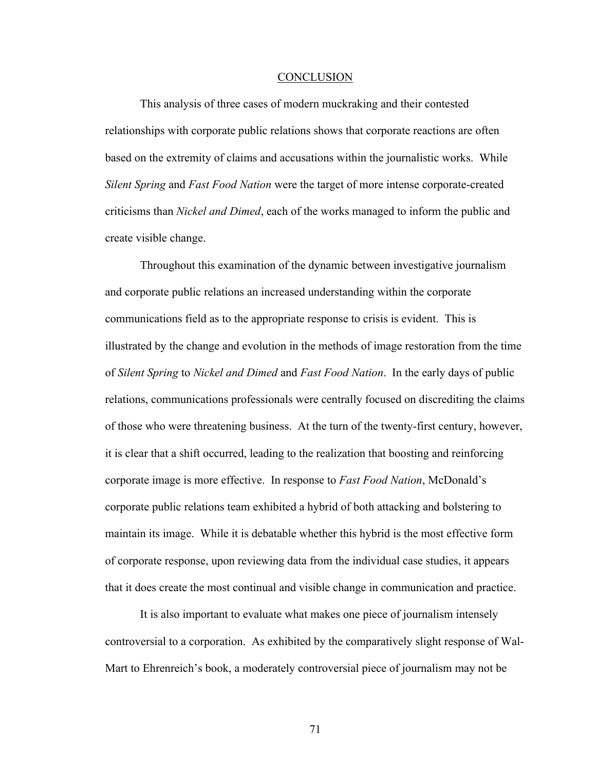# CONCLUSION

This analysis of three cases of modern muckraking and their contested relationships with corporate public relations shows that corporate reactions are often based on the extremity of claims and accusations within the journalistic works. While *Silent Spring* and *Fast Food Nation* were the target of more intense corporate-created criticisms than *Nickel and Dimed*, each of the works managed to inform the public and create visible change.

Throughout this examination of the dynamic between investigative journalism and corporate public relations an increased understanding within the corporate communications field as to the appropriate response to crisis is evident. This is illustrated by the change and evolution in the methods of image restoration from the time of *Silent Spring* to *Nickel and Dimed* and *Fast Food Nation*. In the early days of public relations, communications professionals were centrally focused on discrediting the claims of those who were threatening business. At the turn of the twenty-first century, however, it is clear that a shift occurred, leading to the realization that boosting and reinforcing corporate image is more effective. In response to *Fast Food Nation*, McDonald's corporate public relations team exhibited a hybrid of both attacking and bolstering to maintain its image. While it is debatable whether this hybrid is the most effective form of corporate response, upon reviewing data from the individual case studies, it appears that it does create the most continual and visible change in communication and practice.

It is also important to evaluate what makes one piece of journalism intensely controversial to a corporation. As exhibited by the comparatively slight response of Wal-Mart to Ehrenreich's book, a moderately controversial piece of journalism may not be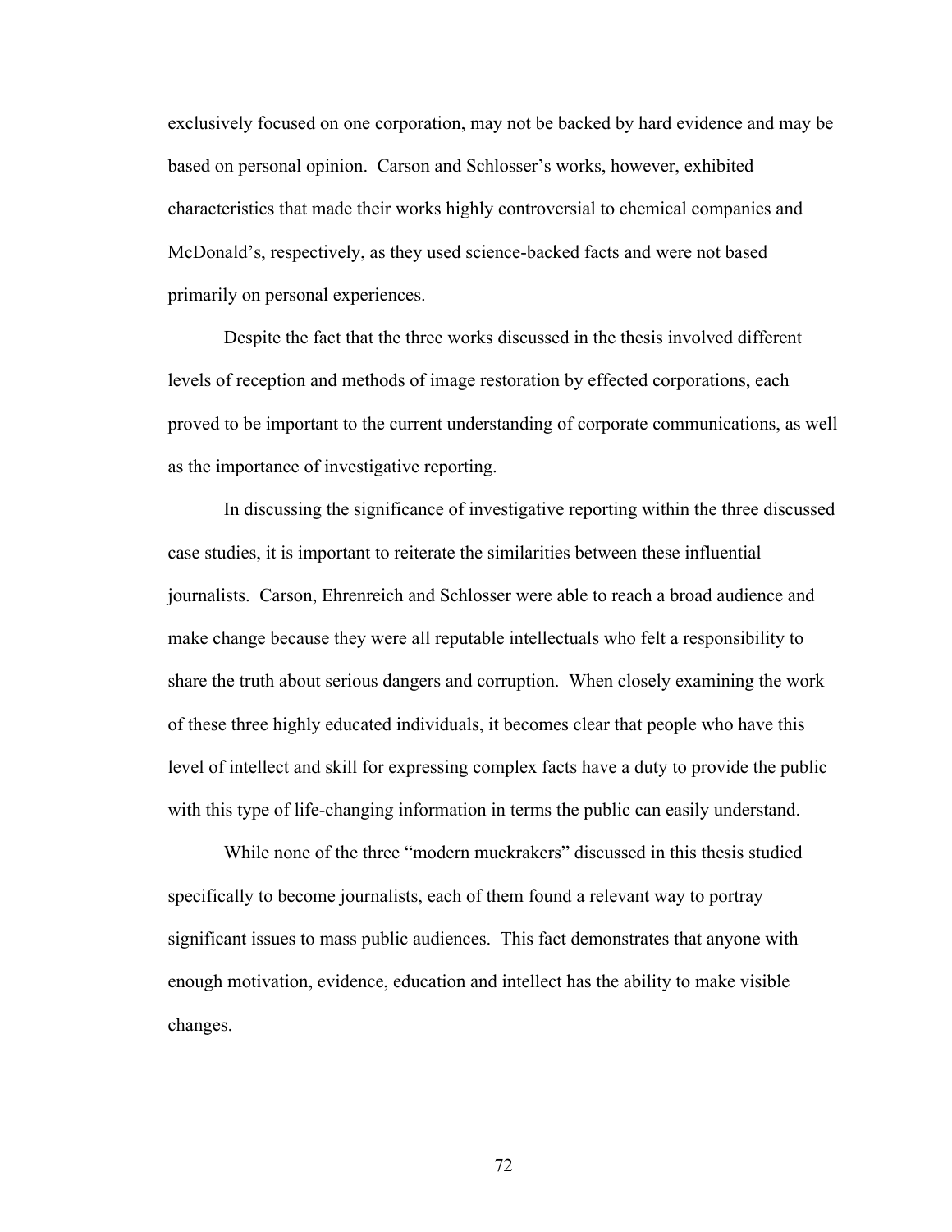exclusively focused on one corporation, may not be backed by hard evidence and may be based on personal opinion. Carson and Schlosser's works, however, exhibited characteristics that made their works highly controversial to chemical companies and McDonald's, respectively, as they used science-backed facts and were not based primarily on personal experiences.

Despite the fact that the three works discussed in the thesis involved different levels of reception and methods of image restoration by effected corporations, each proved to be important to the current understanding of corporate communications, as well as the importance of investigative reporting.

In discussing the significance of investigative reporting within the three discussed case studies, it is important to reiterate the similarities between these influential journalists. Carson, Ehrenreich and Schlosser were able to reach a broad audience and make change because they were all reputable intellectuals who felt a responsibility to share the truth about serious dangers and corruption. When closely examining the work of these three highly educated individuals, it becomes clear that people who have this level of intellect and skill for expressing complex facts have a duty to provide the public with this type of life-changing information in terms the public can easily understand.

While none of the three "modern muckrakers" discussed in this thesis studied specifically to become journalists, each of them found a relevant way to portray significant issues to mass public audiences. This fact demonstrates that anyone with enough motivation, evidence, education and intellect has the ability to make visible changes.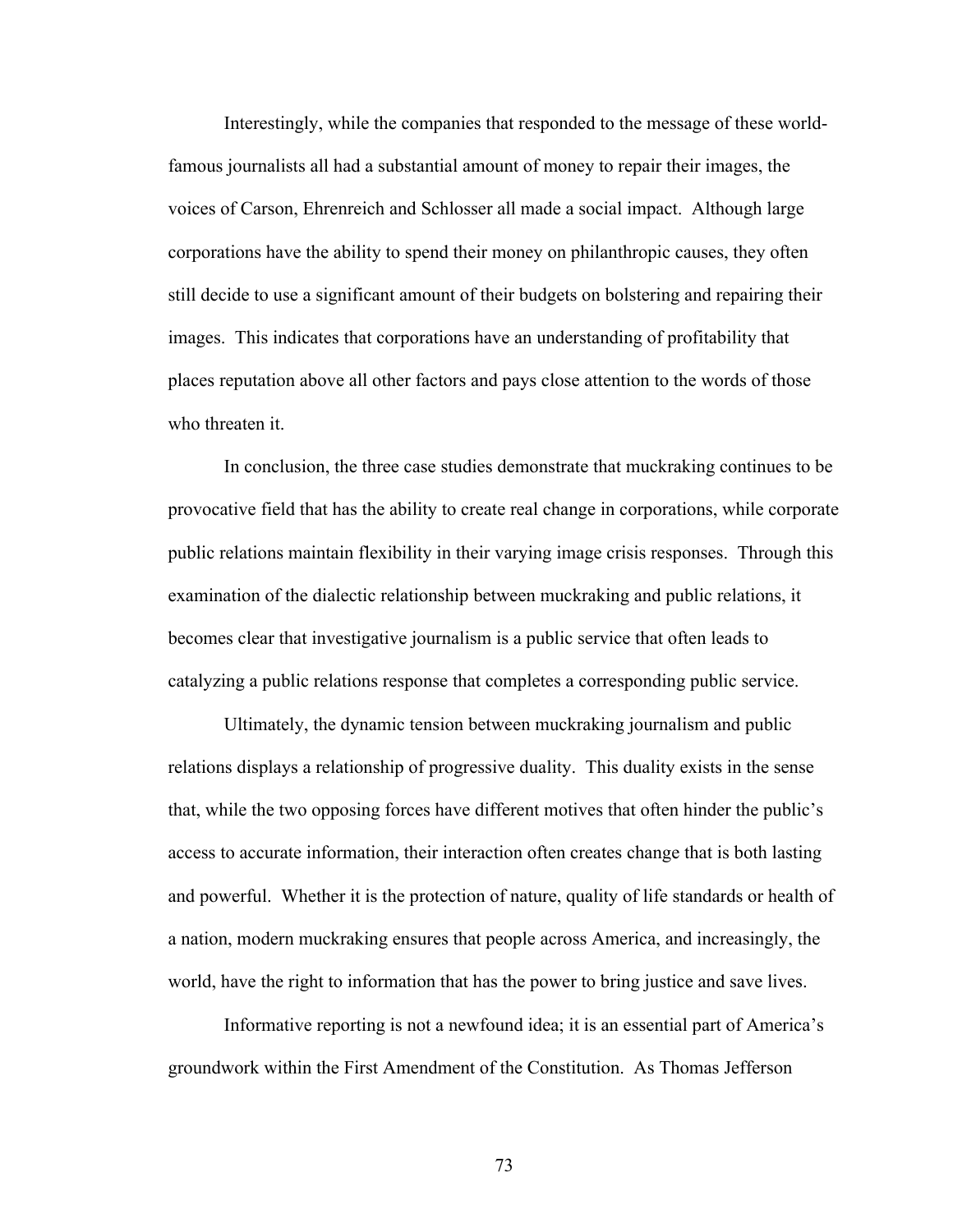Interestingly, while the companies that responded to the message of these world-famous journalists all had a substantial amount of money to repair their images, the voices of Carson, Ehrenreich and Schlosser all made a social impact. Although large corporations have the ability to spend their money on philanthropic causes, they often still decide to use a significant amount of their budgets on bolstering and repairing their images. This indicates that corporations have an understanding of profitability that places reputation above all other factors and pays close attention to the words of those who threaten it.

In conclusion, the three case studies demonstrate that muckraking continues to be provocative field that has the ability to create real change in corporations, while corporate public relations maintain flexibility in their varying image crisis responses. Through this examination of the dialectic relationship between muckraking and public relations, it becomes clear that investigative journalism is a public service that often leads to catalyzing a public relations response that completes a corresponding public service.

Ultimately, the dynamic tension between muckraking journalism and public relations displays a relationship of progressive duality. This duality exists in the sense that, while the two opposing forces have different motives that often hinder the public's access to accurate information, their interaction often creates change that is both lasting and powerful. Whether it is the protection of nature, quality of life standards or health of a nation, modern muckraking ensures that people across America, and increasingly, the world, have the right to information that has the power to bring justice and save lives.

Informative reporting is not a newfound idea; it is an essential part of America's groundwork within the First Amendment of the Constitution. As Thomas Jefferson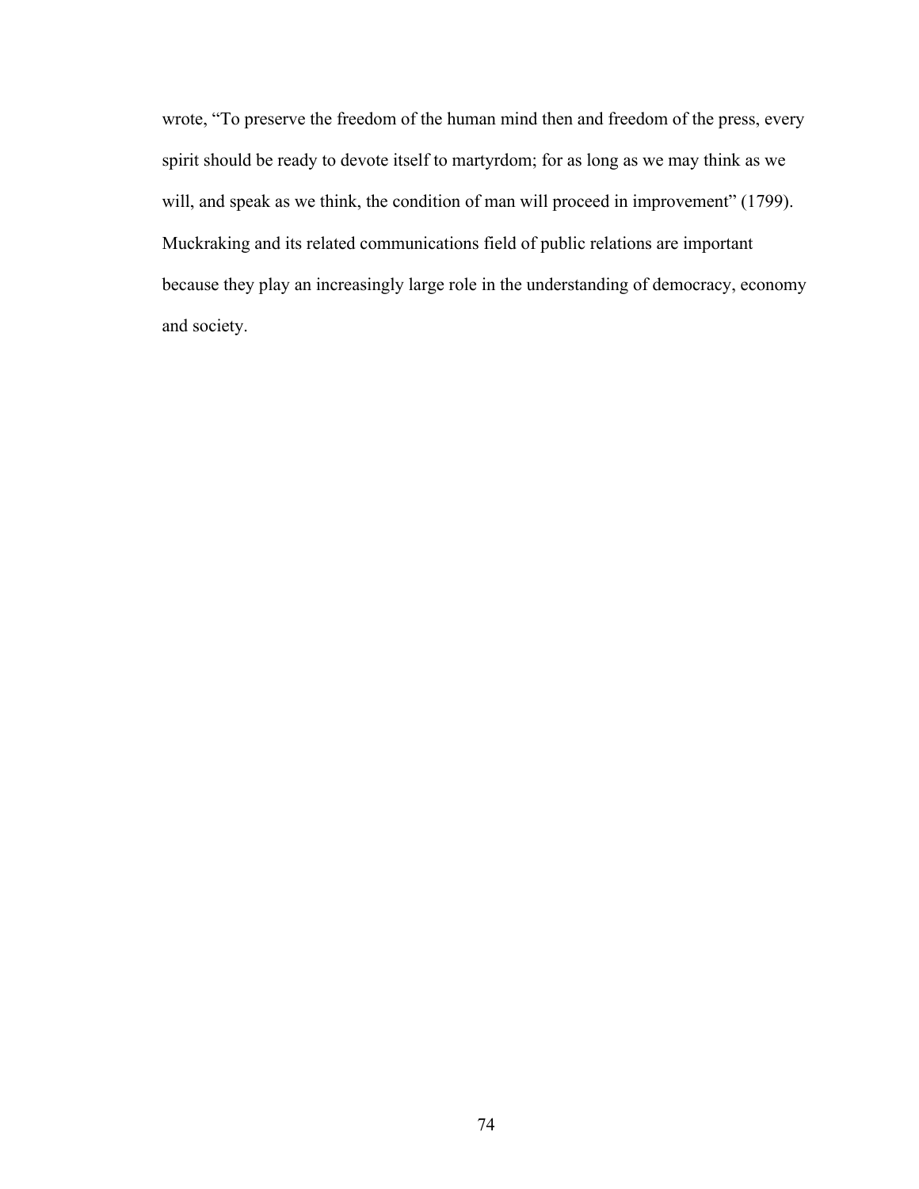wrote, “To preserve the freedom of the human mind then and freedom of the press, every spirit should be ready to devote itself to martyrdom; for as long as we may think as we will, and speak as we think, the condition of man will proceed in improvement” (1799). Muckraking and its related communications field of public relations are important because they play an increasingly large role in the understanding of democracy, economy and society.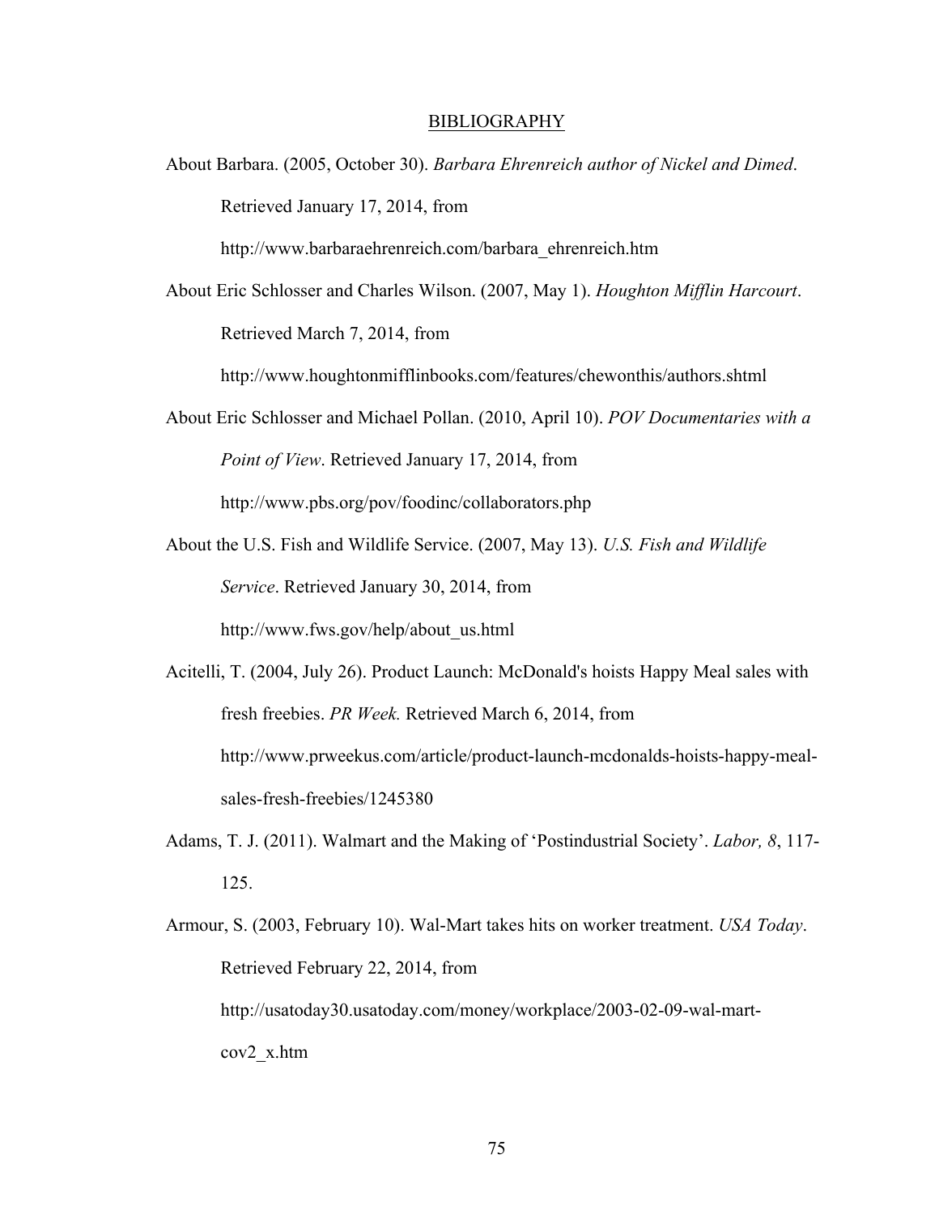# BIBLIOGRAPHY

About Barbara. (2005, October 30). *Barbara Ehrenreich author of Nickel and Dimed*. Retrieved January 17, 2014, from http://www.barbaraehrenreich.com/barbara_ehrenreich.htm

About Eric Schlosser and Charles Wilson. (2007, May 1). *Houghton Mifflin Harcourt*. Retrieved March 7, 2014, from http://www.houghtonmifflinbooks.com/features/chewonthis/authors.shtml

About Eric Schlosser and Michael Pollan. (2010, April 10). *POV Documentaries with a Point of View*. Retrieved January 17, 2014, from http://www.pbs.org/pov/foodinc/collaborators.php

About the U.S. Fish and Wildlife Service. (2007, May 13). *U.S. Fish and Wildlife Service*. Retrieved January 30, 2014, from http://www.fws.gov/help/about_us.html

Acitelli, T. (2004, July 26). Product Launch: McDonald's hoists Happy Meal sales with fresh freebies. *PR Week.* Retrieved March 6, 2014, from http://www.prweekus.com/article/product-launch-mcdonalds-hoists-happy-meal-sales-fresh-freebies/1245380

Adams, T. J. (2011). Walmart and the Making of 'Postindustrial Society'. *Labor, 8*, 117-125.

Armour, S. (2003, February 10). Wal-Mart takes hits on worker treatment. *USA Today*. Retrieved February 22, 2014, from http://usatoday30.usatoday.com/money/workplace/2003-02-09-wal-mart-cov2_x.htm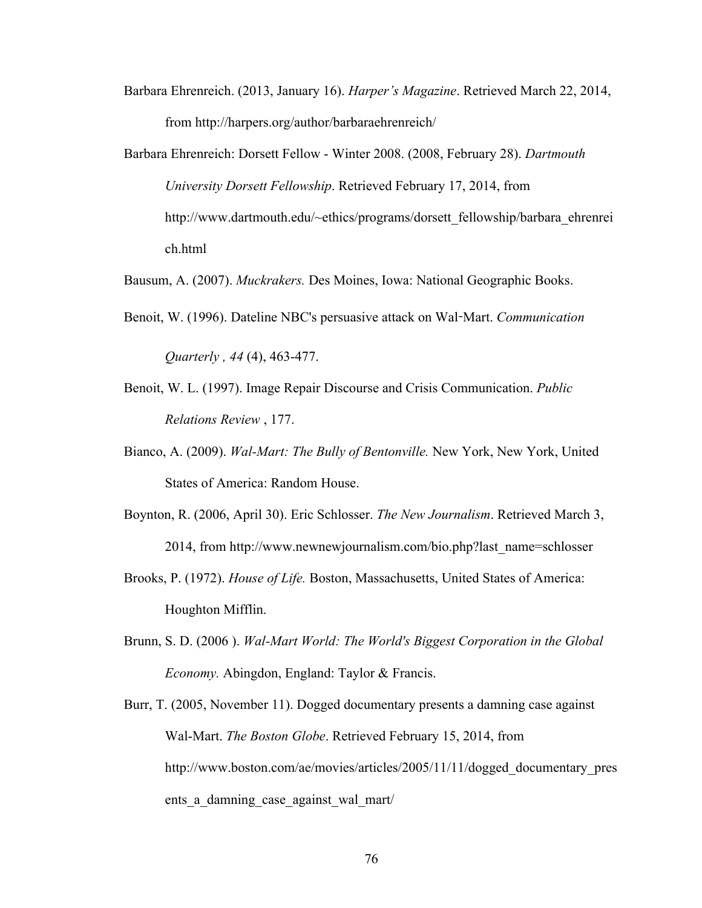Barbara Ehrenreich. (2013, January 16). *Harper's Magazine*. Retrieved March 22, 2014, from http://harpers.org/author/barbaraehrenreich/

Barbara Ehrenreich: Dorsett Fellow - Winter 2008. (2008, February 28). *Dartmouth University Dorsett Fellowship*. Retrieved February 17, 2014, from http://www.dartmouth.edu/~ethics/programs/dorsett_fellowship/barbara_ehrenreich.html

Bausum, A. (2007). *Muckrakers.* Des Moines, Iowa: National Geographic Books.

Benoit, W. (1996). Dateline NBC's persuasive attack on Wal‐Mart. *Communication Quarterly , 44* (4), 463-477.

Benoit, W. L. (1997). Image Repair Discourse and Crisis Communication. *Public Relations Review* , 177.

Bianco, A. (2009). *Wal-Mart: The Bully of Bentonville.* New York, New York, United States of America: Random House.

Boynton, R. (2006, April 30). Eric Schlosser. *The New Journalism*. Retrieved March 3, 2014, from http://www.newnewjournalism.com/bio.php?last_name=schlosser

Brooks, P. (1972). *House of Life.* Boston, Massachusetts, United States of America: Houghton Mifflin.

Brunn, S. D. (2006 ). *Wal-Mart World: The World's Biggest Corporation in the Global Economy.* Abingdon, England: Taylor & Francis.

Burr, T. (2005, November 11). Dogged documentary presents a damning case against Wal-Mart. *The Boston Globe*. Retrieved February 15, 2014, from http://www.boston.com/ae/movies/articles/2005/11/11/dogged_documentary_presents_a_damning_case_against_wal_mart/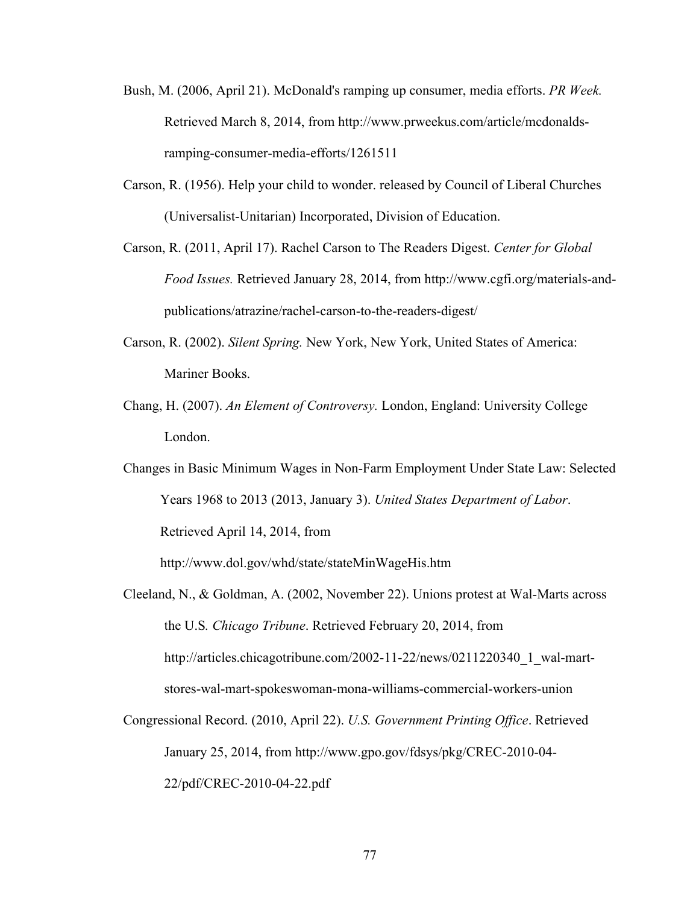Bush, M. (2006, April 21). McDonald's ramping up consumer, media efforts. *PR Week.* Retrieved March 8, 2014, from http://www.prweekus.com/article/mcdonalds-ramping-consumer-media-efforts/1261511

Carson, R. (1956). Help your child to wonder. released by Council of Liberal Churches (Universalist-Unitarian) Incorporated, Division of Education.

Carson, R. (2011, April 17). Rachel Carson to The Readers Digest. *Center for Global Food Issues.* Retrieved January 28, 2014, from http://www.cgfi.org/materials-and-publications/atrazine/rachel-carson-to-the-readers-digest/

Carson, R. (2002). *Silent Spring.* New York, New York, United States of America: Mariner Books.

Chang, H. (2007). *An Element of Controversy.* London, England: University College London.

Changes in Basic Minimum Wages in Non-Farm Employment Under State Law: Selected Years 1968 to 2013 (2013, January 3). *United States Department of Labor*. Retrieved April 14, 2014, from http://www.dol.gov/whd/state/stateMinWageHis.htm

Cleeland, N., & Goldman, A. (2002, November 22). Unions protest at Wal-Marts across the U.S*. Chicago Tribune*. Retrieved February 20, 2014, from http://articles.chicagotribune.com/2002-11-22/news/0211220340_1_wal-mart-stores-wal-mart-spokeswoman-mona-williams-commercial-workers-union

Congressional Record. (2010, April 22). *U.S. Government Printing Office*. Retrieved January 25, 2014, from http://www.gpo.gov/fdsys/pkg/CREC-2010-04-22/pdf/CREC-2010-04-22.pdf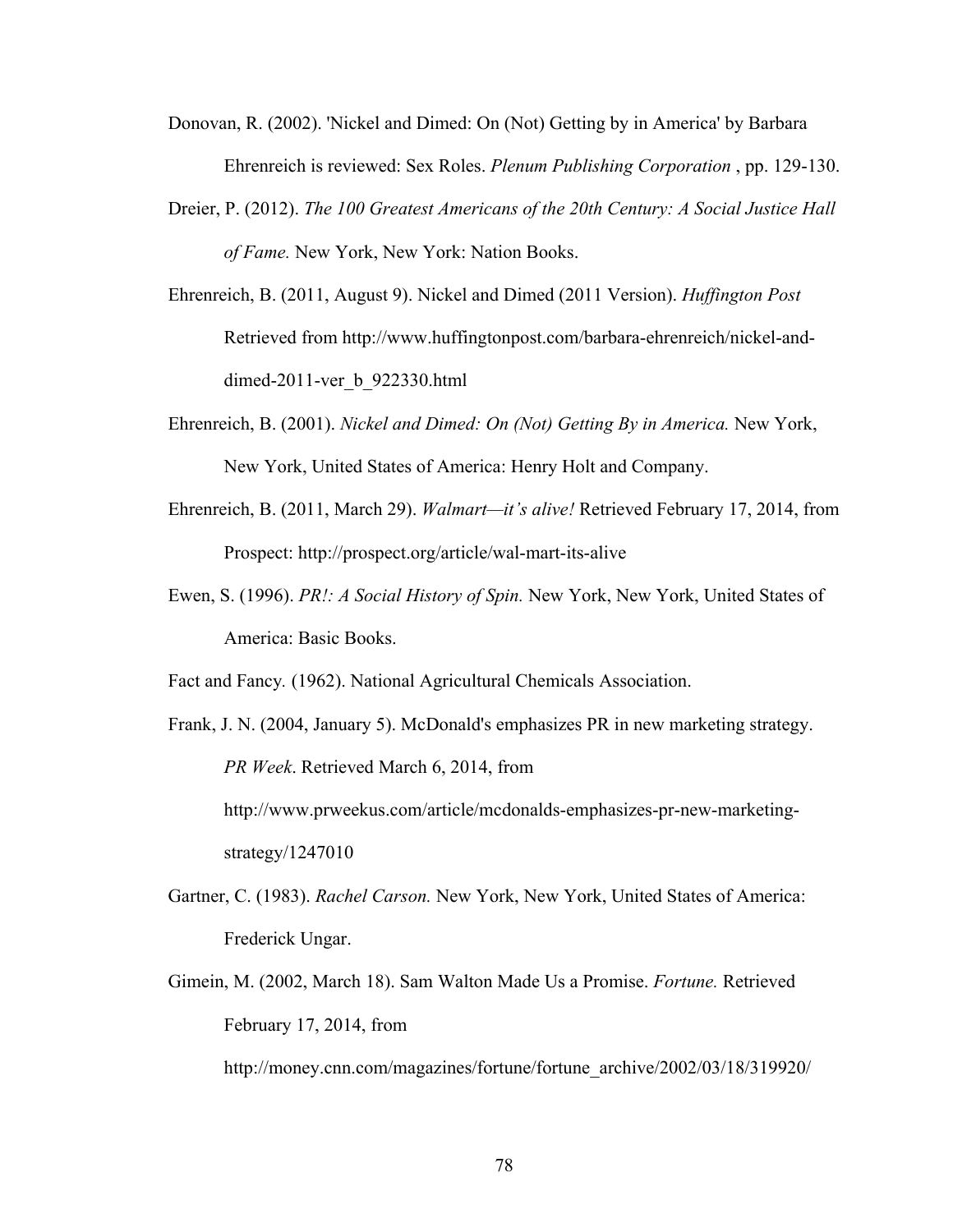Donovan, R. (2002). 'Nickel and Dimed: On (Not) Getting by in America' by Barbara Ehrenreich is reviewed: Sex Roles. *Plenum Publishing Corporation* , pp. 129-130.

Dreier, P. (2012). *The 100 Greatest Americans of the 20th Century: A Social Justice Hall of Fame.* New York, New York: Nation Books.

Ehrenreich, B. (2011, August 9). Nickel and Dimed (2011 Version). *Huffington Post* Retrieved from http://www.huffingtonpost.com/barbara-ehrenreich/nickel-and-dimed-2011-ver_b_922330.html

Ehrenreich, B. (2001). *Nickel and Dimed: On (Not) Getting By in America.* New York, New York, United States of America: Henry Holt and Company.

Ehrenreich, B. (2011, March 29). *Walmart—it's alive!* Retrieved February 17, 2014, from Prospect: http://prospect.org/article/wal-mart-its-alive

Ewen, S. (1996). *PR!: A Social History of Spin.* New York, New York, United States of America: Basic Books.

Fact and Fancy*.* (1962). National Agricultural Chemicals Association.

Frank, J. N. (2004, January 5). McDonald's emphasizes PR in new marketing strategy. *PR Week*. Retrieved March 6, 2014, from http://www.prweekus.com/article/mcdonalds-emphasizes-pr-new-marketing-strategy/1247010

Gartner, C. (1983). *Rachel Carson.* New York, New York, United States of America: Frederick Ungar.

Gimein, M. (2002, March 18). Sam Walton Made Us a Promise. *Fortune.* Retrieved February 17, 2014, from http://money.cnn.com/magazines/fortune/fortune_archive/2002/03/18/319920/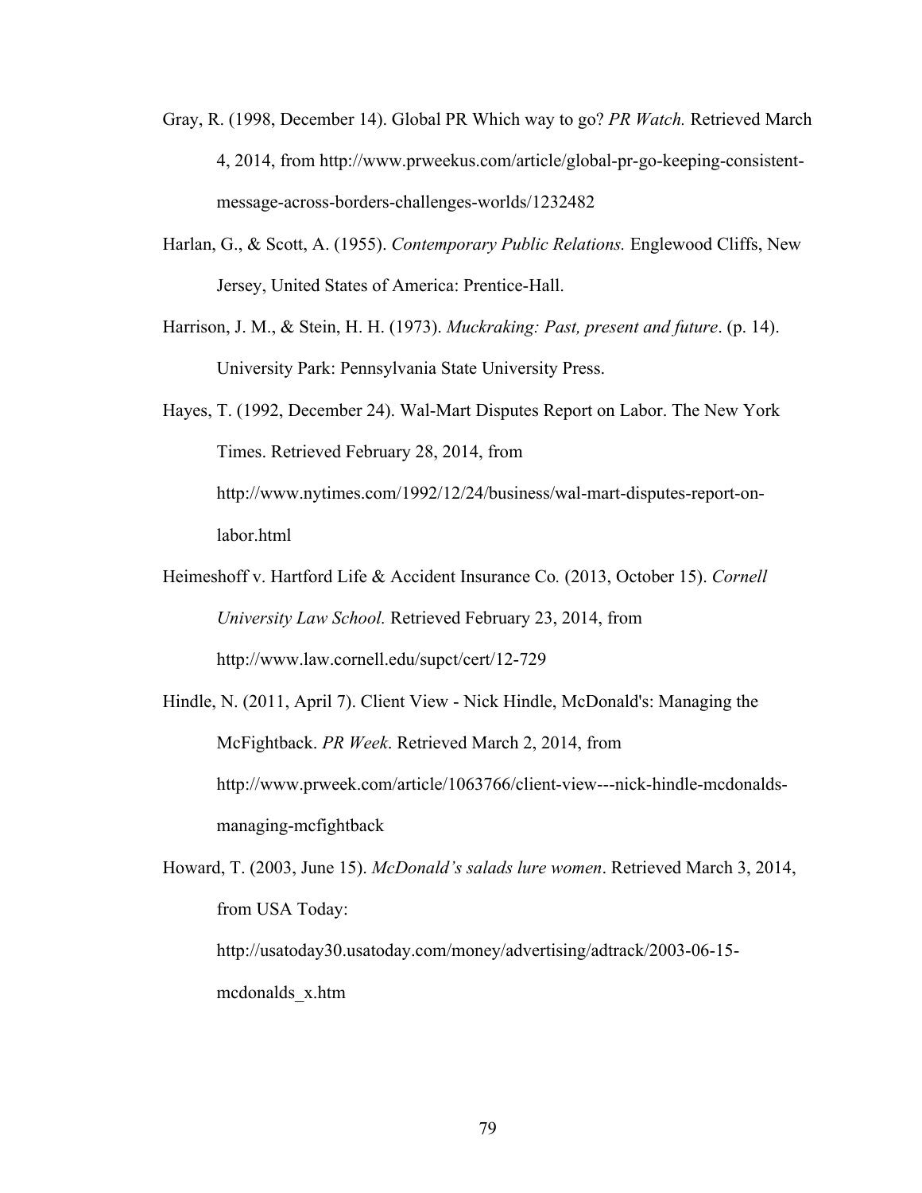Gray, R. (1998, December 14). Global PR Which way to go? *PR Watch.* Retrieved March 4, 2014, from http://www.prweekus.com/article/global-pr-go-keeping-consistent-message-across-borders-challenges-worlds/1232482

Harlan, G., & Scott, A. (1955). *Contemporary Public Relations.* Englewood Cliffs, New Jersey, United States of America: Prentice-Hall.

Harrison, J. M., & Stein, H. H. (1973). *Muckraking: Past, present and future*. (p. 14). University Park: Pennsylvania State University Press.

Hayes, T. (1992, December 24). Wal-Mart Disputes Report on Labor. The New York Times. Retrieved February 28, 2014, from http://www.nytimes.com/1992/12/24/business/wal-mart-disputes-report-on-labor.html

Heimeshoff v. Hartford Life & Accident Insurance Co. (2013, October 15). *Cornell University Law School.* Retrieved February 23, 2014, from http://www.law.cornell.edu/supct/cert/12-729

Hindle, N. (2011, April 7). Client View - Nick Hindle, McDonald's: Managing the McFightback. *PR Week*. Retrieved March 2, 2014, from http://www.prweek.com/article/1063766/client-view---nick-hindle-mcdonalds-managing-mcfightback

Howard, T. (2003, June 15). *McDonald's salads lure women*. Retrieved March 3, 2014, from USA Today: http://usatoday30.usatoday.com/money/advertising/adtrack/2003-06-15-mcdonalds_x.htm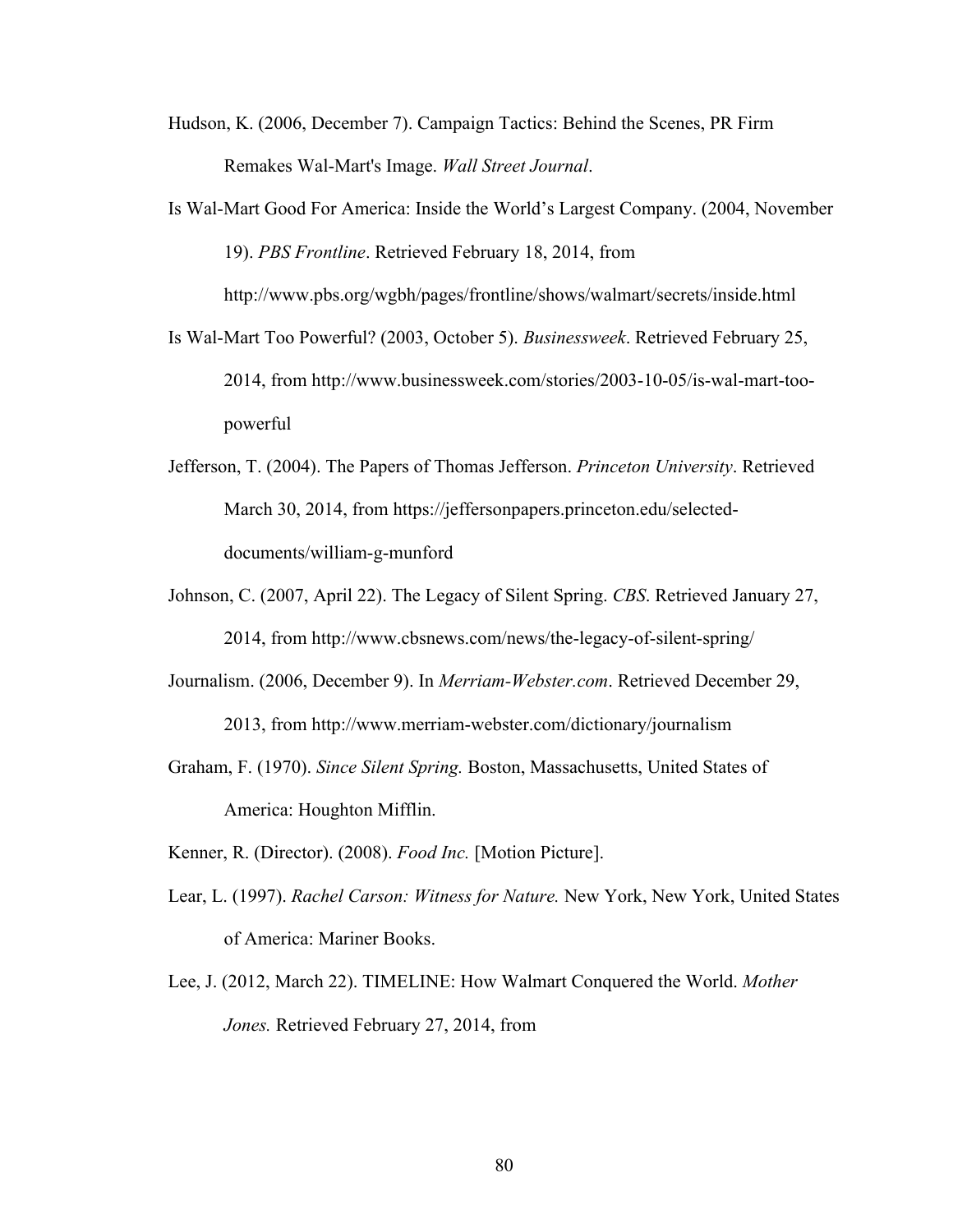Hudson, K. (2006, December 7). Campaign Tactics: Behind the Scenes, PR Firm Remakes Wal-Mart's Image. *Wall Street Journal*.

Is Wal-Mart Good For America: Inside the World's Largest Company. (2004, November 19). *PBS Frontline*. Retrieved February 18, 2014, from http://www.pbs.org/wgbh/pages/frontline/shows/walmart/secrets/inside.html

Is Wal-Mart Too Powerful? (2003, October 5). *Businessweek*. Retrieved February 25, 2014, from http://www.businessweek.com/stories/2003-10-05/is-wal-mart-too-powerful

Jefferson, T. (2004). The Papers of Thomas Jefferson. *Princeton University*. Retrieved March 30, 2014, from https://jeffersonpapers.princeton.edu/selected-documents/william-g-munford

Johnson, C. (2007, April 22). The Legacy of Silent Spring. *CBS*. Retrieved January 27, 2014, from http://www.cbsnews.com/news/the-legacy-of-silent-spring/

Journalism. (2006, December 9). In *Merriam-Webster.com*. Retrieved December 29, 2013, from http://www.merriam-webster.com/dictionary/journalism

Graham, F. (1970). *Since Silent Spring.* Boston, Massachusetts, United States of America: Houghton Mifflin.

Kenner, R. (Director). (2008). *Food Inc.* [Motion Picture].

Lear, L. (1997). *Rachel Carson: Witness for Nature.* New York, New York, United States of America: Mariner Books.

Lee, J. (2012, March 22). TIMELINE: How Walmart Conquered the World. *Mother Jones.* Retrieved February 27, 2014, from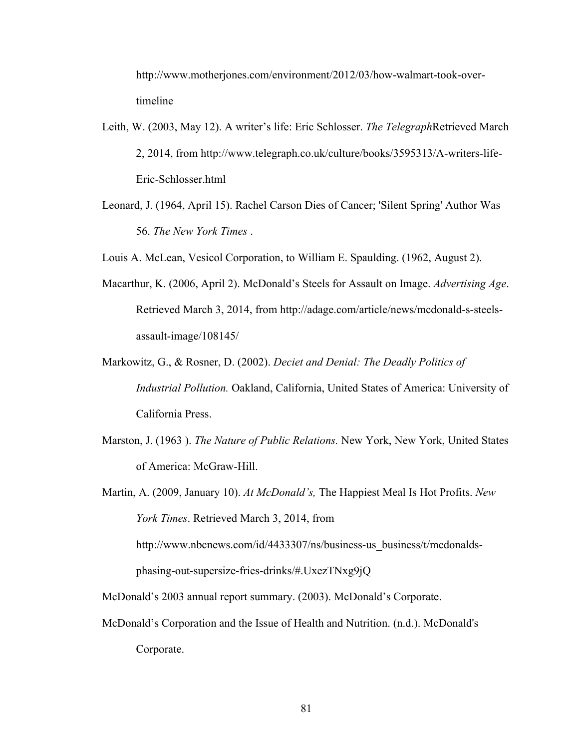http://www.motherjones.com/environment/2012/03/how-walmart-took-over-timeline

Leith, W. (2003, May 12). A writer's life: Eric Schlosser. *The Telegraph*Retrieved March 2, 2014, from http://www.telegraph.co.uk/culture/books/3595313/A-writers-life-Eric-Schlosser.html

Leonard, J. (1964, April 15). Rachel Carson Dies of Cancer; 'Silent Spring' Author Was 56. *The New York Times* .

Louis A. McLean, Vesicol Corporation, to William E. Spaulding. (1962, August 2).

Macarthur, K. (2006, April 2). McDonald's Steels for Assault on Image. *Advertising Age*. Retrieved March 3, 2014, from http://adage.com/article/news/mcdonald-s-steels-assault-image/108145/

Markowitz, G., & Rosner, D. (2002). *Deciet and Denial: The Deadly Politics of Industrial Pollution.* Oakland, California, United States of America: University of California Press.

Marston, J. (1963 ). *The Nature of Public Relations.* New York, New York, United States of America: McGraw-Hill.

Martin, A. (2009, January 10). *At McDonald's,* The Happiest Meal Is Hot Profits. *New York Times*. Retrieved March 3, 2014, from http://www.nbcnews.com/id/4433307/ns/business-us_business/t/mcdonalds-phasing-out-supersize-fries-drinks/#.UxezTNxg9jQ

McDonald's 2003 annual report summary. (2003). McDonald's Corporate.

McDonald's Corporation and the Issue of Health and Nutrition. (n.d.). McDonald's Corporate.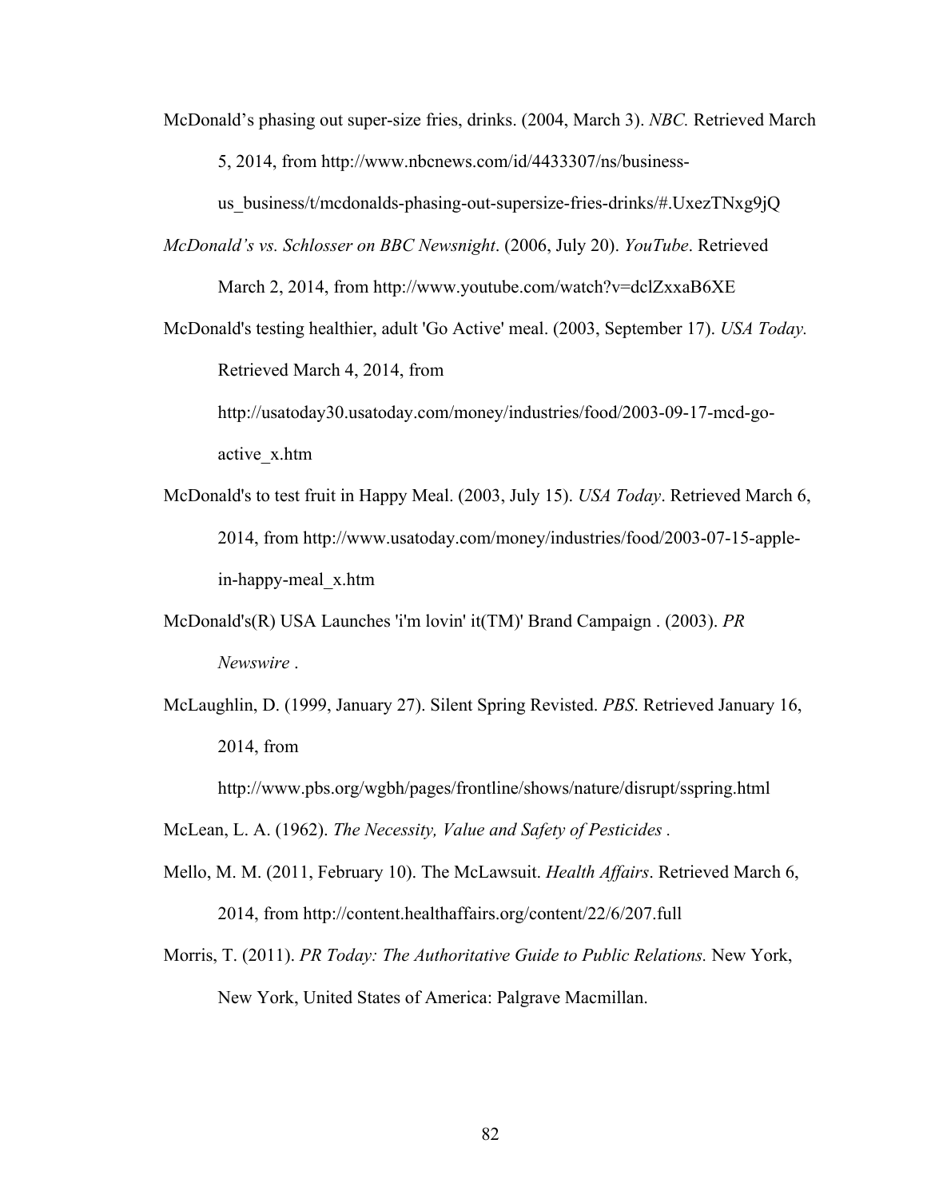McDonald's phasing out super-size fries, drinks. (2004, March 3). *NBC.* Retrieved March 5, 2014, from http://www.nbcnews.com/id/4433307/ns/business-us_business/t/mcdonalds-phasing-out-supersize-fries-drinks/#.UxezTNxg9jQ

*McDonald's vs. Schlosser on BBC Newsnight*. (2006, July 20). *YouTube*. Retrieved March 2, 2014, from http://www.youtube.com/watch?v=dclZxxaB6XE

McDonald's testing healthier, adult 'Go Active' meal. (2003, September 17). *USA Today.* Retrieved March 4, 2014, from http://usatoday30.usatoday.com/money/industries/food/2003-09-17-mcd-go-active_x.htm

McDonald's to test fruit in Happy Meal. (2003, July 15). *USA Today*. Retrieved March 6, 2014, from http://www.usatoday.com/money/industries/food/2003-07-15-apple-in-happy-meal_x.htm

McDonald's(R) USA Launches 'i'm lovin' it(TM)' Brand Campaign . (2003). *PR Newswire* .

McLaughlin, D. (1999, January 27). Silent Spring Revisted. *PBS*. Retrieved January 16, 2014, from http://www.pbs.org/wgbh/pages/frontline/shows/nature/disrupt/sspring.html

McLean, L. A. (1962). *The Necessity, Value and Safety of Pesticides* .

Mello, M. M. (2011, February 10). The McLawsuit. *Health Affairs*. Retrieved March 6, 2014, from http://content.healthaffairs.org/content/22/6/207.full

Morris, T. (2011). *PR Today: The Authoritative Guide to Public Relations.* New York, New York, United States of America: Palgrave Macmillan.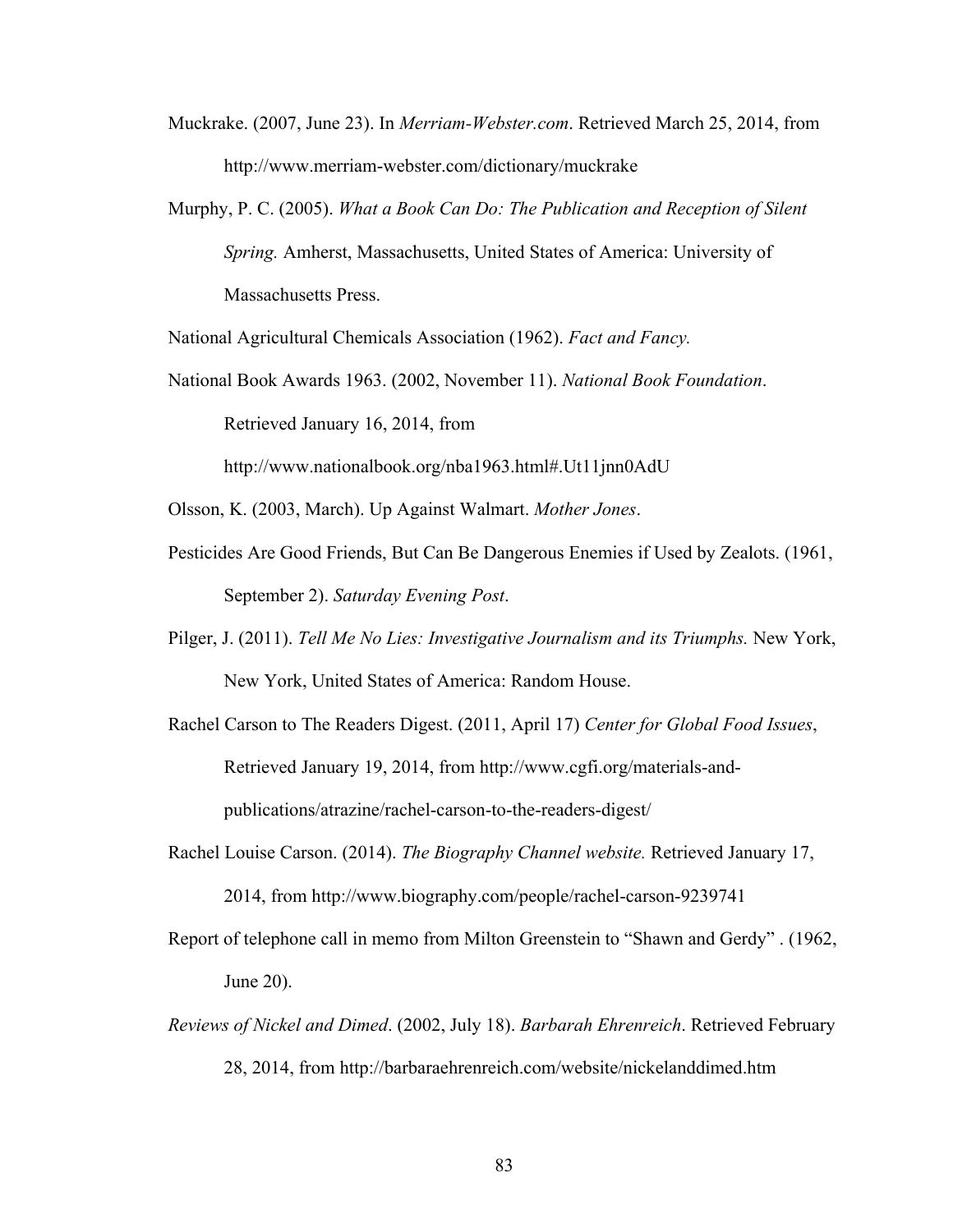Muckrake. (2007, June 23). In *Merriam-Webster.com*. Retrieved March 25, 2014, from http://www.merriam-webster.com/dictionary/muckrake

Murphy, P. C. (2005). *What a Book Can Do: The Publication and Reception of Silent Spring.* Amherst, Massachusetts, United States of America: University of Massachusetts Press.

National Agricultural Chemicals Association (1962). *Fact and Fancy.*

National Book Awards 1963. (2002, November 11). *National Book Foundation*. Retrieved January 16, 2014, from http://www.nationalbook.org/nba1963.html#.Ut11jnn0AdU

Olsson, K. (2003, March). Up Against Walmart. *Mother Jones*.

Pesticides Are Good Friends, But Can Be Dangerous Enemies if Used by Zealots. (1961, September 2). *Saturday Evening Post*.

Pilger, J. (2011). *Tell Me No Lies: Investigative Journalism and its Triumphs.* New York, New York, United States of America: Random House.

Rachel Carson to The Readers Digest. (2011, April 17) *Center for Global Food Issues*, Retrieved January 19, 2014, from http://www.cgfi.org/materials-and-publications/atrazine/rachel-carson-to-the-readers-digest/

Rachel Louise Carson. (2014). *The Biography Channel website.* Retrieved January 17, 2014, from http://www.biography.com/people/rachel-carson-9239741

Report of telephone call in memo from Milton Greenstein to "Shawn and Gerdy" . (1962, June 20).

*Reviews of Nickel and Dimed*. (2002, July 18). *Barbarah Ehrenreich*. Retrieved February 28, 2014, from http://barbaraehrenreich.com/website/nickelanddimed.htm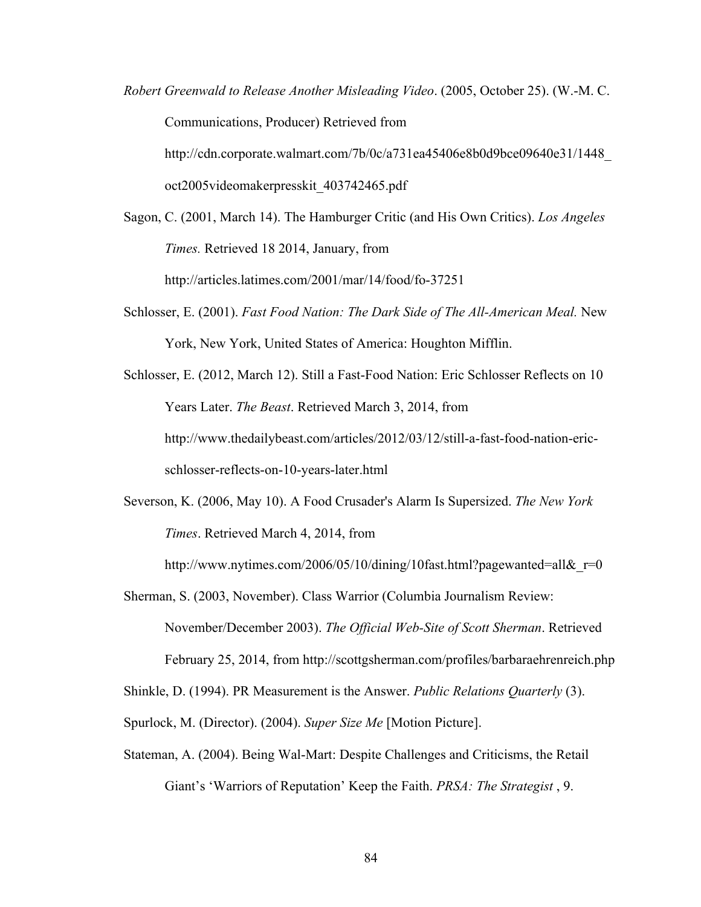*Robert Greenwald to Release Another Misleading Video*. (2005, October 25). (W.-M. C. Communications, Producer) Retrieved from http://cdn.corporate.walmart.com/7b/0c/a731ea45406e8b0d9bce09640e31/1448_oct2005videomakerpresskit_403742465.pdf

Sagon, C. (2001, March 14). The Hamburger Critic (and His Own Critics). *Los Angeles Times.* Retrieved 18 2014, January, from http://articles.latimes.com/2001/mar/14/food/fo-37251

Schlosser, E. (2001). *Fast Food Nation: The Dark Side of The All-American Meal.* New York, New York, United States of America: Houghton Mifflin.

Schlosser, E. (2012, March 12). Still a Fast-Food Nation: Eric Schlosser Reflects on 10 Years Later. *The Beast*. Retrieved March 3, 2014, from http://www.thedailybeast.com/articles/2012/03/12/still-a-fast-food-nation-eric-schlosser-reflects-on-10-years-later.html

Severson, K. (2006, May 10). A Food Crusader's Alarm Is Supersized. *The New York Times*. Retrieved March 4, 2014, from http://www.nytimes.com/2006/05/10/dining/10fast.html?pagewanted=all&_r=0

Sherman, S. (2003, November). Class Warrior (Columbia Journalism Review: November/December 2003). *The Official Web-Site of Scott Sherman*. Retrieved February 25, 2014, from http://scottgsherman.com/profiles/barbaraehrenreich.php

Shinkle, D. (1994). PR Measurement is the Answer. *Public Relations Quarterly* (3).

Spurlock, M. (Director). (2004). *Super Size Me* [Motion Picture].

Stateman, A. (2004). Being Wal-Mart: Despite Challenges and Criticisms, the Retail Giant's 'Warriors of Reputation' Keep the Faith. *PRSA: The Strategist* , 9.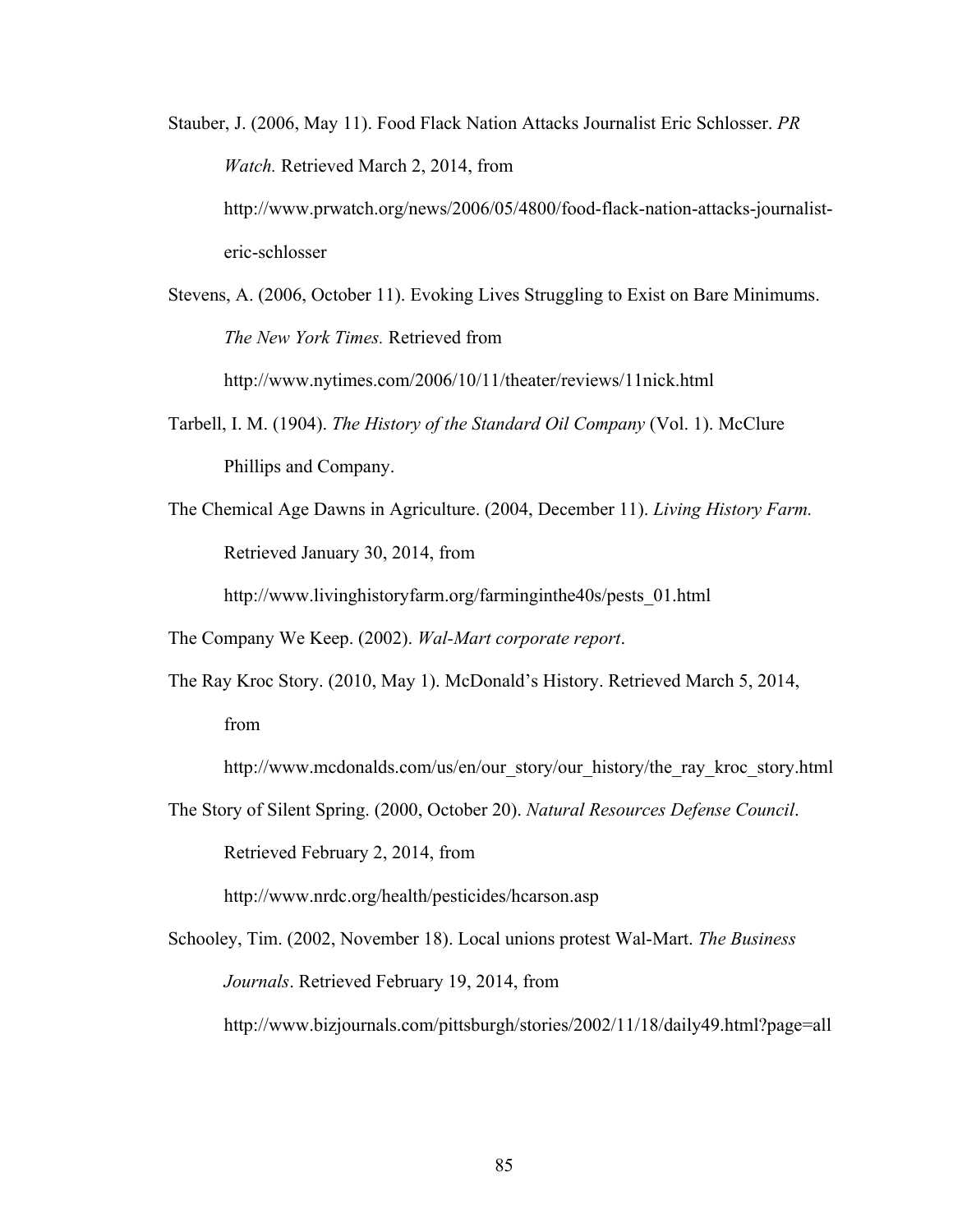Stauber, J. (2006, May 11). Food Flack Nation Attacks Journalist Eric Schlosser. *PR Watch.* Retrieved March 2, 2014, from http://www.prwatch.org/news/2006/05/4800/food-flack-nation-attacks-journalist-eric-schlosser

Stevens, A. (2006, October 11). Evoking Lives Struggling to Exist on Bare Minimums. *The New York Times.* Retrieved from http://www.nytimes.com/2006/10/11/theater/reviews/11nick.html

Tarbell, I. M. (1904). *The History of the Standard Oil Company* (Vol. 1). McClure Phillips and Company.

The Chemical Age Dawns in Agriculture. (2004, December 11). *Living History Farm.* Retrieved January 30, 2014, from http://www.livinghistoryfarm.org/farminginthe40s/pests_01.html

The Company We Keep. (2002). *Wal-Mart corporate report*.

The Ray Kroc Story. (2010, May 1). McDonald's History. Retrieved March 5, 2014, from http://www.mcdonalds.com/us/en/our_story/our_history/the_ray_kroc_story.html

The Story of Silent Spring. (2000, October 20). *Natural Resources Defense Council*. Retrieved February 2, 2014, from http://www.nrdc.org/health/pesticides/hcarson.asp

Schooley, Tim. (2002, November 18). Local unions protest Wal-Mart. *The Business Journals*. Retrieved February 19, 2014, from http://www.bizjournals.com/pittsburgh/stories/2002/11/18/daily49.html?page=all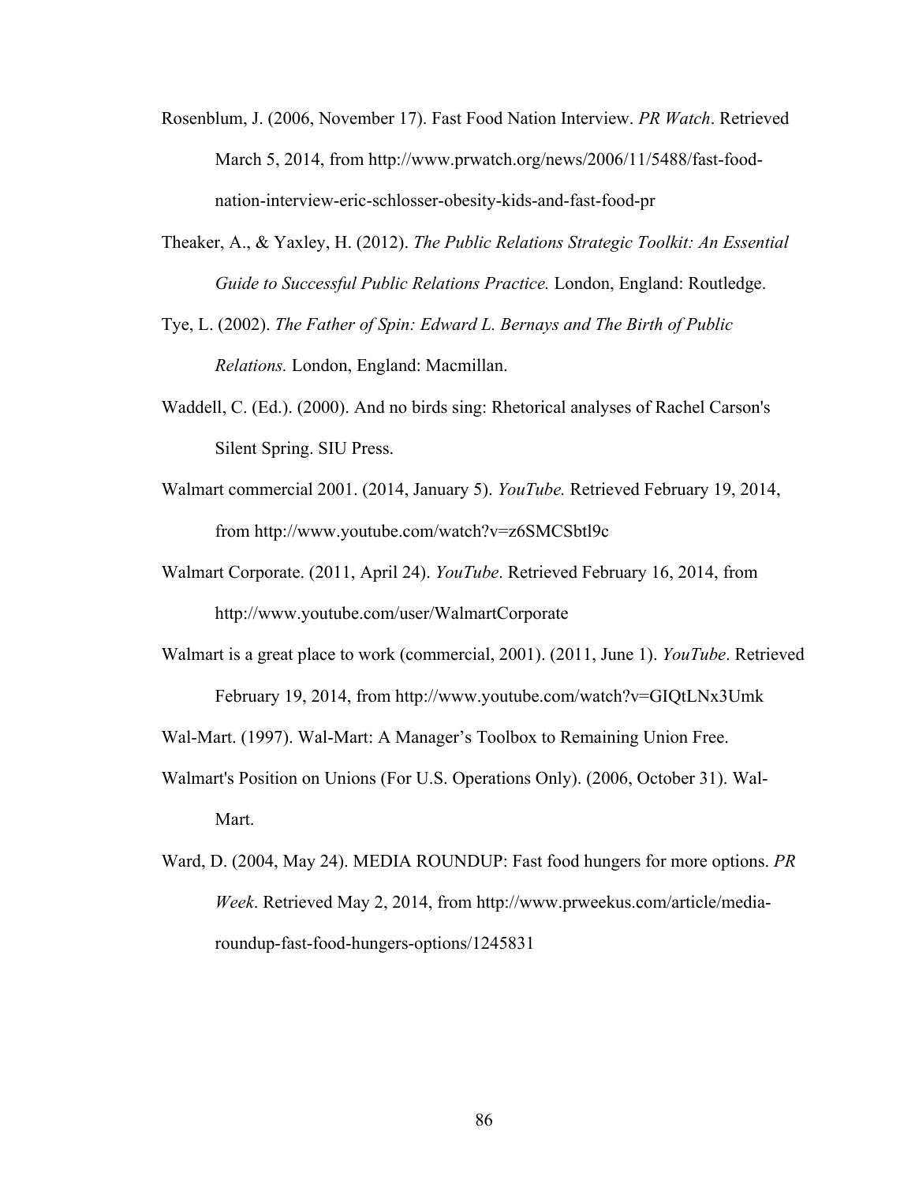Rosenblum, J. (2006, November 17). Fast Food Nation Interview. *PR Watch*. Retrieved March 5, 2014, from http://www.prwatch.org/news/2006/11/5488/fast-food-nation-interview-eric-schlosser-obesity-kids-and-fast-food-pr

Theaker, A., & Yaxley, H. (2012). *The Public Relations Strategic Toolkit: An Essential Guide to Successful Public Relations Practice.* London, England: Routledge.

Tye, L. (2002). *The Father of Spin: Edward L. Bernays and The Birth of Public Relations.* London, England: Macmillan.

Waddell, C. (Ed.). (2000). And no birds sing: Rhetorical analyses of Rachel Carson's Silent Spring. SIU Press.

Walmart commercial 2001. (2014, January 5). *YouTube.* Retrieved February 19, 2014, from http://www.youtube.com/watch?v=z6SMCSbtl9c

Walmart Corporate. (2011, April 24). *YouTube*. Retrieved February 16, 2014, from http://www.youtube.com/user/WalmartCorporate

Walmart is a great place to work (commercial, 2001). (2011, June 1). *YouTube*. Retrieved February 19, 2014, from http://www.youtube.com/watch?v=GIQtLNx3Umk

Wal-Mart. (1997). Wal-Mart: A Manager's Toolbox to Remaining Union Free.

Walmart's Position on Unions (For U.S. Operations Only). (2006, October 31). Wal-Mart.

Ward, D. (2004, May 24). MEDIA ROUNDUP: Fast food hungers for more options. *PR Week*. Retrieved May 2, 2014, from http://www.prweekus.com/article/media-roundup-fast-food-hungers-options/1245831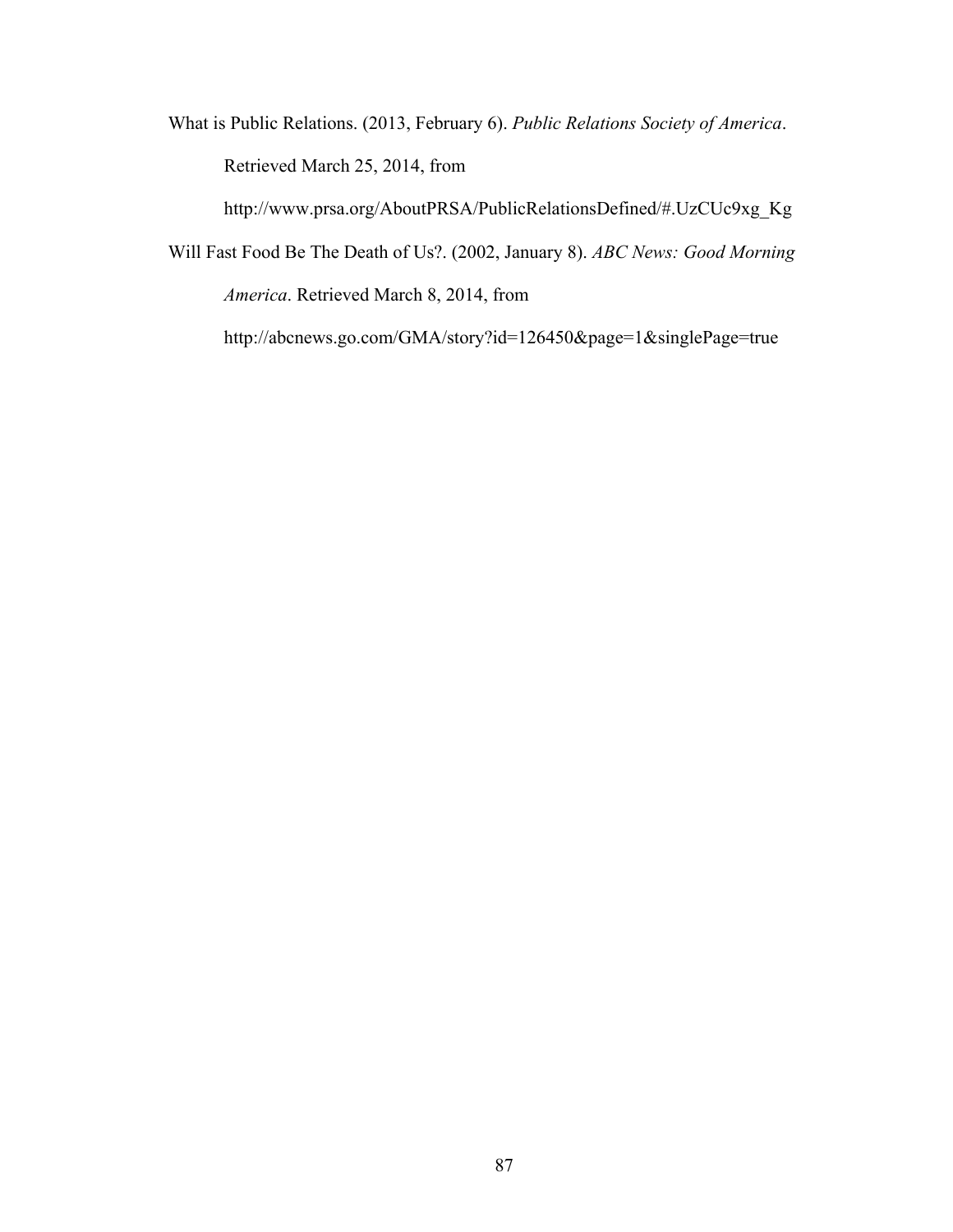What is Public Relations. (2013, February 6). *Public Relations Society of America*. Retrieved March 25, 2014, from http://www.prsa.org/AboutPRSA/PublicRelationsDefined/#.UzCUc9xg_Kg

Will Fast Food Be The Death of Us?. (2002, January 8). *ABC News: Good Morning America*. Retrieved March 8, 2014, from http://abcnews.go.com/GMA/story?id=126450&page=1&singlePage=true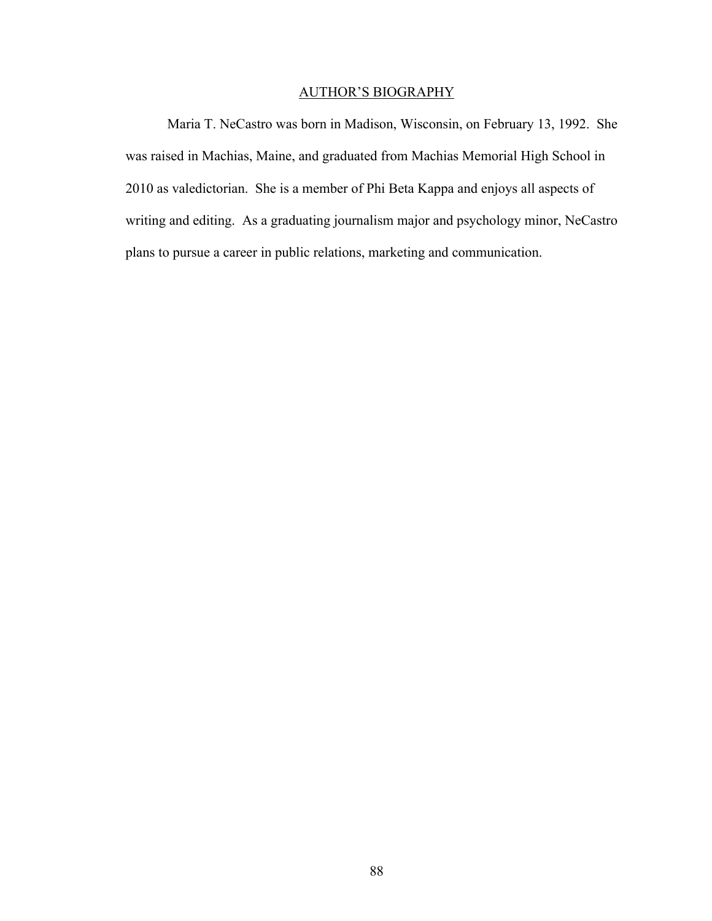## AUTHOR'S BIOGRAPHY

Maria T. NeCastro was born in Madison, Wisconsin, on February 13, 1992. She was raised in Machias, Maine, and graduated from Machias Memorial High School in 2010 as valedictorian. She is a member of Phi Beta Kappa and enjoys all aspects of writing and editing. As a graduating journalism major and psychology minor, NeCastro plans to pursue a career in public relations, marketing and communication.